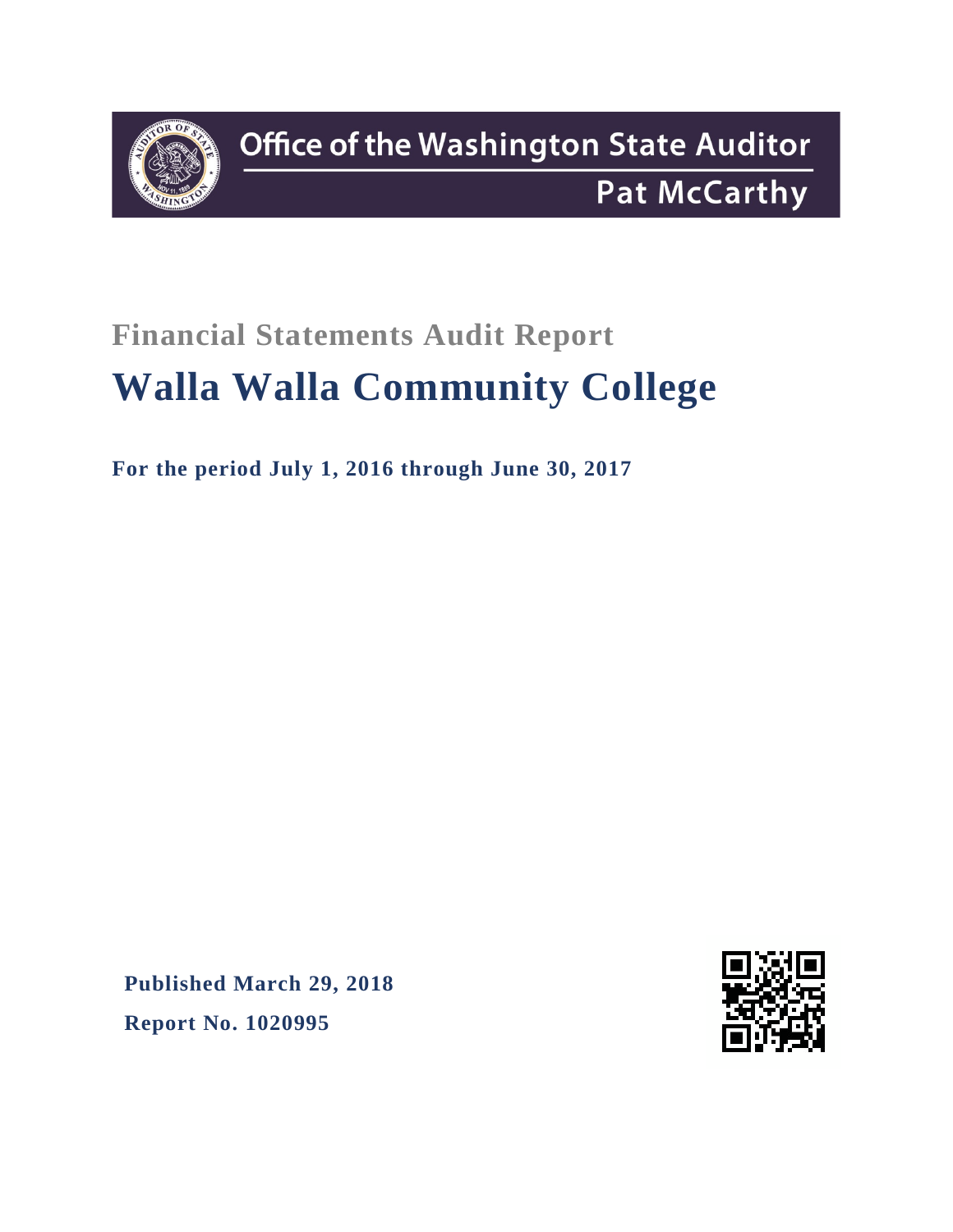Office of the Washington State Auditor

Pat McCarthy

## Financial Statements Audit Report

# Walla Walla Community College

**For the period July 1, 2016 through June 30, 2017**

**Published March 29, 2018**

**Report No. 1020995**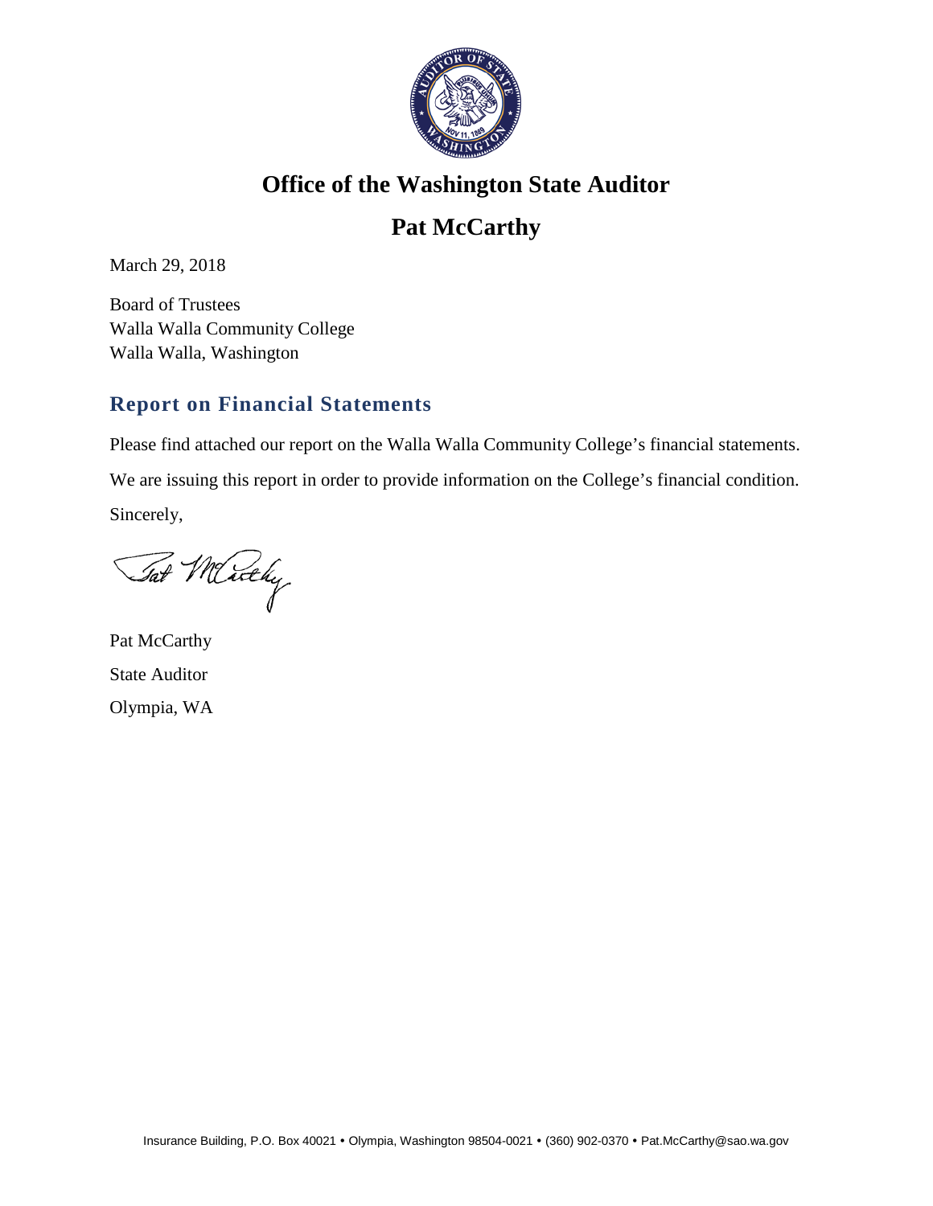# Office of the Washington State Auditor

## Pat McCarthy

March 29, 2018

Board of Trustees
Walla Walla Community College
Walla Walla, Washington

### Report on Financial Statements

Please find attached our report on the Walla Walla Community College's financial statements.

We are issuing this report in order to provide information on the College's financial condition.

Sincerely,

Pat McCarthy
State Auditor
Olympia, WA

Insurance Building, P.O. Box 40021 • Olympia, Washington 98504-0021 • (360) 902-0370 • Pat.McCarthy@sao.wa.gov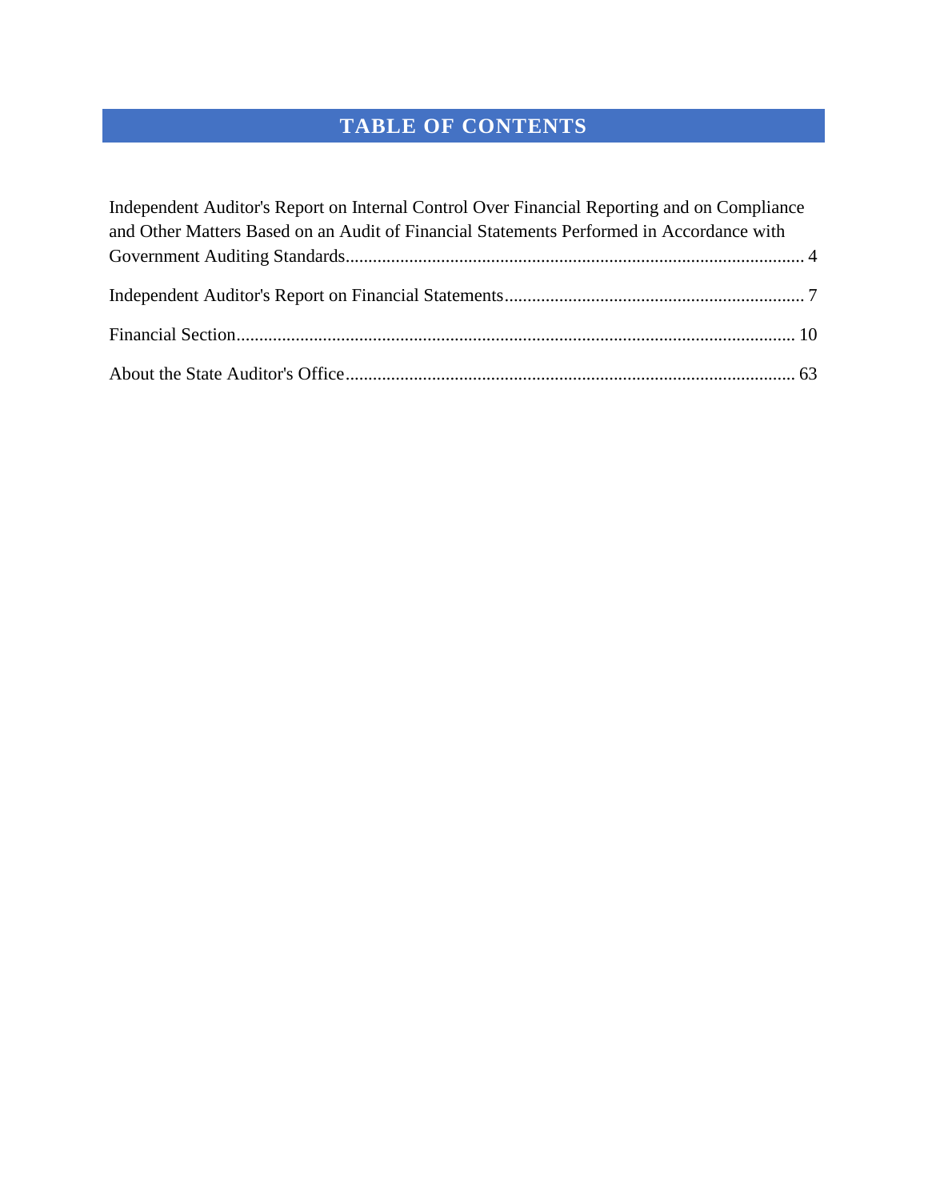# TABLE OF CONTENTS

Independent Auditor's Report on Internal Control Over Financial Reporting and on Compliance and Other Matters Based on an Audit of Financial Statements Performed in Accordance with Government Auditing Standards.................................................................................................... 4

Independent Auditor's Report on Financial Statements.................................................................. 7

Financial Section.......................................................................................................................... 10

About the State Auditor's Office.................................................................................................. 63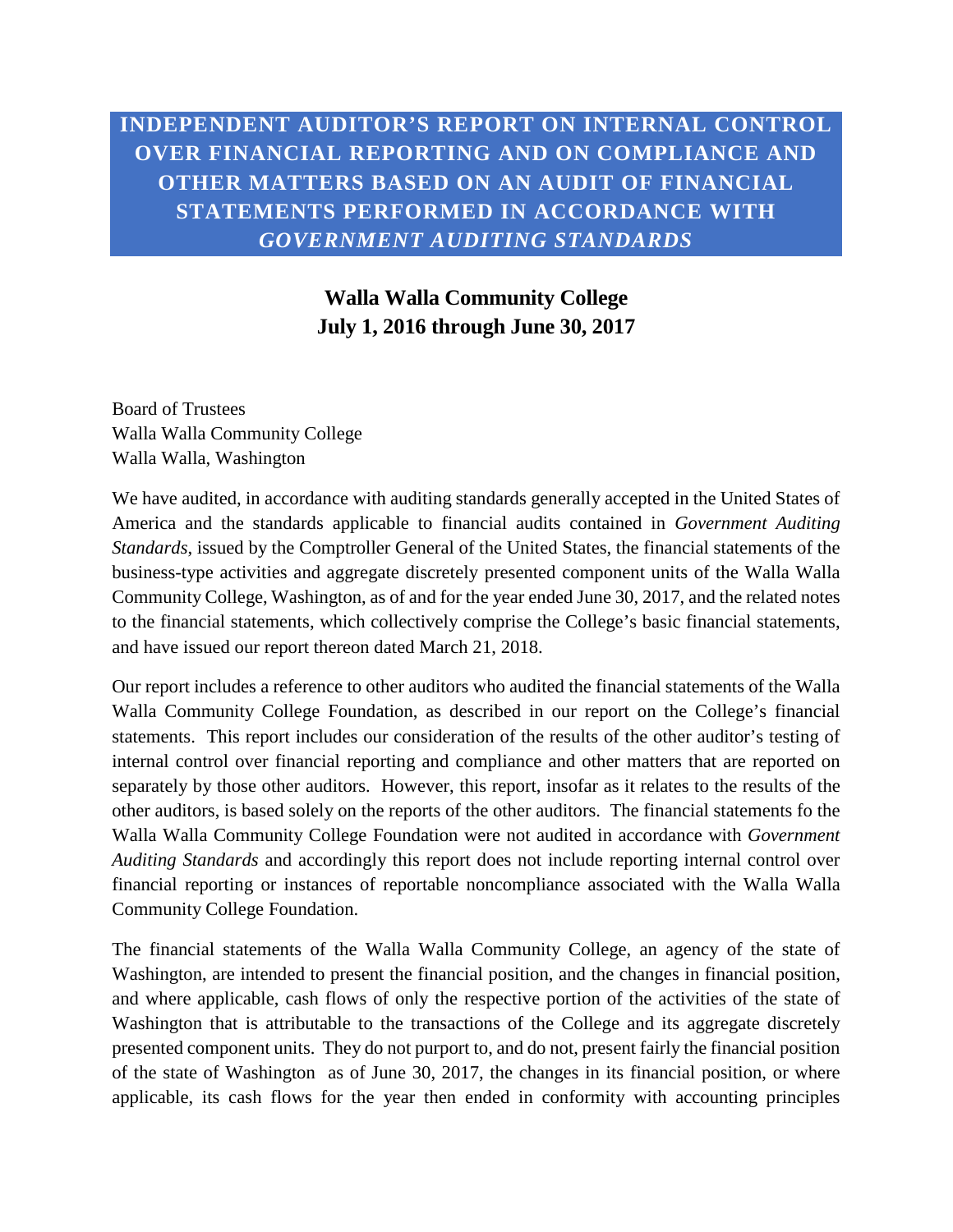# INDEPENDENT AUDITOR'S REPORT ON INTERNAL CONTROL OVER FINANCIAL REPORTING AND ON COMPLIANCE AND OTHER MATTERS BASED ON AN AUDIT OF FINANCIAL STATEMENTS PERFORMED IN ACCORDANCE WITH *GOVERNMENT AUDITING STANDARDS*

**Walla Walla Community College**
**July 1, 2016 through June 30, 2017**

Board of Trustees
Walla Walla Community College
Walla Walla, Washington

We have audited, in accordance with auditing standards generally accepted in the United States of America and the standards applicable to financial audits contained in *Government Auditing Standards*, issued by the Comptroller General of the United States, the financial statements of the business-type activities and aggregate discretely presented component units of the Walla Walla Community College, Washington, as of and for the year ended June 30, 2017, and the related notes to the financial statements, which collectively comprise the College's basic financial statements, and have issued our report thereon dated March 21, 2018.

Our report includes a reference to other auditors who audited the financial statements of the Walla Walla Community College Foundation, as described in our report on the College's financial statements. This report includes our consideration of the results of the other auditor's testing of internal control over financial reporting and compliance and other matters that are reported on separately by those other auditors. However, this report, insofar as it relates to the results of the other auditors, is based solely on the reports of the other auditors. The financial statements fo the Walla Walla Community College Foundation were not audited in accordance with *Government Auditing Standards* and accordingly this report does not include reporting internal control over financial reporting or instances of reportable noncompliance associated with the Walla Walla Community College Foundation.

The financial statements of the Walla Walla Community College, an agency of the state of Washington, are intended to present the financial position, and the changes in financial position, and where applicable, cash flows of only the respective portion of the activities of the state of Washington that is attributable to the transactions of the College and its aggregate discretely presented component units. They do not purport to, and do not, present fairly the financial position of the state of Washington as of June 30, 2017, the changes in its financial position, or where applicable, its cash flows for the year then ended in conformity with accounting principles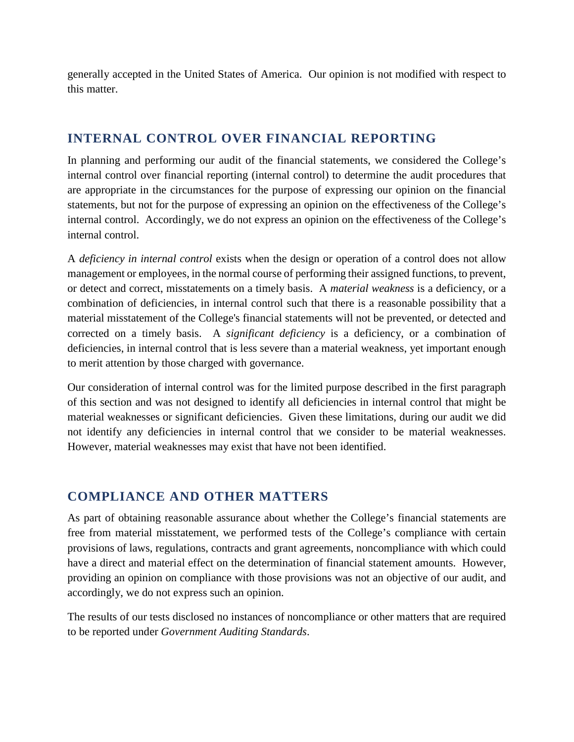generally accepted in the United States of America. Our opinion is not modified with respect to this matter.

## INTERNAL CONTROL OVER FINANCIAL REPORTING

In planning and performing our audit of the financial statements, we considered the College's internal control over financial reporting (internal control) to determine the audit procedures that are appropriate in the circumstances for the purpose of expressing our opinion on the financial statements, but not for the purpose of expressing an opinion on the effectiveness of the College's internal control. Accordingly, we do not express an opinion on the effectiveness of the College's internal control.

A *deficiency in internal control* exists when the design or operation of a control does not allow management or employees, in the normal course of performing their assigned functions, to prevent, or detect and correct, misstatements on a timely basis. A *material weakness* is a deficiency, or a combination of deficiencies, in internal control such that there is a reasonable possibility that a material misstatement of the College's financial statements will not be prevented, or detected and corrected on a timely basis. A *significant deficiency* is a deficiency, or a combination of deficiencies, in internal control that is less severe than a material weakness, yet important enough to merit attention by those charged with governance.

Our consideration of internal control was for the limited purpose described in the first paragraph of this section and was not designed to identify all deficiencies in internal control that might be material weaknesses or significant deficiencies. Given these limitations, during our audit we did not identify any deficiencies in internal control that we consider to be material weaknesses. However, material weaknesses may exist that have not been identified.

## COMPLIANCE AND OTHER MATTERS

As part of obtaining reasonable assurance about whether the College's financial statements are free from material misstatement, we performed tests of the College's compliance with certain provisions of laws, regulations, contracts and grant agreements, noncompliance with which could have a direct and material effect on the determination of financial statement amounts. However, providing an opinion on compliance with those provisions was not an objective of our audit, and accordingly, we do not express such an opinion.

The results of our tests disclosed no instances of noncompliance or other matters that are required to be reported under *Government Auditing Standards*.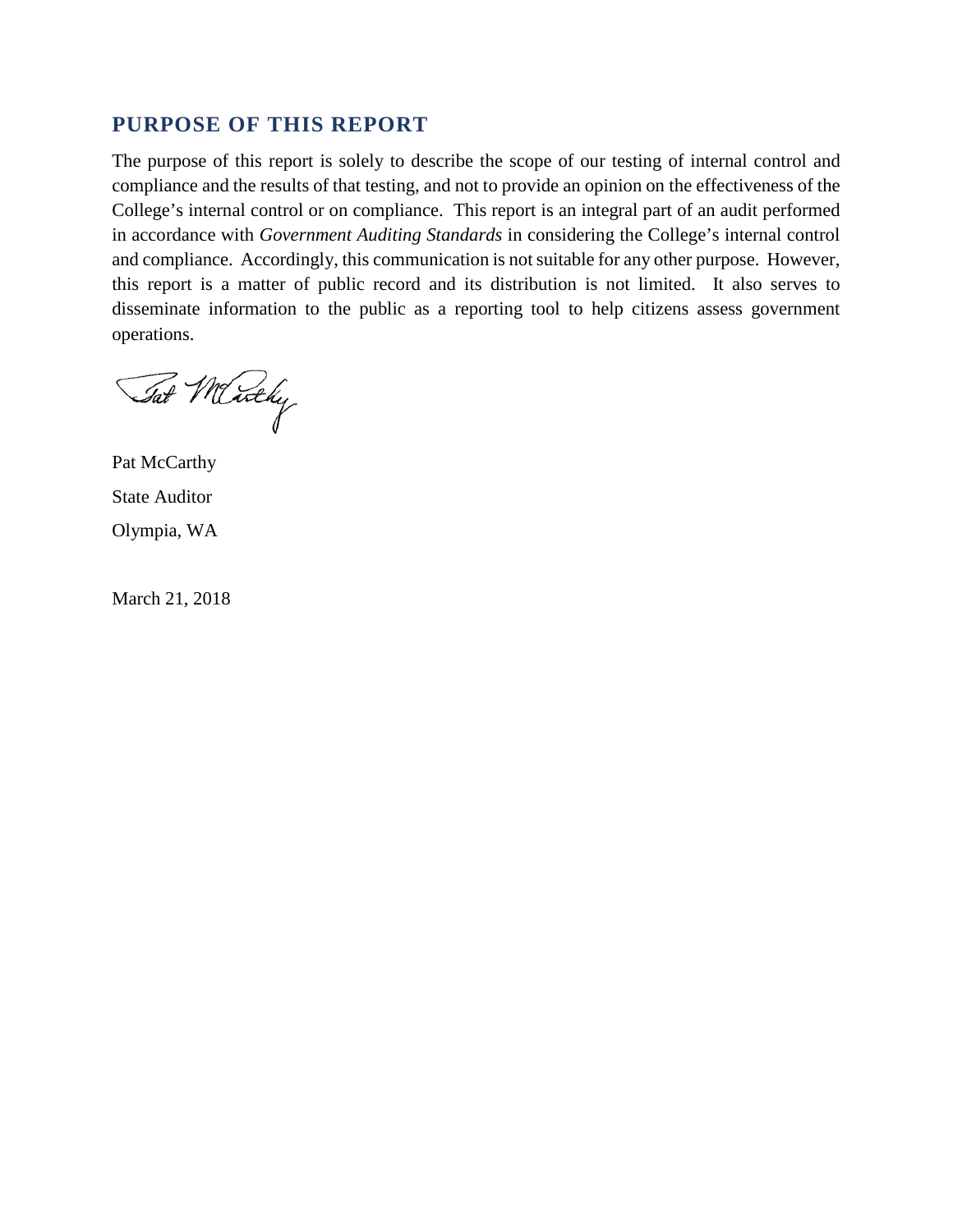## PURPOSE OF THIS REPORT

The purpose of this report is solely to describe the scope of our testing of internal control and compliance and the results of that testing, and not to provide an opinion on the effectiveness of the College's internal control or on compliance. This report is an integral part of an audit performed in accordance with *Government Auditing Standards* in considering the College's internal control and compliance. Accordingly, this communication is not suitable for any other purpose. However, this report is a matter of public record and its distribution is not limited. It also serves to disseminate information to the public as a reporting tool to help citizens assess government operations.

Pat McCarthy

State Auditor

Olympia, WA

March 21, 2018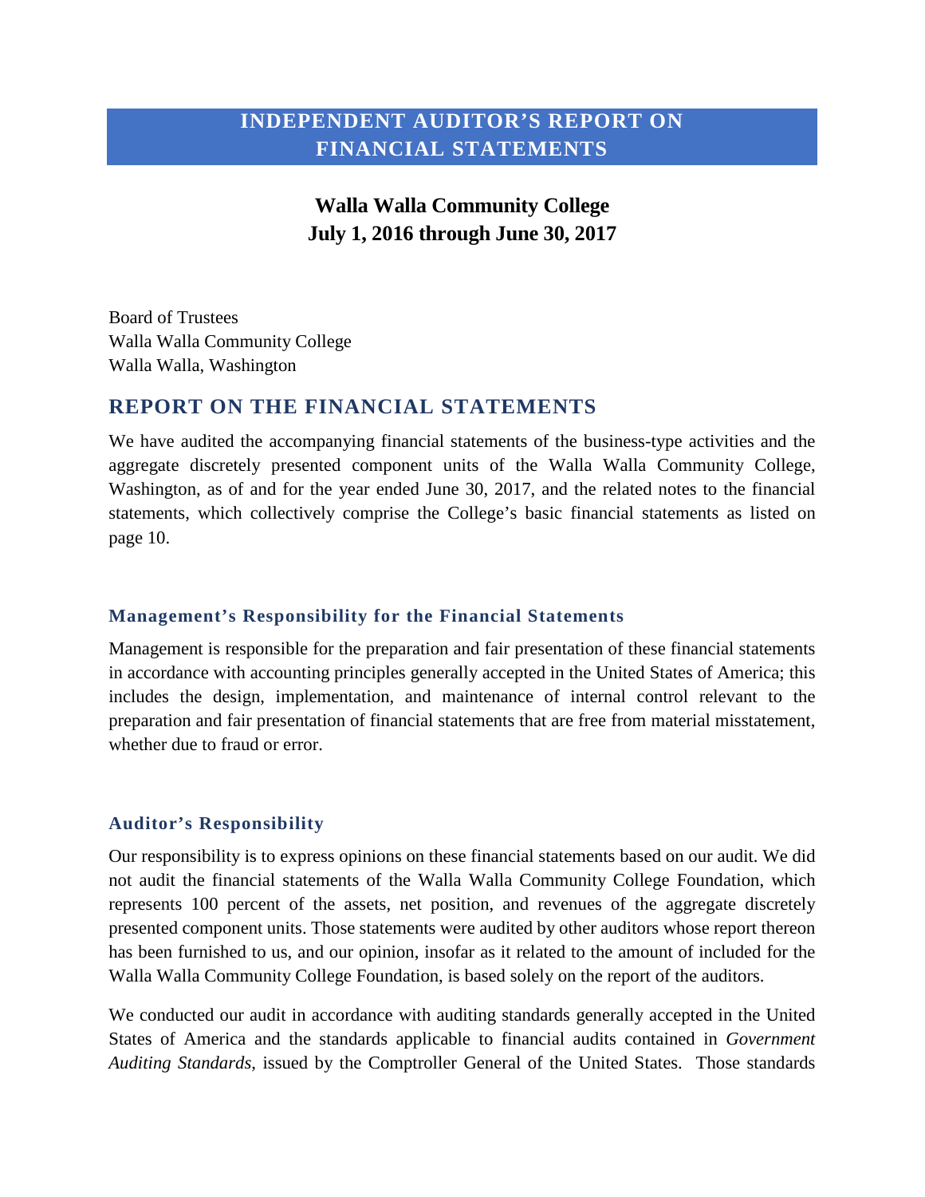# INDEPENDENT AUDITOR'S REPORT ON FINANCIAL STATEMENTS

**Walla Walla Community College**
**July 1, 2016 through June 30, 2017**

Board of Trustees
Walla Walla Community College
Walla Walla, Washington

## REPORT ON THE FINANCIAL STATEMENTS

We have audited the accompanying financial statements of the business-type activities and the aggregate discretely presented component units of the Walla Walla Community College, Washington, as of and for the year ended June 30, 2017, and the related notes to the financial statements, which collectively comprise the College's basic financial statements as listed on page 10.

### Management's Responsibility for the Financial Statements

Management is responsible for the preparation and fair presentation of these financial statements in accordance with accounting principles generally accepted in the United States of America; this includes the design, implementation, and maintenance of internal control relevant to the preparation and fair presentation of financial statements that are free from material misstatement, whether due to fraud or error.

### Auditor's Responsibility

Our responsibility is to express opinions on these financial statements based on our audit. We did not audit the financial statements of the Walla Walla Community College Foundation, which represents 100 percent of the assets, net position, and revenues of the aggregate discretely presented component units. Those statements were audited by other auditors whose report thereon has been furnished to us, and our opinion, insofar as it related to the amount of included for the Walla Walla Community College Foundation, is based solely on the report of the auditors.

We conducted our audit in accordance with auditing standards generally accepted in the United States of America and the standards applicable to financial audits contained in *Government Auditing Standards*, issued by the Comptroller General of the United States. Those standards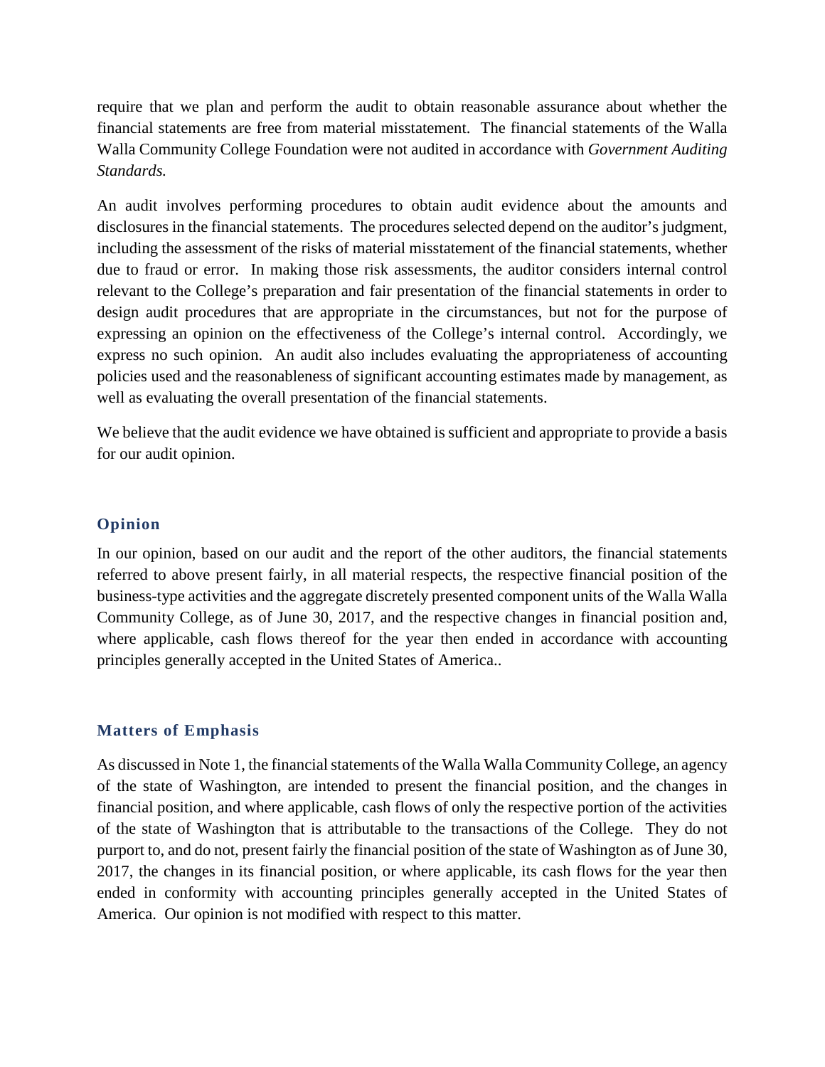require that we plan and perform the audit to obtain reasonable assurance about whether the financial statements are free from material misstatement. The financial statements of the Walla Walla Community College Foundation were not audited in accordance with *Government Auditing Standards.*

An audit involves performing procedures to obtain audit evidence about the amounts and disclosures in the financial statements. The procedures selected depend on the auditor's judgment, including the assessment of the risks of material misstatement of the financial statements, whether due to fraud or error. In making those risk assessments, the auditor considers internal control relevant to the College's preparation and fair presentation of the financial statements in order to design audit procedures that are appropriate in the circumstances, but not for the purpose of expressing an opinion on the effectiveness of the College's internal control. Accordingly, we express no such opinion. An audit also includes evaluating the appropriateness of accounting policies used and the reasonableness of significant accounting estimates made by management, as well as evaluating the overall presentation of the financial statements.

We believe that the audit evidence we have obtained is sufficient and appropriate to provide a basis for our audit opinion.

## Opinion

In our opinion, based on our audit and the report of the other auditors, the financial statements referred to above present fairly, in all material respects, the respective financial position of the business-type activities and the aggregate discretely presented component units of the Walla Walla Community College, as of June 30, 2017, and the respective changes in financial position and, where applicable, cash flows thereof for the year then ended in accordance with accounting principles generally accepted in the United States of America..

## Matters of Emphasis

As discussed in Note 1, the financial statements of the Walla Walla Community College, an agency of the state of Washington, are intended to present the financial position, and the changes in financial position, and where applicable, cash flows of only the respective portion of the activities of the state of Washington that is attributable to the transactions of the College. They do not purport to, and do not, present fairly the financial position of the state of Washington as of June 30, 2017, the changes in its financial position, or where applicable, its cash flows for the year then ended in conformity with accounting principles generally accepted in the United States of America. Our opinion is not modified with respect to this matter.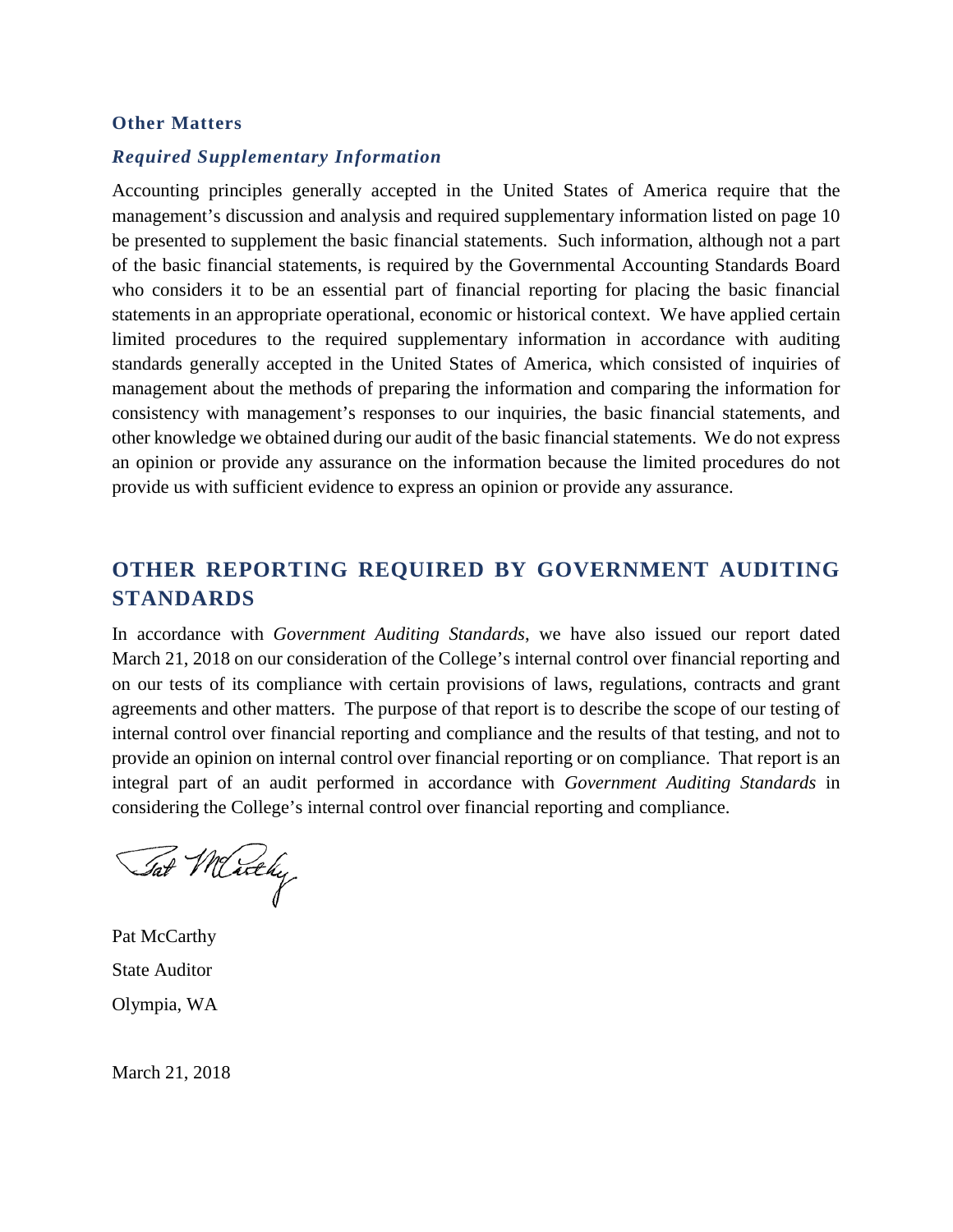### Other Matters

#### *Required Supplementary Information*

Accounting principles generally accepted in the United States of America require that the management's discussion and analysis and required supplementary information listed on page 10 be presented to supplement the basic financial statements. Such information, although not a part of the basic financial statements, is required by the Governmental Accounting Standards Board who considers it to be an essential part of financial reporting for placing the basic financial statements in an appropriate operational, economic or historical context. We have applied certain limited procedures to the required supplementary information in accordance with auditing standards generally accepted in the United States of America, which consisted of inquiries of management about the methods of preparing the information and comparing the information for consistency with management's responses to our inquiries, the basic financial statements, and other knowledge we obtained during our audit of the basic financial statements. We do not express an opinion or provide any assurance on the information because the limited procedures do not provide us with sufficient evidence to express an opinion or provide any assurance.

## OTHER REPORTING REQUIRED BY GOVERNMENT AUDITING STANDARDS

In accordance with *Government Auditing Standards*, we have also issued our report dated March 21, 2018 on our consideration of the College's internal control over financial reporting and on our tests of its compliance with certain provisions of laws, regulations, contracts and grant agreements and other matters. The purpose of that report is to describe the scope of our testing of internal control over financial reporting and compliance and the results of that testing, and not to provide an opinion on internal control over financial reporting or on compliance. That report is an integral part of an audit performed in accordance with *Government Auditing Standards* in considering the College's internal control over financial reporting and compliance.

Pat McCarthy

State Auditor

Olympia, WA

March 21, 2018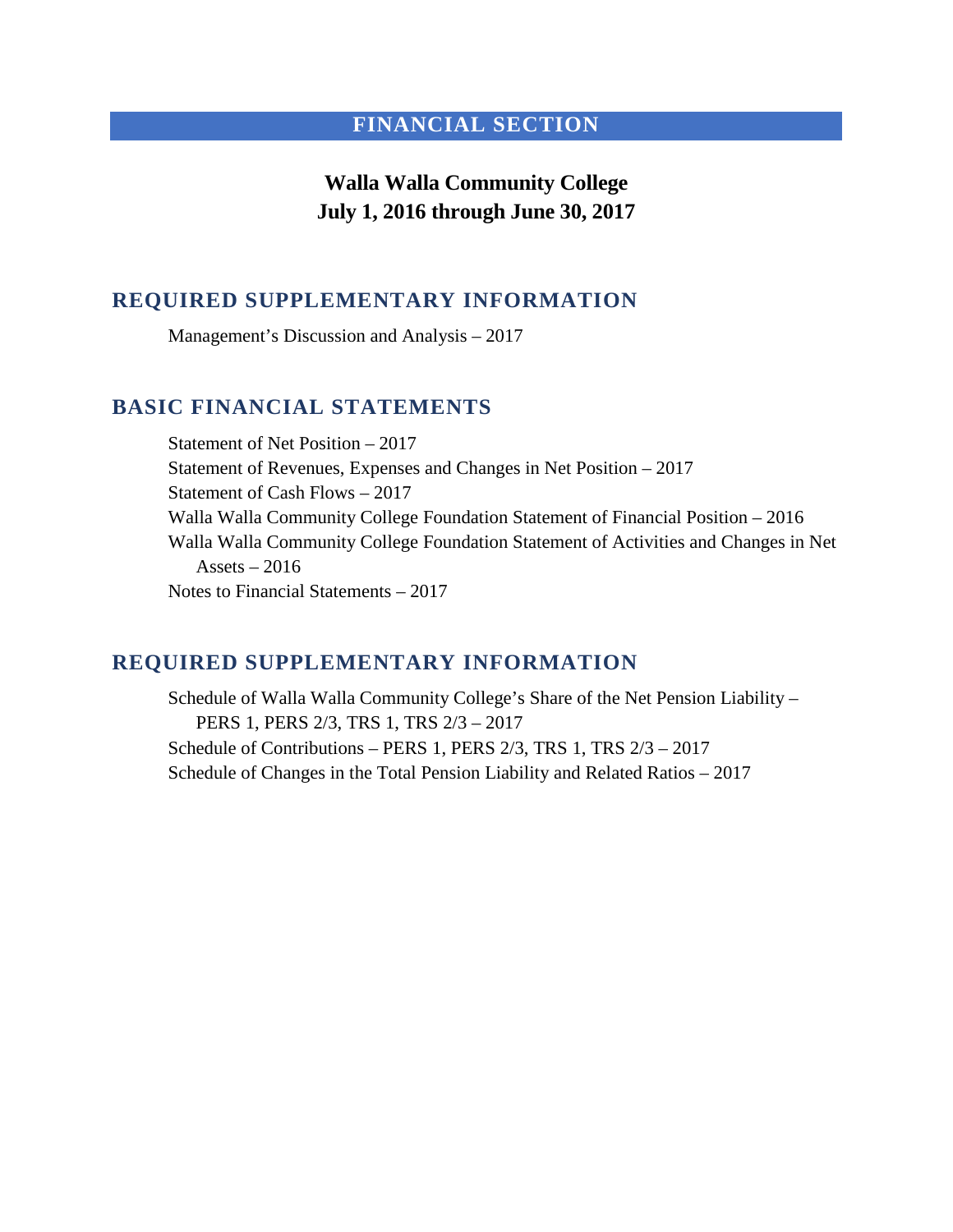# FINANCIAL SECTION

**Walla Walla Community College**
**July 1, 2016 through June 30, 2017**

## REQUIRED SUPPLEMENTARY INFORMATION

Management's Discussion and Analysis – 2017

## BASIC FINANCIAL STATEMENTS

Statement of Net Position – 2017
Statement of Revenues, Expenses and Changes in Net Position – 2017
Statement of Cash Flows – 2017
Walla Walla Community College Foundation Statement of Financial Position – 2016
Walla Walla Community College Foundation Statement of Activities and Changes in Net Assets – 2016
Notes to Financial Statements – 2017

## REQUIRED SUPPLEMENTARY INFORMATION

Schedule of Walla Walla Community College's Share of the Net Pension Liability – PERS 1, PERS 2/3, TRS 1, TRS 2/3 – 2017
Schedule of Contributions – PERS 1, PERS 2/3, TRS 1, TRS 2/3 – 2017
Schedule of Changes in the Total Pension Liability and Related Ratios – 2017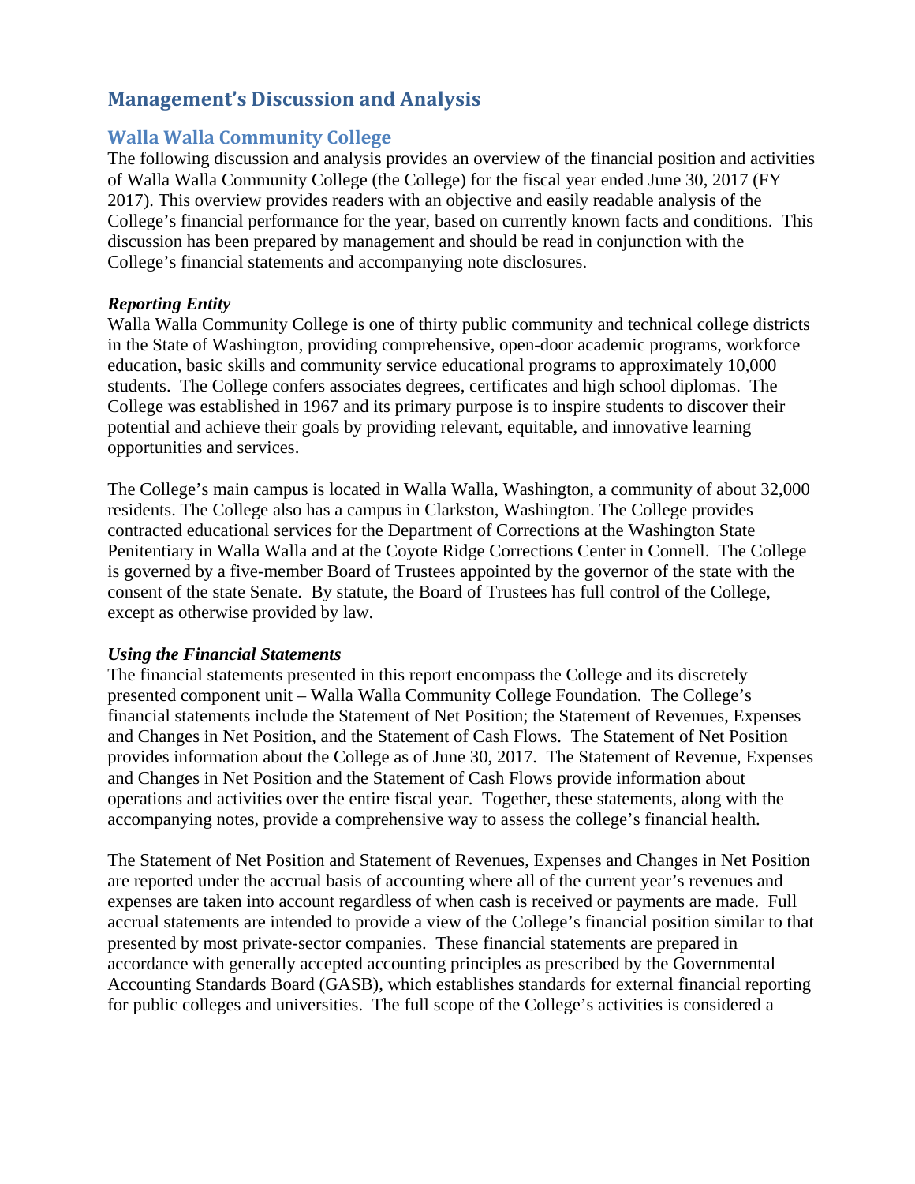# Management's Discussion and Analysis

## Walla Walla Community College

The following discussion and analysis provides an overview of the financial position and activities of Walla Walla Community College (the College) for the fiscal year ended June 30, 2017 (FY 2017). This overview provides readers with an objective and easily readable analysis of the College's financial performance for the year, based on currently known facts and conditions. This discussion has been prepared by management and should be read in conjunction with the College's financial statements and accompanying note disclosures.

### *Reporting Entity*

Walla Walla Community College is one of thirty public community and technical college districts in the State of Washington, providing comprehensive, open-door academic programs, workforce education, basic skills and community service educational programs to approximately 10,000 students. The College confers associates degrees, certificates and high school diplomas. The College was established in 1967 and its primary purpose is to inspire students to discover their potential and achieve their goals by providing relevant, equitable, and innovative learning opportunities and services.

The College's main campus is located in Walla Walla, Washington, a community of about 32,000 residents. The College also has a campus in Clarkston, Washington. The College provides contracted educational services for the Department of Corrections at the Washington State Penitentiary in Walla Walla and at the Coyote Ridge Corrections Center in Connell. The College is governed by a five-member Board of Trustees appointed by the governor of the state with the consent of the state Senate. By statute, the Board of Trustees has full control of the College, except as otherwise provided by law.

### *Using the Financial Statements*

The financial statements presented in this report encompass the College and its discretely presented component unit – Walla Walla Community College Foundation. The College's financial statements include the Statement of Net Position; the Statement of Revenues, Expenses and Changes in Net Position, and the Statement of Cash Flows. The Statement of Net Position provides information about the College as of June 30, 2017. The Statement of Revenue, Expenses and Changes in Net Position and the Statement of Cash Flows provide information about operations and activities over the entire fiscal year. Together, these statements, along with the accompanying notes, provide a comprehensive way to assess the college's financial health.

The Statement of Net Position and Statement of Revenues, Expenses and Changes in Net Position are reported under the accrual basis of accounting where all of the current year's revenues and expenses are taken into account regardless of when cash is received or payments are made. Full accrual statements are intended to provide a view of the College's financial position similar to that presented by most private-sector companies. These financial statements are prepared in accordance with generally accepted accounting principles as prescribed by the Governmental Accounting Standards Board (GASB), which establishes standards for external financial reporting for public colleges and universities. The full scope of the College's activities is considered a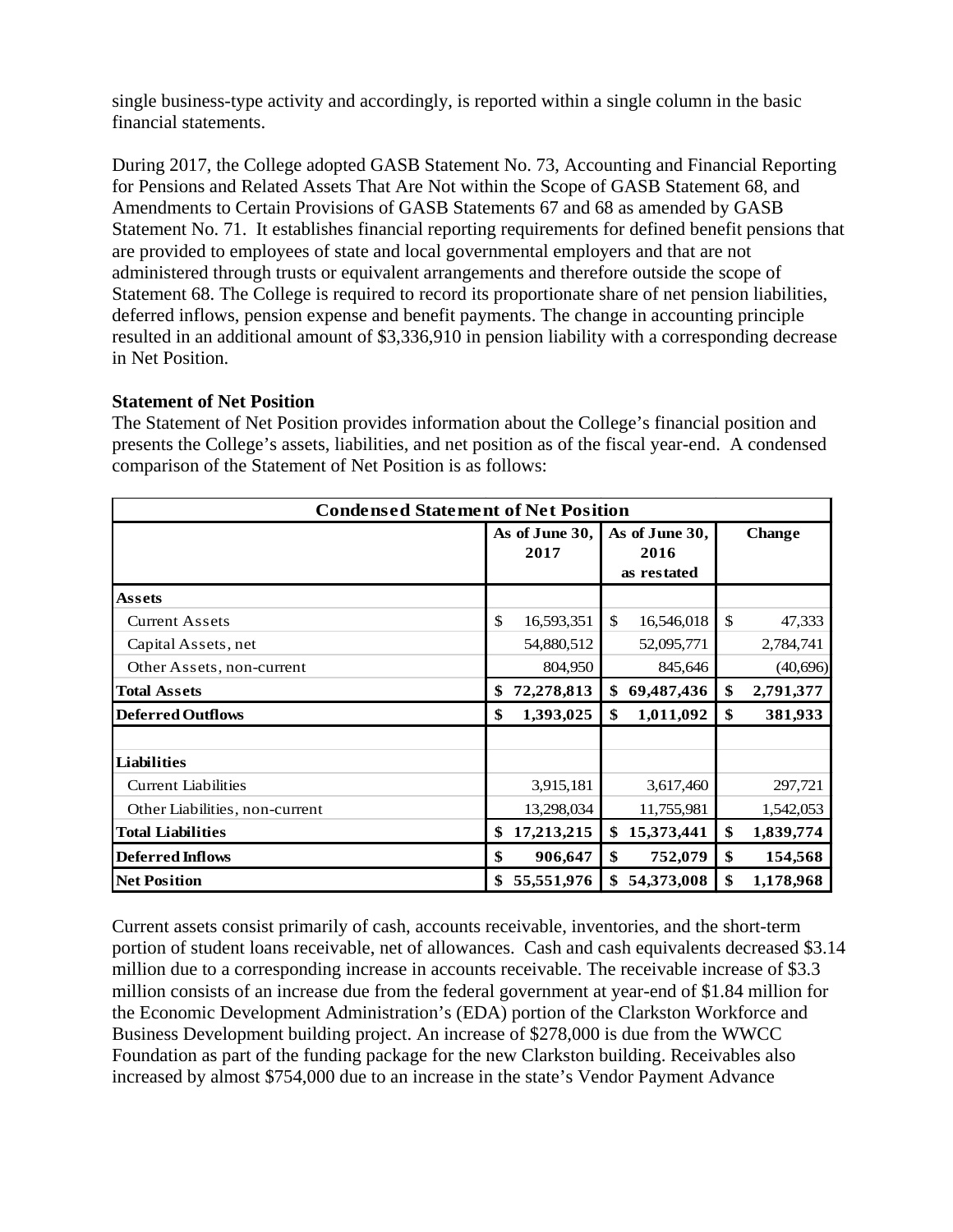single business-type activity and accordingly, is reported within a single column in the basic financial statements.

During 2017, the College adopted GASB Statement No. 73, Accounting and Financial Reporting for Pensions and Related Assets That Are Not within the Scope of GASB Statement 68, and Amendments to Certain Provisions of GASB Statements 67 and 68 as amended by GASB Statement No. 71. It establishes financial reporting requirements for defined benefit pensions that are provided to employees of state and local governmental employers and that are not administered through trusts or equivalent arrangements and therefore outside the scope of Statement 68. The College is required to record its proportionate share of net pension liabilities, deferred inflows, pension expense and benefit payments. The change in accounting principle resulted in an additional amount of $3,336,910 in pension liability with a corresponding decrease in Net Position.

**Statement of Net Position**

The Statement of Net Position provides information about the College's financial position and presents the College's assets, liabilities, and net position as of the fiscal year-end. A condensed comparison of the Statement of Net Position is as follows:

| Condensed Statement of Net Position | As of June 30, 2017 | As of June 30, 2016 as restated | Change |
|---|---|---|---|
| **Assets** | | | |
| Current Assets | $ 16,593,351 | $ 16,546,018 | $ 47,333 |
| Capital Assets, net | 54,880,512 | 52,095,771 | 2,784,741 |
| Other Assets, non-current | 804,950 | 845,646 | (40,696) |
| **Total Assets** | **$ 72,278,813** | **$ 69,487,436** | **$ 2,791,377** |
| **Deferred Outflows** | **$ 1,393,025** | **$ 1,011,092** | **$ 381,933** |
| | | | |
| **Liabilities** | | | |
| Current Liabilities | 3,915,181 | 3,617,460 | 297,721 |
| Other Liabilities, non-current | 13,298,034 | 11,755,981 | 1,542,053 |
| **Total Liabilities** | **$ 17,213,215** | **$ 15,373,441** | **$ 1,839,774** |
| **Deferred Inflows** | **$ 906,647** | **$ 752,079** | **$ 154,568** |
| **Net Position** | **$ 55,551,976** | **$ 54,373,008** | **$ 1,178,968** |

Current assets consist primarily of cash, accounts receivable, inventories, and the short-term portion of student loans receivable, net of allowances. Cash and cash equivalents decreased $3.14 million due to a corresponding increase in accounts receivable. The receivable increase of $3.3 million consists of an increase due from the federal government at year-end of $1.84 million for the Economic Development Administration's (EDA) portion of the Clarkston Workforce and Business Development building project. An increase of $278,000 is due from the WWCC Foundation as part of the funding package for the new Clarkston building. Receivables also increased by almost $754,000 due to an increase in the state's Vendor Payment Advance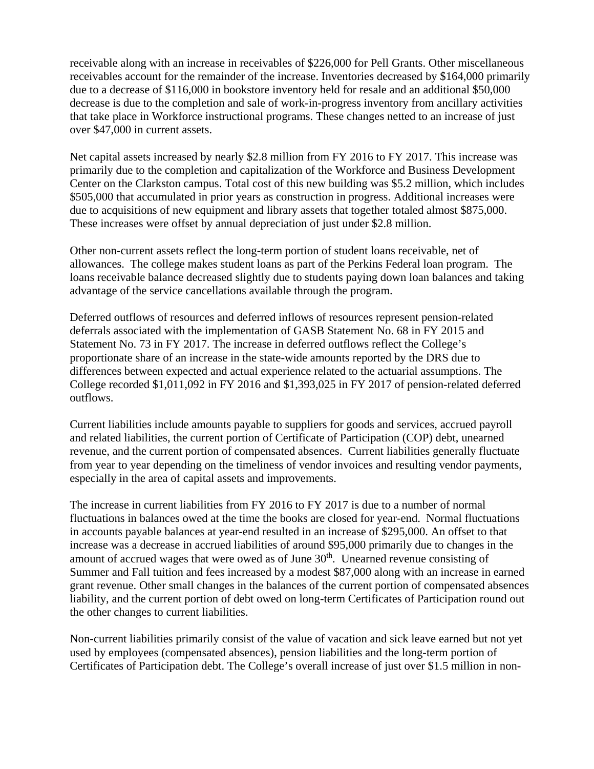receivable along with an increase in receivables of $226,000 for Pell Grants. Other miscellaneous receivables account for the remainder of the increase. Inventories decreased by $164,000 primarily due to a decrease of $116,000 in bookstore inventory held for resale and an additional $50,000 decrease is due to the completion and sale of work-in-progress inventory from ancillary activities that take place in Workforce instructional programs. These changes netted to an increase of just over $47,000 in current assets.

Net capital assets increased by nearly $2.8 million from FY 2016 to FY 2017. This increase was primarily due to the completion and capitalization of the Workforce and Business Development Center on the Clarkston campus. Total cost of this new building was $5.2 million, which includes $505,000 that accumulated in prior years as construction in progress. Additional increases were due to acquisitions of new equipment and library assets that together totaled almost $875,000. These increases were offset by annual depreciation of just under $2.8 million.

Other non-current assets reflect the long-term portion of student loans receivable, net of allowances. The college makes student loans as part of the Perkins Federal loan program. The loans receivable balance decreased slightly due to students paying down loan balances and taking advantage of the service cancellations available through the program.

Deferred outflows of resources and deferred inflows of resources represent pension-related deferrals associated with the implementation of GASB Statement No. 68 in FY 2015 and Statement No. 73 in FY 2017. The increase in deferred outflows reflect the College's proportionate share of an increase in the state-wide amounts reported by the DRS due to differences between expected and actual experience related to the actuarial assumptions. The College recorded $1,011,092 in FY 2016 and $1,393,025 in FY 2017 of pension-related deferred outflows.

Current liabilities include amounts payable to suppliers for goods and services, accrued payroll and related liabilities, the current portion of Certificate of Participation (COP) debt, unearned revenue, and the current portion of compensated absences. Current liabilities generally fluctuate from year to year depending on the timeliness of vendor invoices and resulting vendor payments, especially in the area of capital assets and improvements.

The increase in current liabilities from FY 2016 to FY 2017 is due to a number of normal fluctuations in balances owed at the time the books are closed for year-end. Normal fluctuations in accounts payable balances at year-end resulted in an increase of $295,000. An offset to that increase was a decrease in accrued liabilities of around $95,000 primarily due to changes in the amount of accrued wages that were owed as of June 30th. Unearned revenue consisting of Summer and Fall tuition and fees increased by a modest $87,000 along with an increase in earned grant revenue. Other small changes in the balances of the current portion of compensated absences liability, and the current portion of debt owed on long-term Certificates of Participation round out the other changes to current liabilities.

Non-current liabilities primarily consist of the value of vacation and sick leave earned but not yet used by employees (compensated absences), pension liabilities and the long-term portion of Certificates of Participation debt. The College's overall increase of just over $1.5 million in non-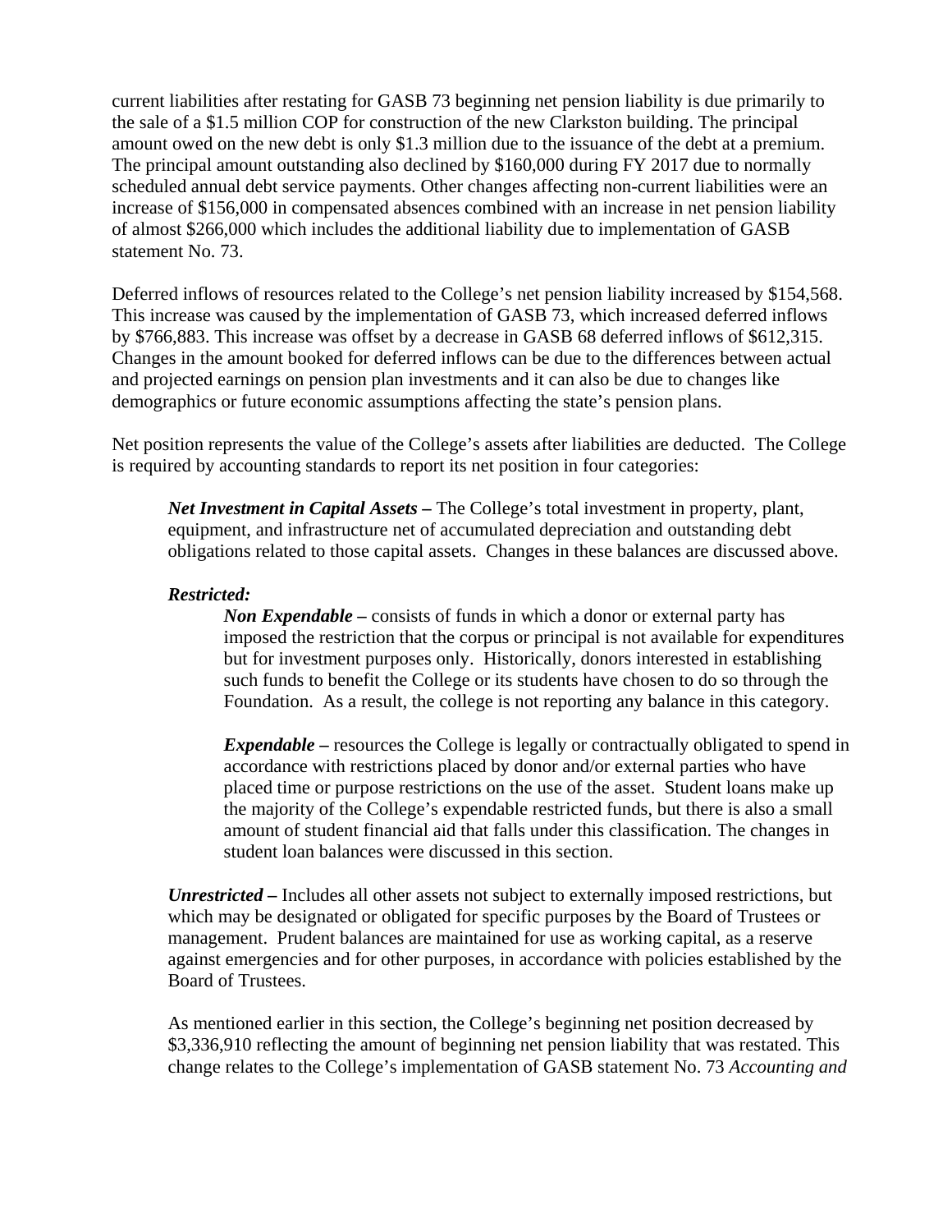current liabilities after restating for GASB 73 beginning net pension liability is due primarily to the sale of a $1.5 million COP for construction of the new Clarkston building. The principal amount owed on the new debt is only $1.3 million due to the issuance of the debt at a premium. The principal amount outstanding also declined by $160,000 during FY 2017 due to normally scheduled annual debt service payments. Other changes affecting non-current liabilities were an increase of $156,000 in compensated absences combined with an increase in net pension liability of almost $266,000 which includes the additional liability due to implementation of GASB statement No. 73.

Deferred inflows of resources related to the College's net pension liability increased by $154,568. This increase was caused by the implementation of GASB 73, which increased deferred inflows by $766,883. This increase was offset by a decrease in GASB 68 deferred inflows of $612,315. Changes in the amount booked for deferred inflows can be due to the differences between actual and projected earnings on pension plan investments and it can also be due to changes like demographics or future economic assumptions affecting the state's pension plans.

Net position represents the value of the College's assets after liabilities are deducted. The College is required by accounting standards to report its net position in four categories:

***Net Investment in Capital Assets –*** The College's total investment in property, plant, equipment, and infrastructure net of accumulated depreciation and outstanding debt obligations related to those capital assets. Changes in these balances are discussed above.

***Restricted:***

***Non Expendable –*** consists of funds in which a donor or external party has imposed the restriction that the corpus or principal is not available for expenditures but for investment purposes only. Historically, donors interested in establishing such funds to benefit the College or its students have chosen to do so through the Foundation. As a result, the college is not reporting any balance in this category.

***Expendable –*** resources the College is legally or contractually obligated to spend in accordance with restrictions placed by donor and/or external parties who have placed time or purpose restrictions on the use of the asset. Student loans make up the majority of the College's expendable restricted funds, but there is also a small amount of student financial aid that falls under this classification. The changes in student loan balances were discussed in this section.

***Unrestricted –*** Includes all other assets not subject to externally imposed restrictions, but which may be designated or obligated for specific purposes by the Board of Trustees or management. Prudent balances are maintained for use as working capital, as a reserve against emergencies and for other purposes, in accordance with policies established by the Board of Trustees.

As mentioned earlier in this section, the College's beginning net position decreased by $3,336,910 reflecting the amount of beginning net pension liability that was restated. This change relates to the College's implementation of GASB statement No. 73 *Accounting and*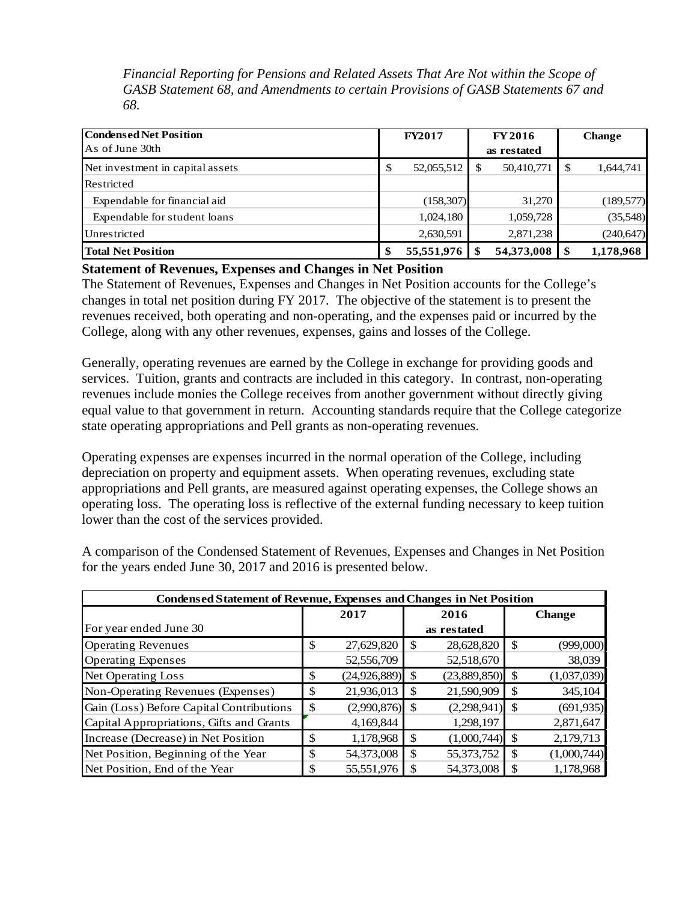*Financial Reporting for Pensions and Related Assets That Are Not within the Scope of GASB Statement 68, and Amendments to certain Provisions of GASB Statements 67 and 68.*

| **Condensed Net Position** As of June 30th | **FY2017** | **FY 2016 as restated** | **Change** |
|---|---|---|---|
| Net investment in capital assets | $ 52,055,512 | $ 50,410,771 | $ 1,644,741 |
| Restricted | | | |
| Expendable for financial aid | (158,307) | 31,270 | (189,577) |
| Expendable for student loans | 1,024,180 | 1,059,728 | (35,548) |
| Unrestricted | 2,630,591 | 2,871,238 | (240,647) |
| **Total Net Position** | **$ 55,551,976** | **$ 54,373,008** | **$ 1,178,968** |

**Statement of Revenues, Expenses and Changes in Net Position**

The Statement of Revenues, Expenses and Changes in Net Position accounts for the College's changes in total net position during FY 2017. The objective of the statement is to present the revenues received, both operating and non-operating, and the expenses paid or incurred by the College, along with any other revenues, expenses, gains and losses of the College.

Generally, operating revenues are earned by the College in exchange for providing goods and services. Tuition, grants and contracts are included in this category. In contrast, non-operating revenues include monies the College receives from another government without directly giving equal value to that government in return. Accounting standards require that the College categorize state operating appropriations and Pell grants as non-operating revenues.

Operating expenses are expenses incurred in the normal operation of the College, including depreciation on property and equipment assets. When operating revenues, excluding state appropriations and Pell grants, are measured against operating expenses, the College shows an operating loss. The operating loss is reflective of the external funding necessary to keep tuition lower than the cost of the services provided.

A comparison of the Condensed Statement of Revenues, Expenses and Changes in Net Position for the years ended June 30, 2017 and 2016 is presented below.

| **Condensed Statement of Revenue, Expenses and Changes in Net Position** | | | |
|---|---|---|---|
| For year ended June 30 | **2017** | **2016 as restated** | **Change** |
| Operating Revenues | $ 27,629,820 | $ 28,628,820 | $ (999,000) |
| Operating Expenses | 52,556,709 | 52,518,670 | 38,039 |
| Net Operating Loss | $ (24,926,889) | $ (23,889,850) | $ (1,037,039) |
| Non-Operating Revenues (Expenses) | $ 21,936,013 | $ 21,590,909 | $ 345,104 |
| Gain (Loss) Before Capital Contributions | $ (2,990,876) | $ (2,298,941) | $ (691,935) |
| Capital Appropriations, Gifts and Grants | 4,169,844 | 1,298,197 | 2,871,647 |
| Increase (Decrease) in Net Position | $ 1,178,968 | $ (1,000,744) | $ 2,179,713 |
| Net Position, Beginning of the Year | $ 54,373,008 | $ 55,373,752 | $ (1,000,744) |
| Net Position, End of the Year | $ 55,551,976 | $ 54,373,008 | $ 1,178,968 |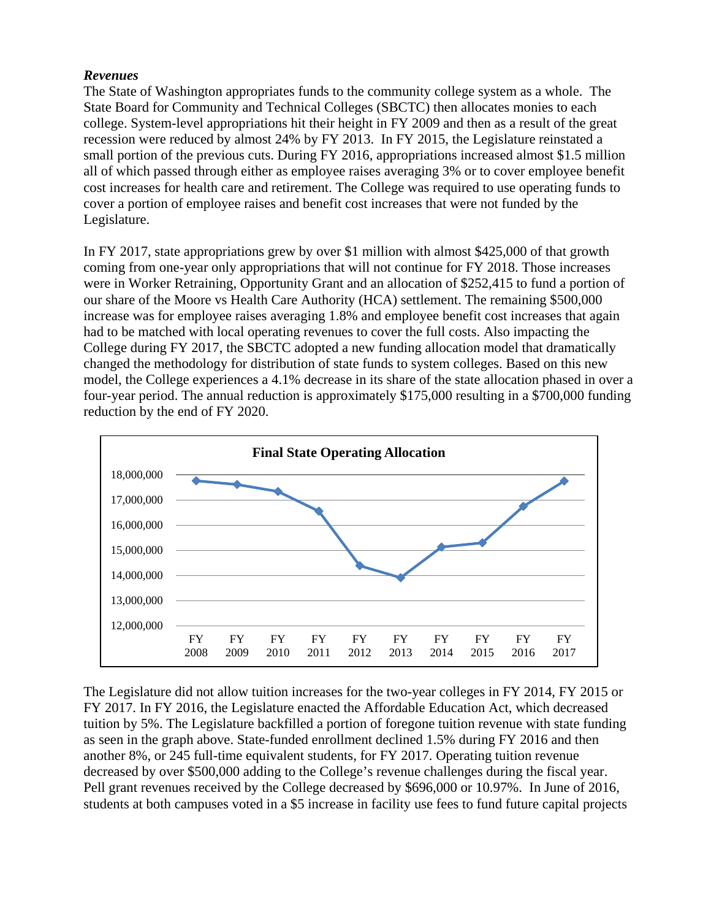***Revenues***

The State of Washington appropriates funds to the community college system as a whole. The State Board for Community and Technical Colleges (SBCTC) then allocates monies to each college. System-level appropriations hit their height in FY 2009 and then as a result of the great recession were reduced by almost 24% by FY 2013. In FY 2015, the Legislature reinstated a small portion of the previous cuts. During FY 2016, appropriations increased almost $1.5 million all of which passed through either as employee raises averaging 3% or to cover employee benefit cost increases for health care and retirement. The College was required to use operating funds to cover a portion of employee raises and benefit cost increases that were not funded by the Legislature.

In FY 2017, state appropriations grew by over $1 million with almost $425,000 of that growth coming from one-year only appropriations that will not continue for FY 2018. Those increases were in Worker Retraining, Opportunity Grant and an allocation of $252,415 to fund a portion of our share of the Moore vs Health Care Authority (HCA) settlement. The remaining $500,000 increase was for employee raises averaging 1.8% and employee benefit cost increases that again had to be matched with local operating revenues to cover the full costs. Also impacting the College during FY 2017, the SBCTC adopted a new funding allocation model that dramatically changed the methodology for distribution of state funds to system colleges. Based on this new model, the College experiences a 4.1% decrease in its share of the state allocation phased in over a four-year period. The annual reduction is approximately $175,000 resulting in a $700,000 funding reduction by the end of FY 2020.

**Final State Operating Allocation**

18,000,000
17,000,000
16,000,000
15,000,000
14,000,000
13,000,000
12,000,000

FY 2008, FY 2009, FY 2010, FY 2011, FY 2012, FY 2013, FY 2014, FY 2015, FY 2016, FY 2017

The Legislature did not allow tuition increases for the two-year colleges in FY 2014, FY 2015 or FY 2017. In FY 2016, the Legislature enacted the Affordable Education Act, which decreased tuition by 5%. The Legislature backfilled a portion of foregone tuition revenue with state funding as seen in the graph above. State-funded enrollment declined 1.5% during FY 2016 and then another 8%, or 245 full-time equivalent students, for FY 2017. Operating tuition revenue decreased by over $500,000 adding to the College's revenue challenges during the fiscal year. Pell grant revenues received by the College decreased by $696,000 or 10.97%. In June of 2016, students at both campuses voted in a $5 increase in facility use fees to fund future capital projects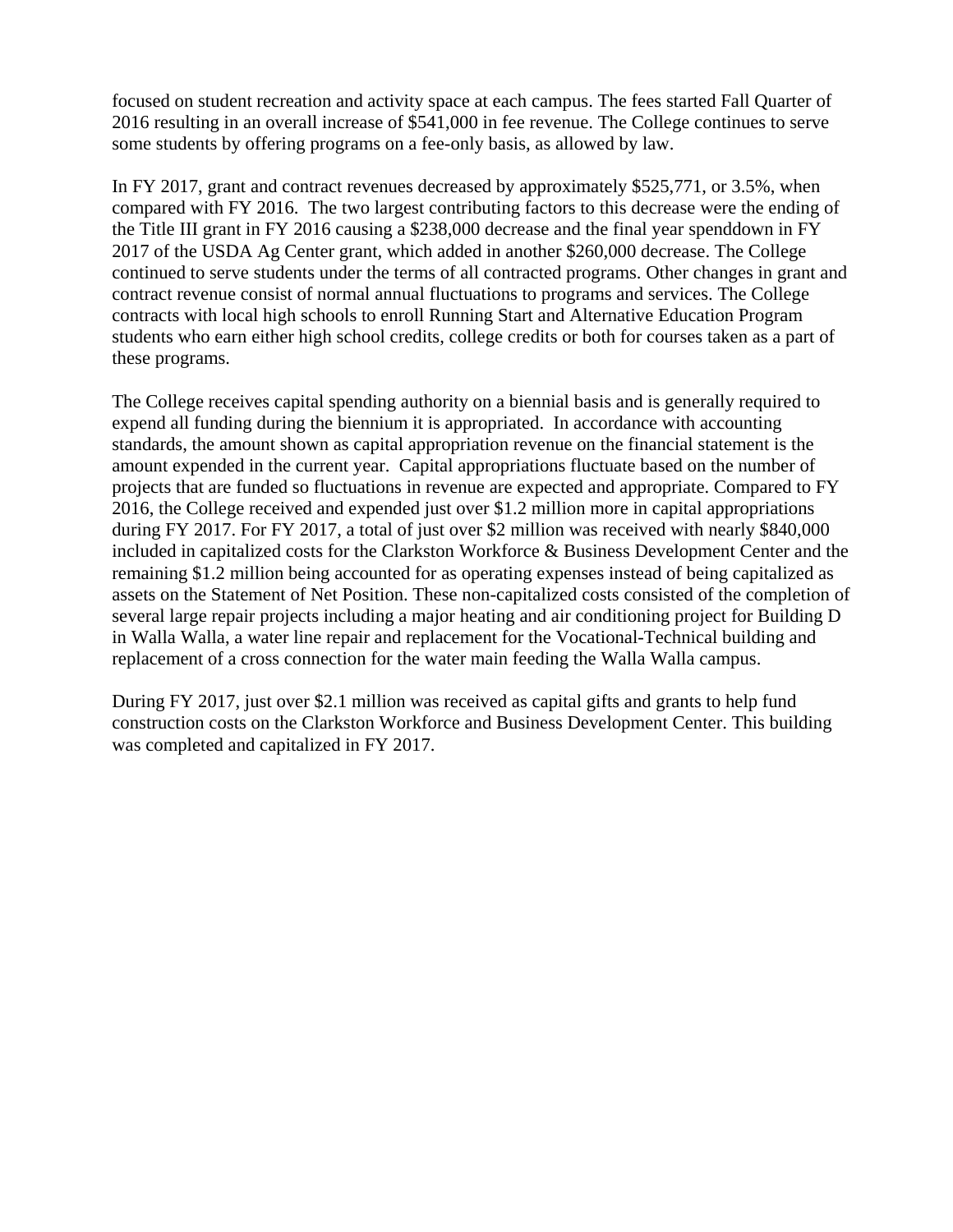focused on student recreation and activity space at each campus. The fees started Fall Quarter of 2016 resulting in an overall increase of $541,000 in fee revenue. The College continues to serve some students by offering programs on a fee-only basis, as allowed by law.

In FY 2017, grant and contract revenues decreased by approximately $525,771, or 3.5%, when compared with FY 2016. The two largest contributing factors to this decrease were the ending of the Title III grant in FY 2016 causing a $238,000 decrease and the final year spenddown in FY 2017 of the USDA Ag Center grant, which added in another $260,000 decrease. The College continued to serve students under the terms of all contracted programs. Other changes in grant and contract revenue consist of normal annual fluctuations to programs and services. The College contracts with local high schools to enroll Running Start and Alternative Education Program students who earn either high school credits, college credits or both for courses taken as a part of these programs.

The College receives capital spending authority on a biennial basis and is generally required to expend all funding during the biennium it is appropriated. In accordance with accounting standards, the amount shown as capital appropriation revenue on the financial statement is the amount expended in the current year. Capital appropriations fluctuate based on the number of projects that are funded so fluctuations in revenue are expected and appropriate. Compared to FY 2016, the College received and expended just over $1.2 million more in capital appropriations during FY 2017. For FY 2017, a total of just over $2 million was received with nearly $840,000 included in capitalized costs for the Clarkston Workforce & Business Development Center and the remaining $1.2 million being accounted for as operating expenses instead of being capitalized as assets on the Statement of Net Position. These non-capitalized costs consisted of the completion of several large repair projects including a major heating and air conditioning project for Building D in Walla Walla, a water line repair and replacement for the Vocational-Technical building and replacement of a cross connection for the water main feeding the Walla Walla campus.

During FY 2017, just over $2.1 million was received as capital gifts and grants to help fund construction costs on the Clarkston Workforce and Business Development Center. This building was completed and capitalized in FY 2017.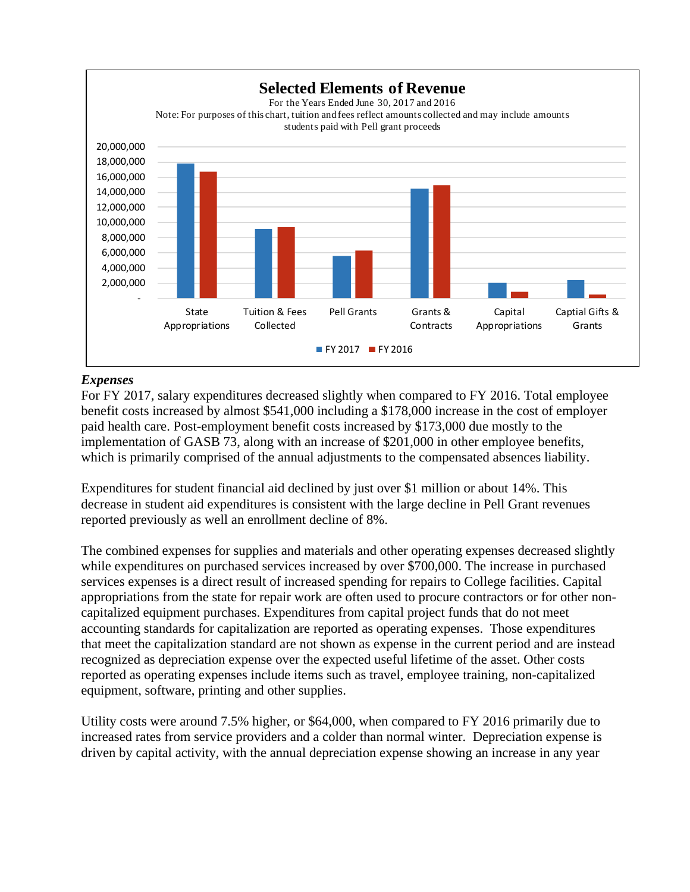**Selected Elements of Revenue**

For the Years Ended June 30, 2017 and 2016

Note: For purposes of this chart, tuition and fees reflect amounts collected and may include amounts students paid with Pell grant proceeds

20,000,000
18,000,000
16,000,000
14,000,000
12,000,000
10,000,000
8,000,000
6,000,000
4,000,000
2,000,000
-

State Appropriations
Tuition & Fees Collected
Pell Grants
Grants & Contracts
Capital Appropriations
Captial Gifts & Grants

FY 2017 FY 2016

### *Expenses*

For FY 2017, salary expenditures decreased slightly when compared to FY 2016. Total employee benefit costs increased by almost $541,000 including a $178,000 increase in the cost of employer paid health care. Post-employment benefit costs increased by $173,000 due mostly to the implementation of GASB 73, along with an increase of $201,000 in other employee benefits, which is primarily comprised of the annual adjustments to the compensated absences liability.

Expenditures for student financial aid declined by just over $1 million or about 14%. This decrease in student aid expenditures is consistent with the large decline in Pell Grant revenues reported previously as well an enrollment decline of 8%.

The combined expenses for supplies and materials and other operating expenses decreased slightly while expenditures on purchased services increased by over $700,000. The increase in purchased services expenses is a direct result of increased spending for repairs to College facilities. Capital appropriations from the state for repair work are often used to procure contractors or for other non-capitalized equipment purchases. Expenditures from capital project funds that do not meet accounting standards for capitalization are reported as operating expenses. Those expenditures that meet the capitalization standard are not shown as expense in the current period and are instead recognized as depreciation expense over the expected useful lifetime of the asset. Other costs reported as operating expenses include items such as travel, employee training, non-capitalized equipment, software, printing and other supplies.

Utility costs were around 7.5% higher, or $64,000, when compared to FY 2016 primarily due to increased rates from service providers and a colder than normal winter. Depreciation expense is driven by capital activity, with the annual depreciation expense showing an increase in any year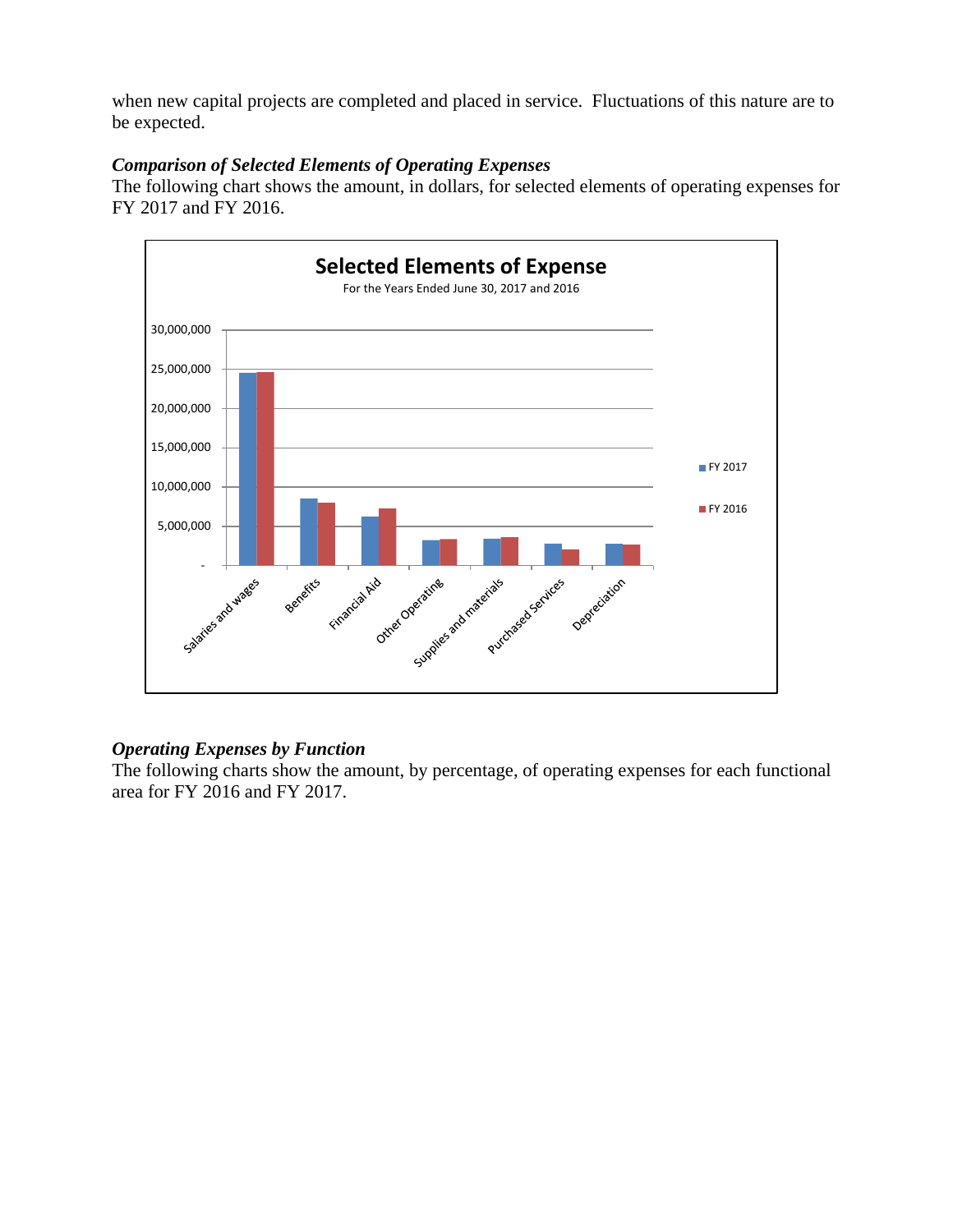when new capital projects are completed and placed in service. Fluctuations of this nature are to be expected.

***Comparison of Selected Elements of Operating Expenses***
The following chart shows the amount, in dollars, for selected elements of operating expenses for FY 2017 and FY 2016.

Selected Elements of Expense
For the Years Ended June 30, 2017 and 2016

30,000,000
25,000,000
20,000,000
15,000,000
10,000,000
5,000,000
-

Salaries and wages
Benefits
Financial Aid
Other Operating
Supplies and materials
Purchased Services
Depreciation

FY 2017
FY 2016

***Operating Expenses by Function***
The following charts show the amount, by percentage, of operating expenses for each functional area for FY 2016 and FY 2017.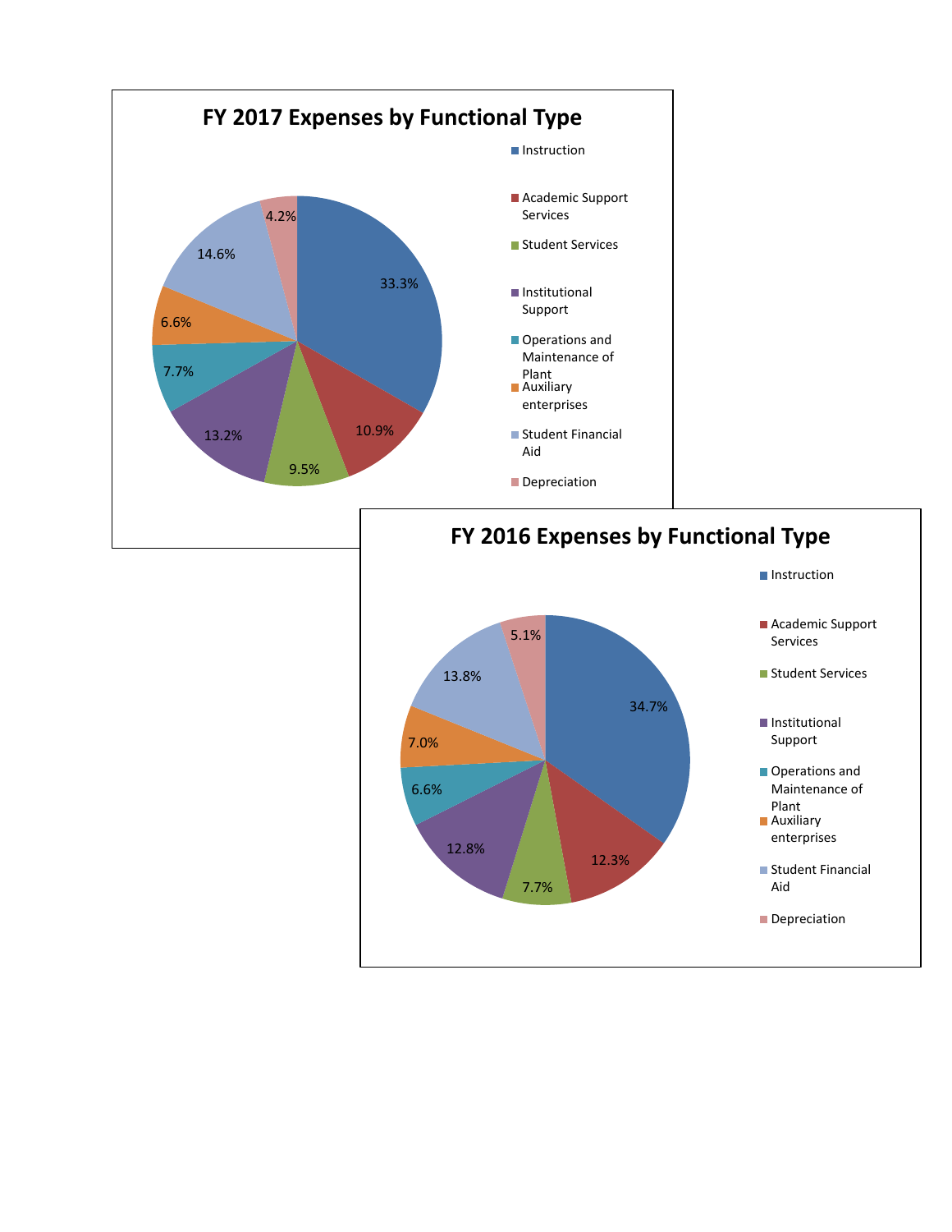FY 2017 Expenses by Functional Type

Instruction
Academic Support Services
Student Services
Institutional Support
Operations and Maintenance of Plant
Auxiliary enterprises
Student Financial Aid
Depreciation

33.3%
10.9%
9.5%
13.2%
7.7%
6.6%
14.6%
4.2%

FY 2016 Expenses by Functional Type

Instruction
Academic Support Services
Student Services
Institutional Support
Operations and Maintenance of Plant
Auxiliary enterprises
Student Financial Aid
Depreciation

34.7%
12.3%
7.7%
12.8%
6.6%
7.0%
13.8%
5.1%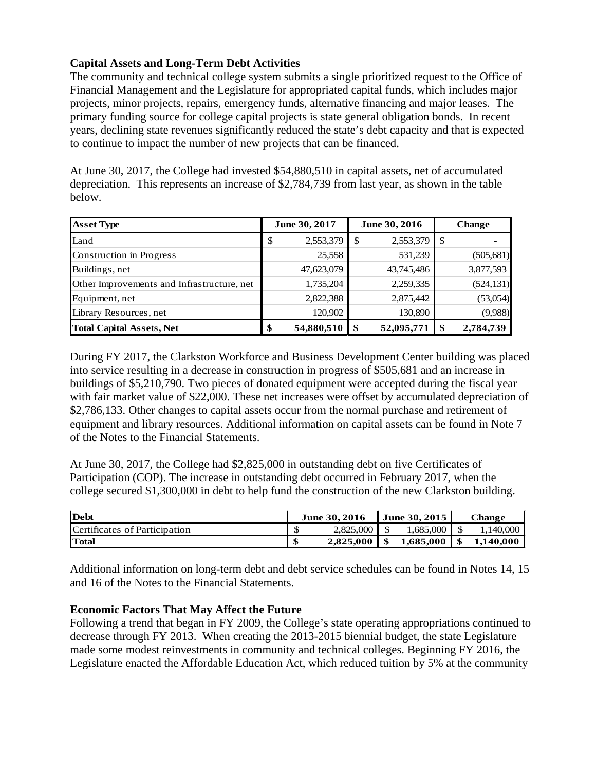**Capital Assets and Long-Term Debt Activities**

The community and technical college system submits a single prioritized request to the Office of Financial Management and the Legislature for appropriated capital funds, which includes major projects, minor projects, repairs, emergency funds, alternative financing and major leases. The primary funding source for college capital projects is state general obligation bonds. In recent years, declining state revenues significantly reduced the state's debt capacity and that is expected to continue to impact the number of new projects that can be financed.

At June 30, 2017, the College had invested $54,880,510 in capital assets, net of accumulated depreciation. This represents an increase of $2,784,739 from last year, as shown in the table below.

| Asset Type | June 30, 2017 | June 30, 2016 | Change |
|---|---|---|---|
| Land | $ 2,553,379 | $ 2,553,379 | $ - |
| Construction in Progress | 25,558 | 531,239 | (505,681) |
| Buildings, net | 47,623,079 | 43,745,486 | 3,877,593 |
| Other Improvements and Infrastructure, net | 1,735,204 | 2,259,335 | (524,131) |
| Equipment, net | 2,822,388 | 2,875,442 | (53,054) |
| Library Resources, net | 120,902 | 130,890 | (9,988) |
| **Total Capital Assets, Net** | **$ 54,880,510** | **$ 52,095,771** | **$ 2,784,739** |

During FY 2017, the Clarkston Workforce and Business Development Center building was placed into service resulting in a decrease in construction in progress of $505,681 and an increase in buildings of $5,210,790. Two pieces of donated equipment were accepted during the fiscal year with fair market value of $22,000. These net increases were offset by accumulated depreciation of $2,786,133. Other changes to capital assets occur from the normal purchase and retirement of equipment and library resources. Additional information on capital assets can be found in Note 7 of the Notes to the Financial Statements.

At June 30, 2017, the College had $2,825,000 in outstanding debt on five Certificates of Participation (COP). The increase in outstanding debt occurred in February 2017, when the college secured $1,300,000 in debt to help fund the construction of the new Clarkston building.

| Debt | June 30, 2016 | June 30, 2015 | Change |
|---|---|---|---|
| Certificates of Participation | $ 2,825,000 | $ 1,685,000 | $ 1,140,000 |
| **Total** | **$ 2,825,000** | **$ 1,685,000** | **$ 1,140,000** |

Additional information on long-term debt and debt service schedules can be found in Notes 14, 15 and 16 of the Notes to the Financial Statements.

**Economic Factors That May Affect the Future**

Following a trend that began in FY 2009, the College's state operating appropriations continued to decrease through FY 2013. When creating the 2013-2015 biennial budget, the state Legislature made some modest reinvestments in community and technical colleges. Beginning FY 2016, the Legislature enacted the Affordable Education Act, which reduced tuition by 5% at the community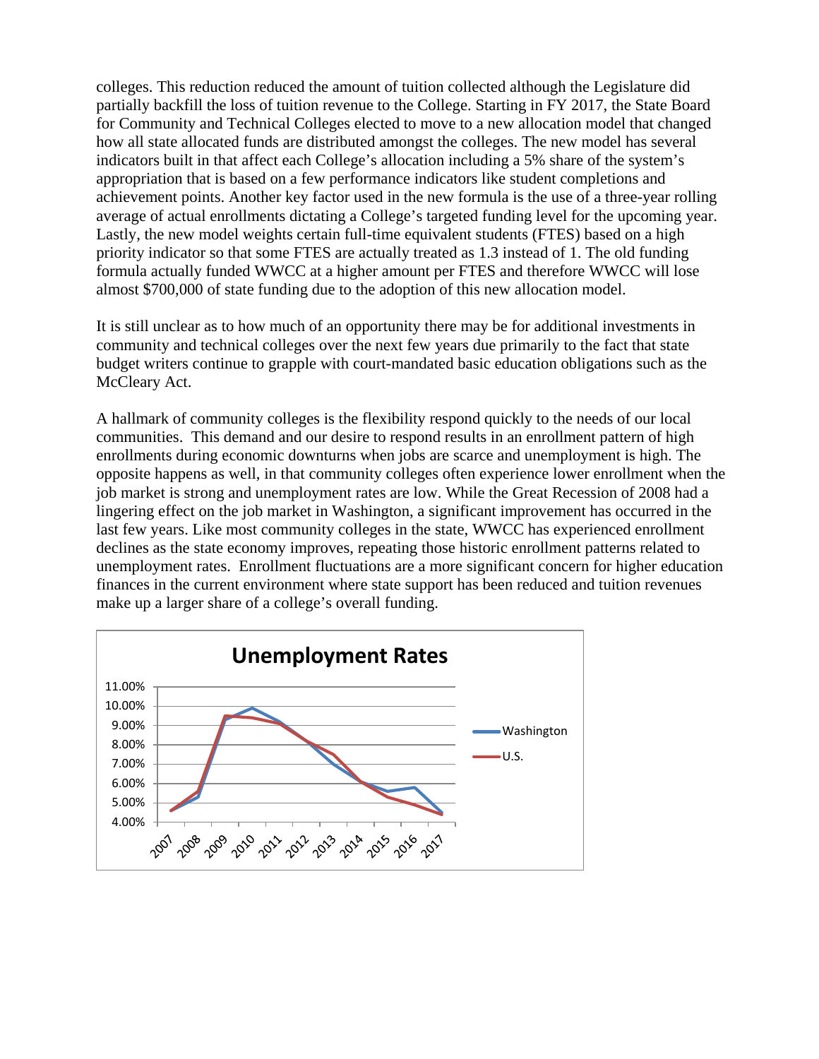colleges. This reduction reduced the amount of tuition collected although the Legislature did partially backfill the loss of tuition revenue to the College. Starting in FY 2017, the State Board for Community and Technical Colleges elected to move to a new allocation model that changed how all state allocated funds are distributed amongst the colleges. The new model has several indicators built in that affect each College's allocation including a 5% share of the system's appropriation that is based on a few performance indicators like student completions and achievement points. Another key factor used in the new formula is the use of a three-year rolling average of actual enrollments dictating a College's targeted funding level for the upcoming year. Lastly, the new model weights certain full-time equivalent students (FTES) based on a high priority indicator so that some FTES are actually treated as 1.3 instead of 1. The old funding formula actually funded WWCC at a higher amount per FTES and therefore WWCC will lose almost $700,000 of state funding due to the adoption of this new allocation model.

It is still unclear as to how much of an opportunity there may be for additional investments in community and technical colleges over the next few years due primarily to the fact that state budget writers continue to grapple with court-mandated basic education obligations such as the McCleary Act.

A hallmark of community colleges is the flexibility respond quickly to the needs of our local communities. This demand and our desire to respond results in an enrollment pattern of high enrollments during economic downturns when jobs are scarce and unemployment is high. The opposite happens as well, in that community colleges often experience lower enrollment when the job market is strong and unemployment rates are low. While the Great Recession of 2008 had a lingering effect on the job market in Washington, a significant improvement has occurred in the last few years. Like most community colleges in the state, WWCC has experienced enrollment declines as the state economy improves, repeating those historic enrollment patterns related to unemployment rates. Enrollment fluctuations are a more significant concern for higher education finances in the current environment where state support has been reduced and tuition revenues make up a larger share of a college's overall funding.

Unemployment Rates

11.00%
10.00%
9.00%
8.00%
7.00%
6.00%
5.00%
4.00%

2007 2008 2009 2010 2011 2012 2013 2014 2015 2016 2017

Washington
U.S.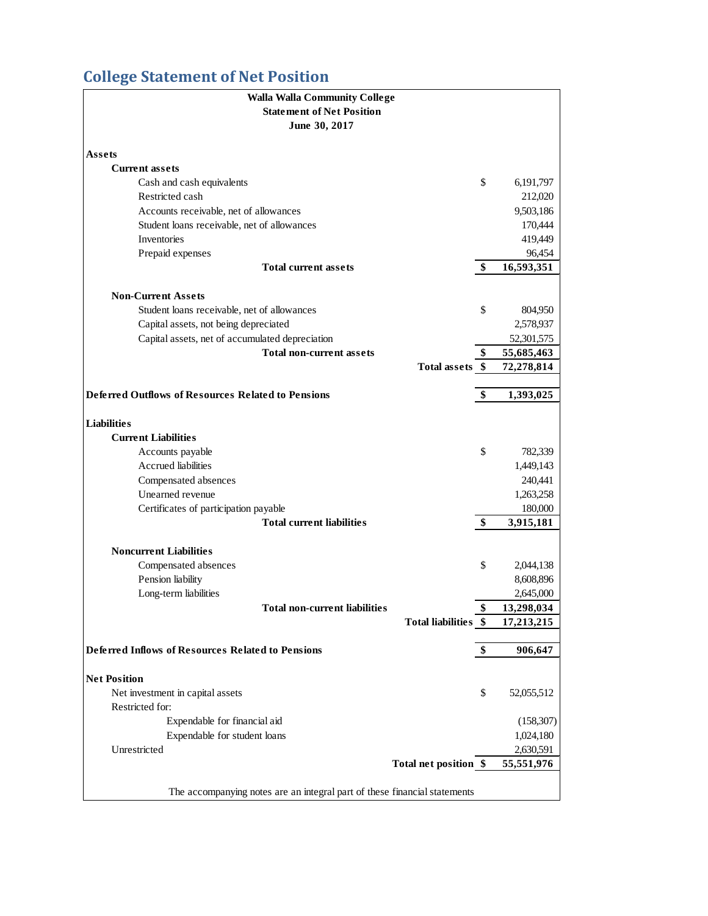## College Statement of Net Position

**Walla Walla Community College**
**Statement of Net Position**
**June 30, 2017**

| | | |
|---|---|---|
| **Assets** | | |
| **Current assets** | | |
| Cash and cash equivalents | $ | 6,191,797 |
| Restricted cash | | 212,020 |
| Accounts receivable, net of allowances | | 9,503,186 |
| Student loans receivable, net of allowances | | 170,444 |
| Inventories | | 419,449 |
| Prepaid expenses | | 96,454 |
| **Total current assets** | **$** | **16,593,351** |
| **Non-Current Assets** | | |
| Student loans receivable, net of allowances | $ | 804,950 |
| Capital assets, not being depreciated | | 2,578,937 |
| Capital assets, net of accumulated depreciation | | 52,301,575 |
| **Total non-current assets** | **$** | **55,685,463** |
| **Total assets** | **$** | **72,278,814** |
| **Deferred Outflows of Resources Related to Pensions** | **$** | **1,393,025** |
| **Liabilities** | | |
| **Current Liabilities** | | |
| Accounts payable | $ | 782,339 |
| Accrued liabilities | | 1,449,143 |
| Compensated absences | | 240,441 |
| Unearned revenue | | 1,263,258 |
| Certificates of participation payable | | 180,000 |
| **Total current liabilities** | **$** | **3,915,181** |
| **Noncurrent Liabilities** | | |
| Compensated absences | $ | 2,044,138 |
| Pension liability | | 8,608,896 |
| Long-term liabilities | | 2,645,000 |
| **Total non-current liabilities** | **$** | **13,298,034** |
| **Total liabilities** | **$** | **17,213,215** |
| **Deferred Inflows of Resources Related to Pensions** | **$** | **906,647** |
| **Net Position** | | |
| Net investment in capital assets | $ | 52,055,512 |
| Restricted for: | | |
| Expendable for financial aid | | (158,307) |
| Expendable for student loans | | 1,024,180 |
| Unrestricted | | 2,630,591 |
| **Total net position** | **$** | **55,551,976** |

The accompanying notes are an integral part of these financial statements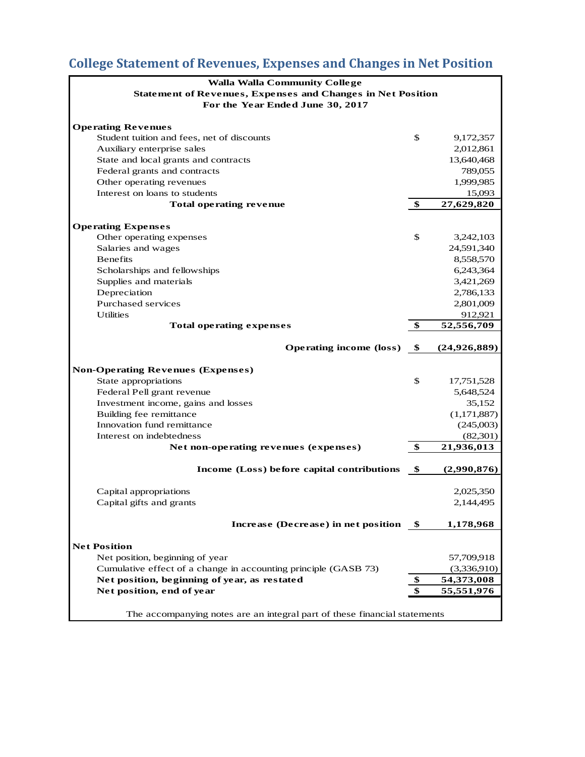## College Statement of Revenues, Expenses and Changes in Net Position

**Walla Walla Community College**
**Statement of Revenues, Expenses and Changes in Net Position**
**For the Year Ended June 30, 2017**

| | | |
|---|---|---|
| **Operating Revenues** | | |
| Student tuition and fees, net of discounts | $ | 9,172,357 |
| Auxiliary enterprise sales | | 2,012,861 |
| State and local grants and contracts | | 13,640,468 |
| Federal grants and contracts | | 789,055 |
| Other operating revenues | | 1,999,985 |
| Interest on loans to students | | 15,093 |
| **Total operating revenue** | **$** | **27,629,820** |
| **Operating Expenses** | | |
| Other operating expenses | $ | 3,242,103 |
| Salaries and wages | | 24,591,340 |
| Benefits | | 8,558,570 |
| Scholarships and fellowships | | 6,243,364 |
| Supplies and materials | | 3,421,269 |
| Depreciation | | 2,786,133 |
| Purchased services | | 2,801,009 |
| Utilities | | 912,921 |
| **Total operating expenses** | **$** | **52,556,709** |
| **Operating income (loss)** | **$** | **(24,926,889)** |
| **Non-Operating Revenues (Expenses)** | | |
| State appropriations | $ | 17,751,528 |
| Federal Pell grant revenue | | 5,648,524 |
| Investment income, gains and losses | | 35,152 |
| Building fee remittance | | (1,171,887) |
| Innovation fund remittance | | (245,003) |
| Interest on indebtedness | | (82,301) |
| **Net non-operating revenues (expenses)** | **$** | **21,936,013** |
| **Income (Loss) before capital contributions** | **$** | **(2,990,876)** |
| Capital appropriations | | 2,025,350 |
| Capital gifts and grants | | 2,144,495 |
| **Increase (Decrease) in net position** | **$** | **1,178,968** |
| **Net Position** | | |
| Net position, beginning of year | | 57,709,918 |
| Cumulative effect of a change in accounting principle (GASB 73) | | (3,336,910) |
| **Net position, beginning of year, as restated** | **$** | **54,373,008** |
| **Net position, end of year** | **$** | **55,551,976** |

The accompanying notes are an integral part of these financial statements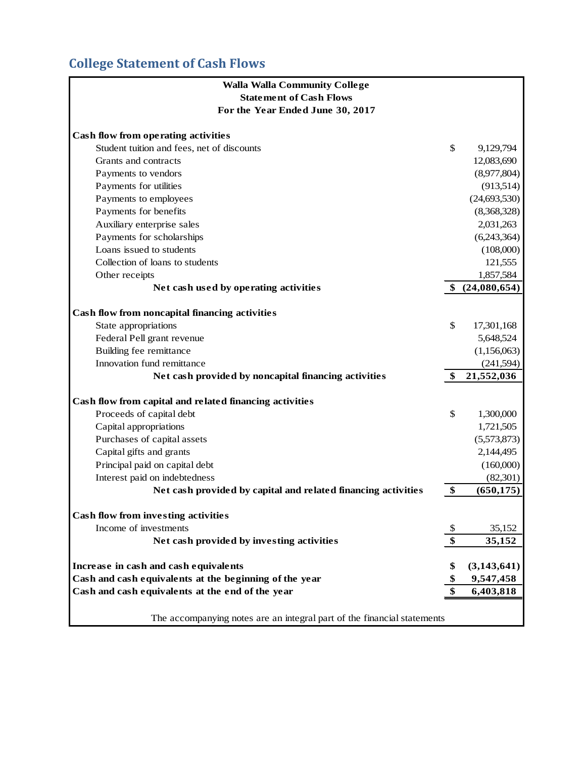## College Statement of Cash Flows

**Walla Walla Community College**
**Statement of Cash Flows**
**For the Year Ended June 30, 2017**

| | |
|---|---|
| **Cash flow from operating activities** | |
| Student tuition and fees, net of discounts | $ 9,129,794 |
| Grants and contracts | 12,083,690 |
| Payments to vendors | (8,977,804) |
| Payments for utilities | (913,514) |
| Payments to employees | (24,693,530) |
| Payments for benefits | (8,368,328) |
| Auxiliary enterprise sales | 2,031,263 |
| Payments for scholarships | (6,243,364) |
| Loans issued to students | (108,000) |
| Collection of loans to students | 121,555 |
| Other receipts | 1,857,584 |
| **Net cash used by operating activities** | **$ (24,080,654)** |
| **Cash flow from noncapital financing activities** | |
| State appropriations | $ 17,301,168 |
| Federal Pell grant revenue | 5,648,524 |
| Building fee remittance | (1,156,063) |
| Innovation fund remittance | (241,594) |
| **Net cash provided by noncapital financing activities** | **$ 21,552,036** |
| **Cash flow from capital and related financing activities** | |
| Proceeds of capital debt | $ 1,300,000 |
| Capital appropriations | 1,721,505 |
| Purchases of capital assets | (5,573,873) |
| Capital gifts and grants | 2,144,495 |
| Principal paid on capital debt | (160,000) |
| Interest paid on indebtedness | (82,301) |
| **Net cash provided by capital and related financing activities** | **$ (650,175)** |
| **Cash flow from investing activities** | |
| Income of investments | $ 35,152 |
| **Net cash provided by investing activities** | **$ 35,152** |
| **Increase in cash and cash equivalents** | **$ (3,143,641)** |
| **Cash and cash equivalents at the beginning of the year** | **$ 9,547,458** |
| **Cash and cash equivalents at the end of the year** | **$ 6,403,818** |

The accompanying notes are an integral part of the financial statements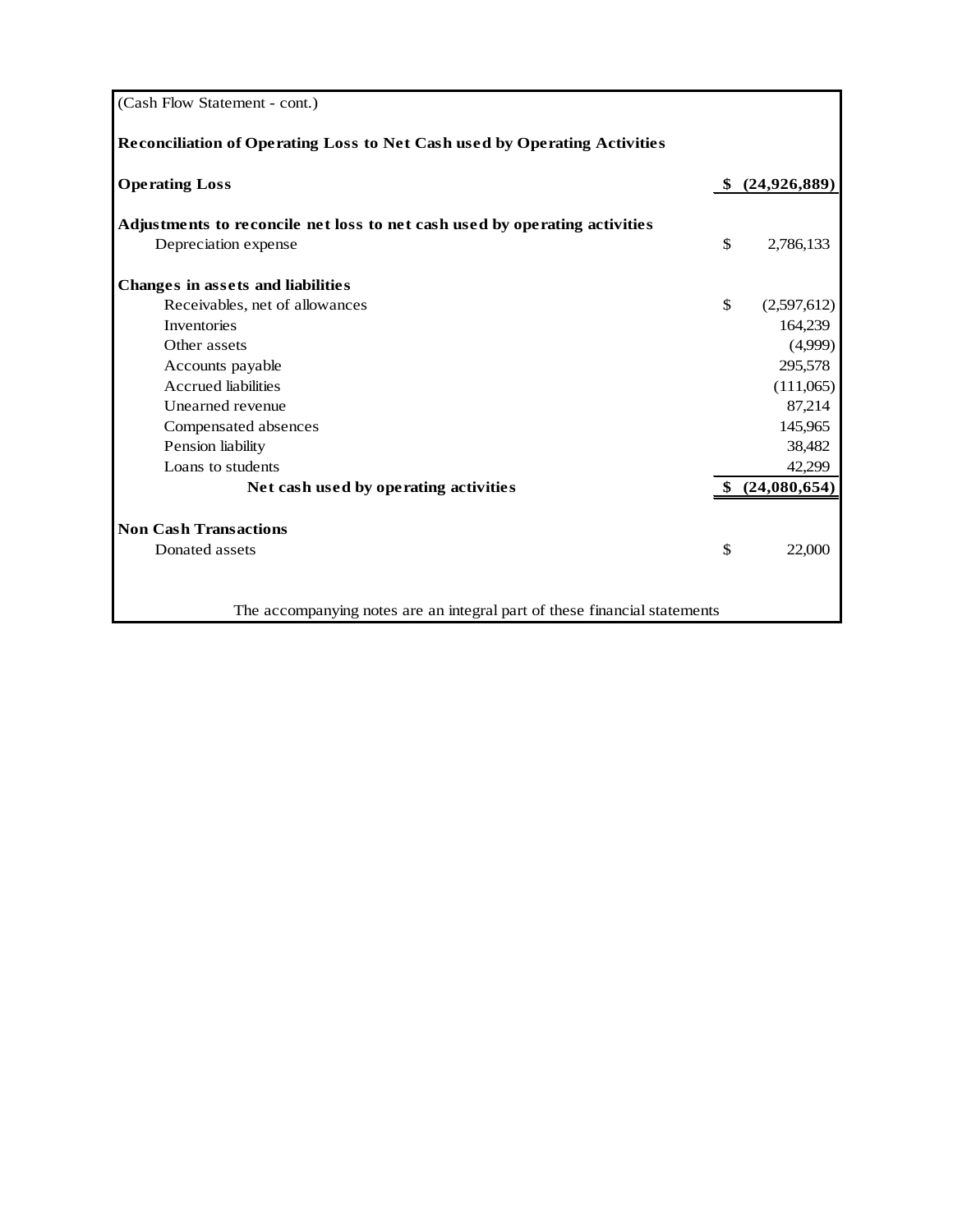(Cash Flow Statement - cont.)

**Reconciliation of Operating Loss to Net Cash used by Operating Activities**

| | | |
|---|---|---|
| **Operating Loss** | **$** | **(24,926,889)** |
| | | |
| **Adjustments to reconcile net loss to net cash used by operating activities** | | |
| Depreciation expense | $ | 2,786,133 |
| | | |
| **Changes in assets and liabilities** | | |
| Receivables, net of allowances | $ | (2,597,612) |
| Inventories | | 164,239 |
| Other assets | | (4,999) |
| Accounts payable | | 295,578 |
| Accrued liabilities | | (111,065) |
| Unearned revenue | | 87,214 |
| Compensated absences | | 145,965 |
| Pension liability | | 38,482 |
| Loans to students | | 42,299 |
| **Net cash used by operating activities** | **$** | **(24,080,654)** |
| | | |
| **Non Cash Transactions** | | |
| Donated assets | $ | 22,000 |

The accompanying notes are an integral part of these financial statements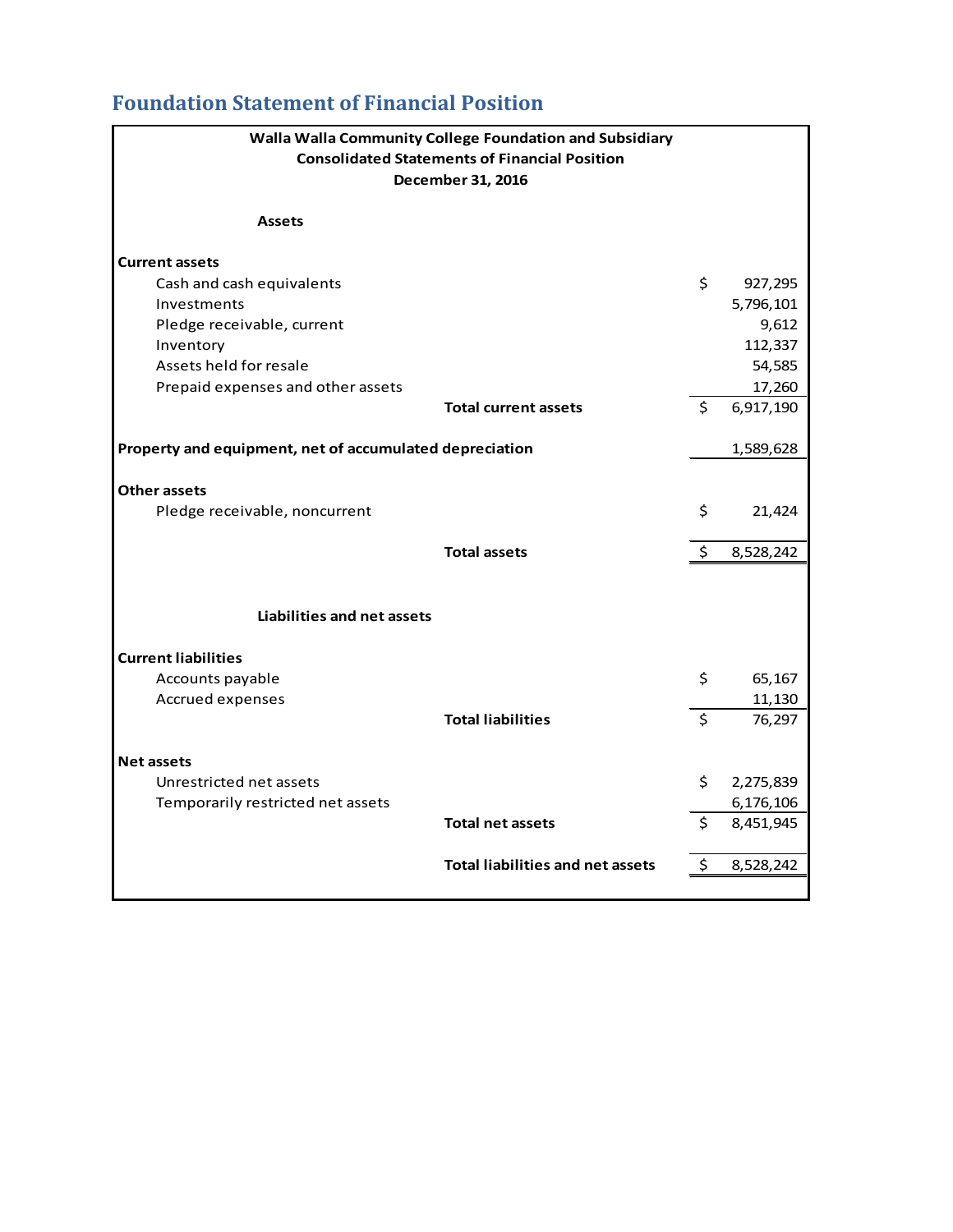## Foundation Statement of Financial Position

**Walla Walla Community College Foundation and Subsidiary**
**Consolidated Statements of Financial Position**
**December 31, 2016**

| | | |
|---|---|---|
| **Assets** | | |
| **Current assets** | | |
| Cash and cash equivalents | | $ 927,295 |
| Investments | | 5,796,101 |
| Pledge receivable, current | | 9,612 |
| Inventory | | 112,337 |
| Assets held for resale | | 54,585 |
| Prepaid expenses and other assets | | 17,260 |
| | **Total current assets** | $ 6,917,190 |
| **Property and equipment, net of accumulated depreciation** | | 1,589,628 |
| **Other assets** | | |
| Pledge receivable, noncurrent | | $ 21,424 |
| | **Total assets** | $ 8,528,242 |
| **Liabilities and net assets** | | |
| **Current liabilities** | | |
| Accounts payable | | $ 65,167 |
| Accrued expenses | | 11,130 |
| | **Total liabilities** | $ 76,297 |
| **Net assets** | | |
| Unrestricted net assets | | $ 2,275,839 |
| Temporarily restricted net assets | | 6,176,106 |
| | **Total net assets** | $ 8,451,945 |
| | **Total liabilities and net assets** | $ 8,528,242 |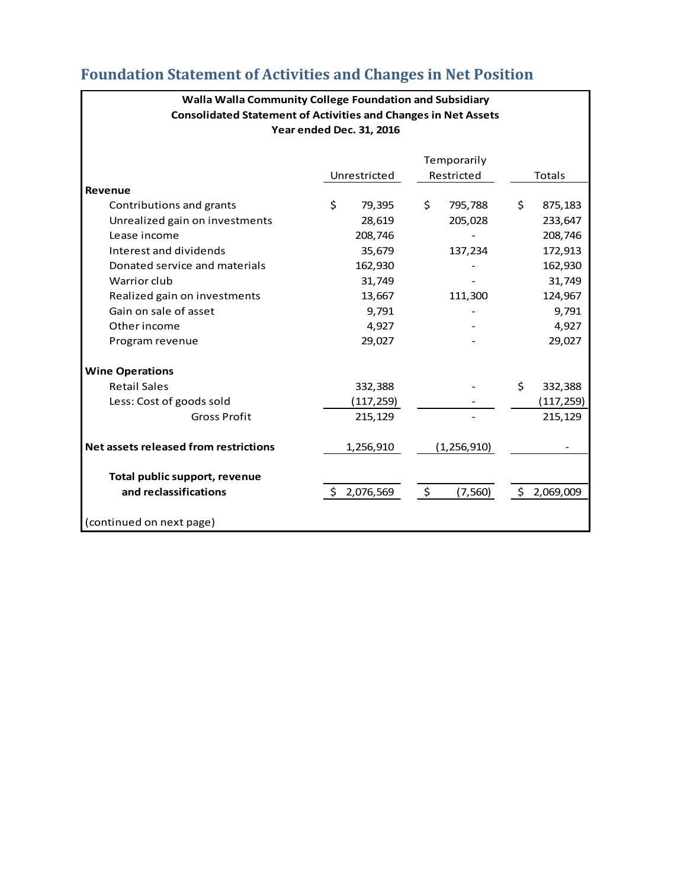# Foundation Statement of Activities and Changes in Net Position

**Walla Walla Community College Foundation and Subsidiary**
**Consolidated Statement of Activities and Changes in Net Assets**
**Year ended Dec. 31, 2016**

| | Unrestricted | Temporarily Restricted | Totals |
|---|---|---|---|
| **Revenue** | | | |
| Contributions and grants | $ 79,395 | $ 795,788 | $ 875,183 |
| Unrealized gain on investments | 28,619 | 205,028 | 233,647 |
| Lease income | 208,746 | - | 208,746 |
| Interest and dividends | 35,679 | 137,234 | 172,913 |
| Donated service and materials | 162,930 | - | 162,930 |
| Warrior club | 31,749 | - | 31,749 |
| Realized gain on investments | 13,667 | 111,300 | 124,967 |
| Gain on sale of asset | 9,791 | - | 9,791 |
| Other income | 4,927 | - | 4,927 |
| Program revenue | 29,027 | - | 29,027 |
| **Wine Operations** | | | |
| Retail Sales | 332,388 | - | $ 332,388 |
| Less: Cost of goods sold | (117,259) | - | (117,259) |
| Gross Profit | 215,129 | - | 215,129 |
| **Net assets released from restrictions** | 1,256,910 | (1,256,910) | - |
| **Total public support, revenue and reclassifications** | $ 2,076,569 | $ (7,560) | $ 2,069,009 |

(continued on next page)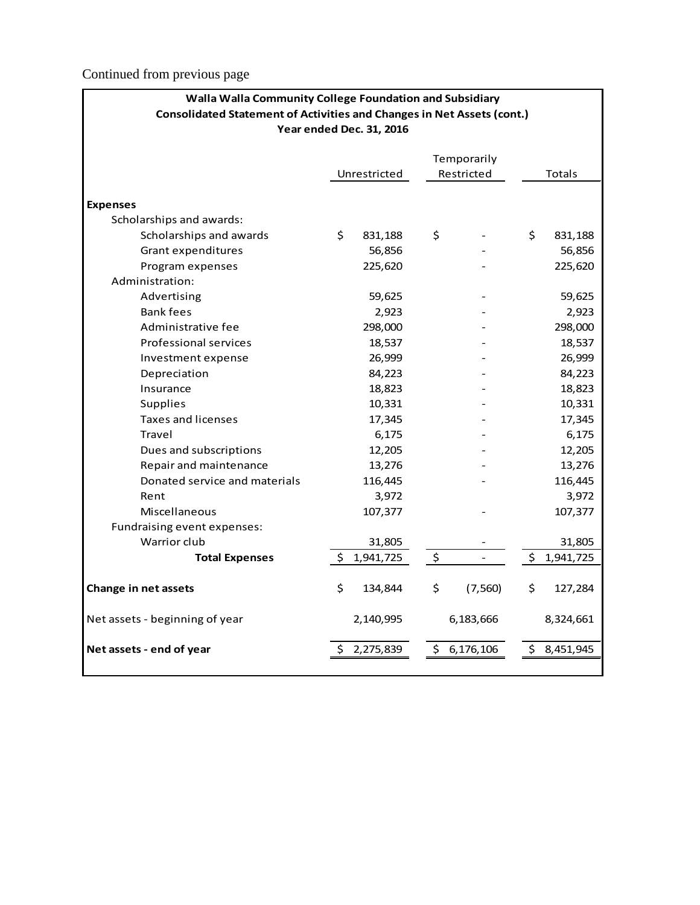Continued from previous page

**Walla Walla Community College Foundation and Subsidiary**
**Consolidated Statement of Activities and Changes in Net Assets (cont.)**
**Year ended Dec. 31, 2016**

| | Unrestricted | Temporarily Restricted | Totals |
|---|---|---|---|
| **Expenses** | | | |
| Scholarships and awards: | | | |
| Scholarships and awards | $ 831,188 | $ - | $ 831,188 |
| Grant expenditures | 56,856 | - | 56,856 |
| Program expenses | 225,620 | - | 225,620 |
| Administration: | | | |
| Advertising | 59,625 | - | 59,625 |
| Bank fees | 2,923 | - | 2,923 |
| Administrative fee | 298,000 | - | 298,000 |
| Professional services | 18,537 | - | 18,537 |
| Investment expense | 26,999 | - | 26,999 |
| Depreciation | 84,223 | - | 84,223 |
| Insurance | 18,823 | - | 18,823 |
| Supplies | 10,331 | - | 10,331 |
| Taxes and licenses | 17,345 | - | 17,345 |
| Travel | 6,175 | - | 6,175 |
| Dues and subscriptions | 12,205 | - | 12,205 |
| Repair and maintenance | 13,276 | - | 13,276 |
| Donated service and materials | 116,445 | - | 116,445 |
| Rent | 3,972 | | 3,972 |
| Miscellaneous | 107,377 | - | 107,377 |
| Fundraising event expenses: | | | |
| Warrior club | 31,805 | - | 31,805 |
| **Total Expenses** | $ 1,941,725 | $ - | $ 1,941,725 |
| **Change in net assets** | $ 134,844 | $ (7,560) | $ 127,284 |
| Net assets - beginning of year | 2,140,995 | 6,183,666 | 8,324,661 |
| **Net assets - end of year** | $ 2,275,839 | $ 6,176,106 | $ 8,451,945 |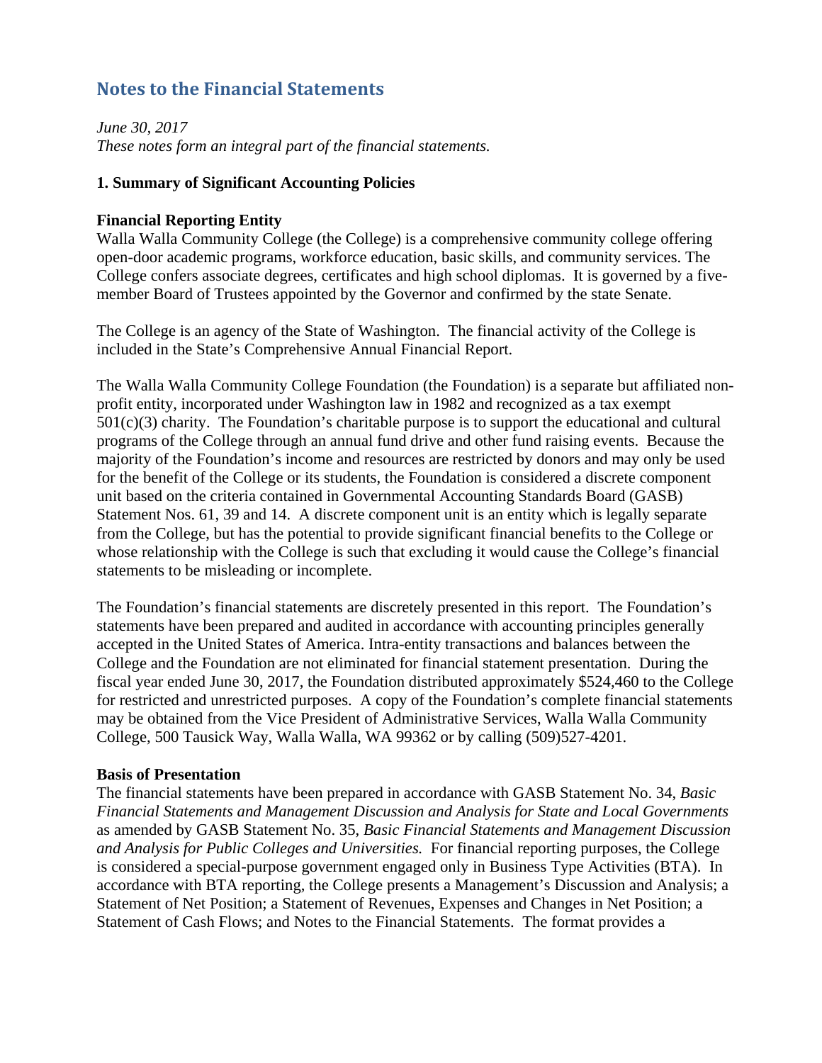# Notes to the Financial Statements

*June 30, 2017*
*These notes form an integral part of the financial statements.*

**1. Summary of Significant Accounting Policies**

**Financial Reporting Entity**
Walla Walla Community College (the College) is a comprehensive community college offering open-door academic programs, workforce education, basic skills, and community services. The College confers associate degrees, certificates and high school diplomas. It is governed by a five-member Board of Trustees appointed by the Governor and confirmed by the state Senate.

The College is an agency of the State of Washington. The financial activity of the College is included in the State's Comprehensive Annual Financial Report.

The Walla Walla Community College Foundation (the Foundation) is a separate but affiliated non-profit entity, incorporated under Washington law in 1982 and recognized as a tax exempt 501(c)(3) charity. The Foundation's charitable purpose is to support the educational and cultural programs of the College through an annual fund drive and other fund raising events. Because the majority of the Foundation's income and resources are restricted by donors and may only be used for the benefit of the College or its students, the Foundation is considered a discrete component unit based on the criteria contained in Governmental Accounting Standards Board (GASB) Statement Nos. 61, 39 and 14. A discrete component unit is an entity which is legally separate from the College, but has the potential to provide significant financial benefits to the College or whose relationship with the College is such that excluding it would cause the College's financial statements to be misleading or incomplete.

The Foundation's financial statements are discretely presented in this report. The Foundation's statements have been prepared and audited in accordance with accounting principles generally accepted in the United States of America. Intra-entity transactions and balances between the College and the Foundation are not eliminated for financial statement presentation. During the fiscal year ended June 30, 2017, the Foundation distributed approximately $524,460 to the College for restricted and unrestricted purposes. A copy of the Foundation's complete financial statements may be obtained from the Vice President of Administrative Services, Walla Walla Community College, 500 Tausick Way, Walla Walla, WA 99362 or by calling (509)527-4201.

**Basis of Presentation**
The financial statements have been prepared in accordance with GASB Statement No. 34, *Basic Financial Statements and Management Discussion and Analysis for State and Local Governments* as amended by GASB Statement No. 35, *Basic Financial Statements and Management Discussion and Analysis for Public Colleges and Universities.* For financial reporting purposes, the College is considered a special-purpose government engaged only in Business Type Activities (BTA). In accordance with BTA reporting, the College presents a Management's Discussion and Analysis; a Statement of Net Position; a Statement of Revenues, Expenses and Changes in Net Position; a Statement of Cash Flows; and Notes to the Financial Statements. The format provides a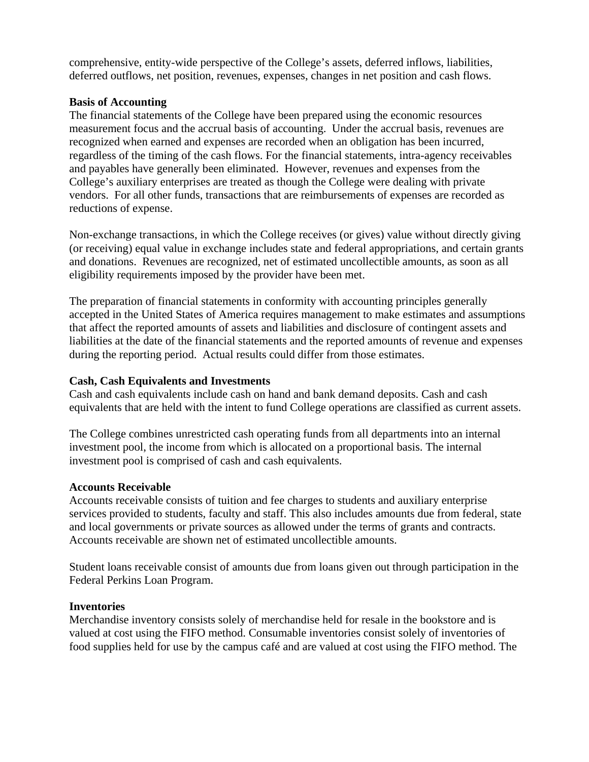comprehensive, entity-wide perspective of the College's assets, deferred inflows, liabilities, deferred outflows, net position, revenues, expenses, changes in net position and cash flows.

**Basis of Accounting**

The financial statements of the College have been prepared using the economic resources measurement focus and the accrual basis of accounting. Under the accrual basis, revenues are recognized when earned and expenses are recorded when an obligation has been incurred, regardless of the timing of the cash flows. For the financial statements, intra-agency receivables and payables have generally been eliminated. However, revenues and expenses from the College's auxiliary enterprises are treated as though the College were dealing with private vendors. For all other funds, transactions that are reimbursements of expenses are recorded as reductions of expense.

Non-exchange transactions, in which the College receives (or gives) value without directly giving (or receiving) equal value in exchange includes state and federal appropriations, and certain grants and donations. Revenues are recognized, net of estimated uncollectible amounts, as soon as all eligibility requirements imposed by the provider have been met.

The preparation of financial statements in conformity with accounting principles generally accepted in the United States of America requires management to make estimates and assumptions that affect the reported amounts of assets and liabilities and disclosure of contingent assets and liabilities at the date of the financial statements and the reported amounts of revenue and expenses during the reporting period. Actual results could differ from those estimates.

**Cash, Cash Equivalents and Investments**

Cash and cash equivalents include cash on hand and bank demand deposits. Cash and cash equivalents that are held with the intent to fund College operations are classified as current assets.

The College combines unrestricted cash operating funds from all departments into an internal investment pool, the income from which is allocated on a proportional basis. The internal investment pool is comprised of cash and cash equivalents.

**Accounts Receivable**

Accounts receivable consists of tuition and fee charges to students and auxiliary enterprise services provided to students, faculty and staff. This also includes amounts due from federal, state and local governments or private sources as allowed under the terms of grants and contracts. Accounts receivable are shown net of estimated uncollectible amounts.

Student loans receivable consist of amounts due from loans given out through participation in the Federal Perkins Loan Program.

**Inventories**

Merchandise inventory consists solely of merchandise held for resale in the bookstore and is valued at cost using the FIFO method. Consumable inventories consist solely of inventories of food supplies held for use by the campus café and are valued at cost using the FIFO method. The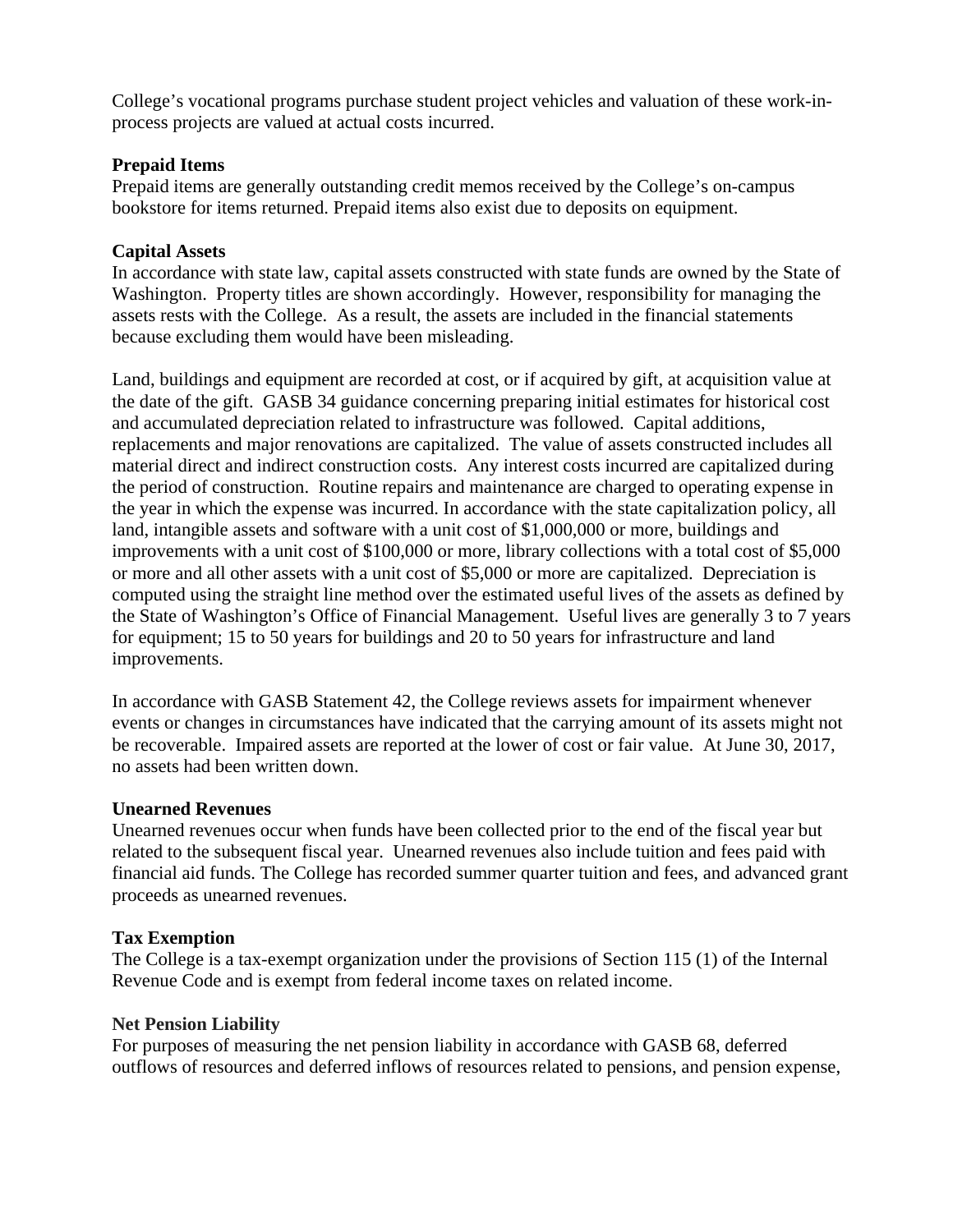College's vocational programs purchase student project vehicles and valuation of these work-in-process projects are valued at actual costs incurred.

**Prepaid Items**
Prepaid items are generally outstanding credit memos received by the College's on-campus bookstore for items returned. Prepaid items also exist due to deposits on equipment.

**Capital Assets**
In accordance with state law, capital assets constructed with state funds are owned by the State of Washington. Property titles are shown accordingly. However, responsibility for managing the assets rests with the College. As a result, the assets are included in the financial statements because excluding them would have been misleading.

Land, buildings and equipment are recorded at cost, or if acquired by gift, at acquisition value at the date of the gift. GASB 34 guidance concerning preparing initial estimates for historical cost and accumulated depreciation related to infrastructure was followed. Capital additions, replacements and major renovations are capitalized. The value of assets constructed includes all material direct and indirect construction costs. Any interest costs incurred are capitalized during the period of construction. Routine repairs and maintenance are charged to operating expense in the year in which the expense was incurred. In accordance with the state capitalization policy, all land, intangible assets and software with a unit cost of $1,000,000 or more, buildings and improvements with a unit cost of $100,000 or more, library collections with a total cost of $5,000 or more and all other assets with a unit cost of $5,000 or more are capitalized. Depreciation is computed using the straight line method over the estimated useful lives of the assets as defined by the State of Washington's Office of Financial Management. Useful lives are generally 3 to 7 years for equipment; 15 to 50 years for buildings and 20 to 50 years for infrastructure and land improvements.

In accordance with GASB Statement 42, the College reviews assets for impairment whenever events or changes in circumstances have indicated that the carrying amount of its assets might not be recoverable. Impaired assets are reported at the lower of cost or fair value. At June 30, 2017, no assets had been written down.

**Unearned Revenues**
Unearned revenues occur when funds have been collected prior to the end of the fiscal year but related to the subsequent fiscal year. Unearned revenues also include tuition and fees paid with financial aid funds. The College has recorded summer quarter tuition and fees, and advanced grant proceeds as unearned revenues.

**Tax Exemption**
The College is a tax-exempt organization under the provisions of Section 115 (1) of the Internal Revenue Code and is exempt from federal income taxes on related income.

**Net Pension Liability**
For purposes of measuring the net pension liability in accordance with GASB 68, deferred outflows of resources and deferred inflows of resources related to pensions, and pension expense,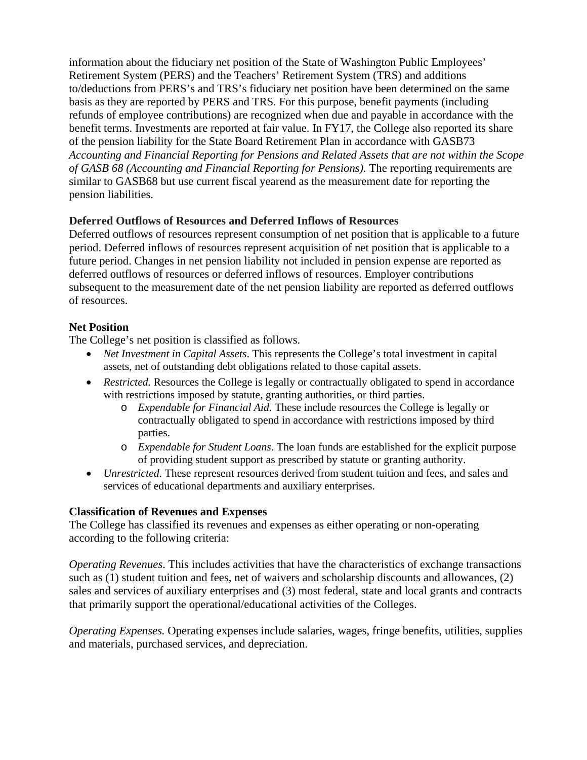information about the fiduciary net position of the State of Washington Public Employees' Retirement System (PERS) and the Teachers' Retirement System (TRS) and additions to/deductions from PERS's and TRS's fiduciary net position have been determined on the same basis as they are reported by PERS and TRS. For this purpose, benefit payments (including refunds of employee contributions) are recognized when due and payable in accordance with the benefit terms. Investments are reported at fair value. In FY17, the College also reported its share of the pension liability for the State Board Retirement Plan in accordance with GASB73 *Accounting and Financial Reporting for Pensions and Related Assets that are not within the Scope of GASB 68 (Accounting and Financial Reporting for Pensions).* The reporting requirements are similar to GASB68 but use current fiscal yearend as the measurement date for reporting the pension liabilities.

**Deferred Outflows of Resources and Deferred Inflows of Resources**

Deferred outflows of resources represent consumption of net position that is applicable to a future period. Deferred inflows of resources represent acquisition of net position that is applicable to a future period. Changes in net pension liability not included in pension expense are reported as deferred outflows of resources or deferred inflows of resources. Employer contributions subsequent to the measurement date of the net pension liability are reported as deferred outflows of resources.

**Net Position**

The College's net position is classified as follows.

- *Net Investment in Capital Assets*. This represents the College's total investment in capital assets, net of outstanding debt obligations related to those capital assets.
- *Restricted.* Resources the College is legally or contractually obligated to spend in accordance with restrictions imposed by statute, granting authorities, or third parties.
  - *Expendable for Financial Aid*. These include resources the College is legally or contractually obligated to spend in accordance with restrictions imposed by third parties.
  - *Expendable for Student Loans*. The loan funds are established for the explicit purpose of providing student support as prescribed by statute or granting authority.
- *Unrestricted*. These represent resources derived from student tuition and fees, and sales and services of educational departments and auxiliary enterprises.

**Classification of Revenues and Expenses**

The College has classified its revenues and expenses as either operating or non-operating according to the following criteria:

*Operating Revenues*. This includes activities that have the characteristics of exchange transactions such as (1) student tuition and fees, net of waivers and scholarship discounts and allowances, (2) sales and services of auxiliary enterprises and (3) most federal, state and local grants and contracts that primarily support the operational/educational activities of the Colleges.

*Operating Expenses.* Operating expenses include salaries, wages, fringe benefits, utilities, supplies and materials, purchased services, and depreciation.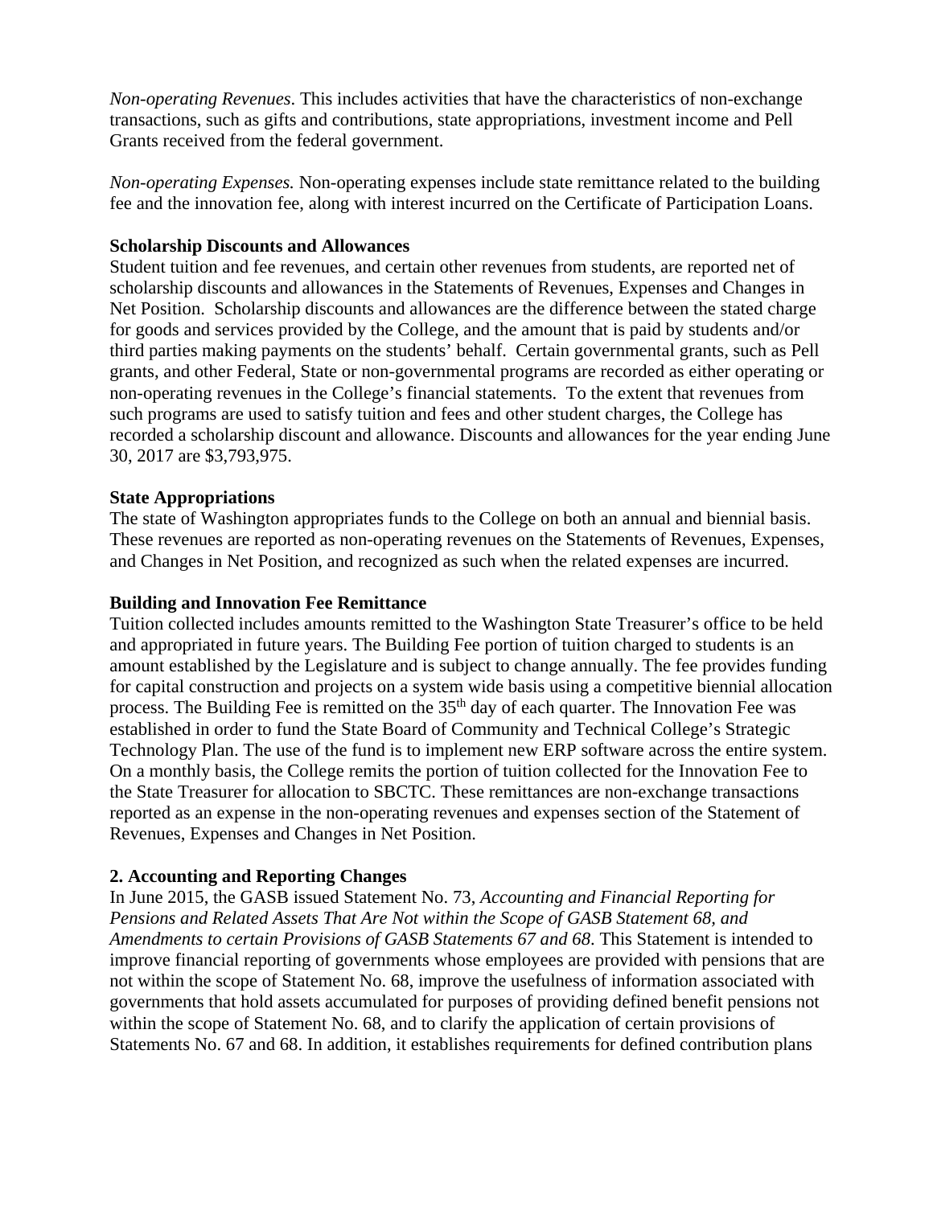*Non-operating Revenues*. This includes activities that have the characteristics of non-exchange transactions, such as gifts and contributions, state appropriations, investment income and Pell Grants received from the federal government.

*Non-operating Expenses.* Non-operating expenses include state remittance related to the building fee and the innovation fee, along with interest incurred on the Certificate of Participation Loans.

**Scholarship Discounts and Allowances**

Student tuition and fee revenues, and certain other revenues from students, are reported net of scholarship discounts and allowances in the Statements of Revenues, Expenses and Changes in Net Position. Scholarship discounts and allowances are the difference between the stated charge for goods and services provided by the College, and the amount that is paid by students and/or third parties making payments on the students' behalf. Certain governmental grants, such as Pell grants, and other Federal, State or non-governmental programs are recorded as either operating or non-operating revenues in the College's financial statements. To the extent that revenues from such programs are used to satisfy tuition and fees and other student charges, the College has recorded a scholarship discount and allowance. Discounts and allowances for the year ending June 30, 2017 are $3,793,975.

**State Appropriations**

The state of Washington appropriates funds to the College on both an annual and biennial basis. These revenues are reported as non-operating revenues on the Statements of Revenues, Expenses, and Changes in Net Position, and recognized as such when the related expenses are incurred.

**Building and Innovation Fee Remittance**

Tuition collected includes amounts remitted to the Washington State Treasurer's office to be held and appropriated in future years. The Building Fee portion of tuition charged to students is an amount established by the Legislature and is subject to change annually. The fee provides funding for capital construction and projects on a system wide basis using a competitive biennial allocation process. The Building Fee is remitted on the 35th day of each quarter. The Innovation Fee was established in order to fund the State Board of Community and Technical College's Strategic Technology Plan. The use of the fund is to implement new ERP software across the entire system. On a monthly basis, the College remits the portion of tuition collected for the Innovation Fee to the State Treasurer for allocation to SBCTC. These remittances are non-exchange transactions reported as an expense in the non-operating revenues and expenses section of the Statement of Revenues, Expenses and Changes in Net Position.

**2. Accounting and Reporting Changes**

In June 2015, the GASB issued Statement No. 73, *Accounting and Financial Reporting for Pensions and Related Assets That Are Not within the Scope of GASB Statement 68, and Amendments to certain Provisions of GASB Statements 67 and 68*. This Statement is intended to improve financial reporting of governments whose employees are provided with pensions that are not within the scope of Statement No. 68, improve the usefulness of information associated with governments that hold assets accumulated for purposes of providing defined benefit pensions not within the scope of Statement No. 68, and to clarify the application of certain provisions of Statements No. 67 and 68. In addition, it establishes requirements for defined contribution plans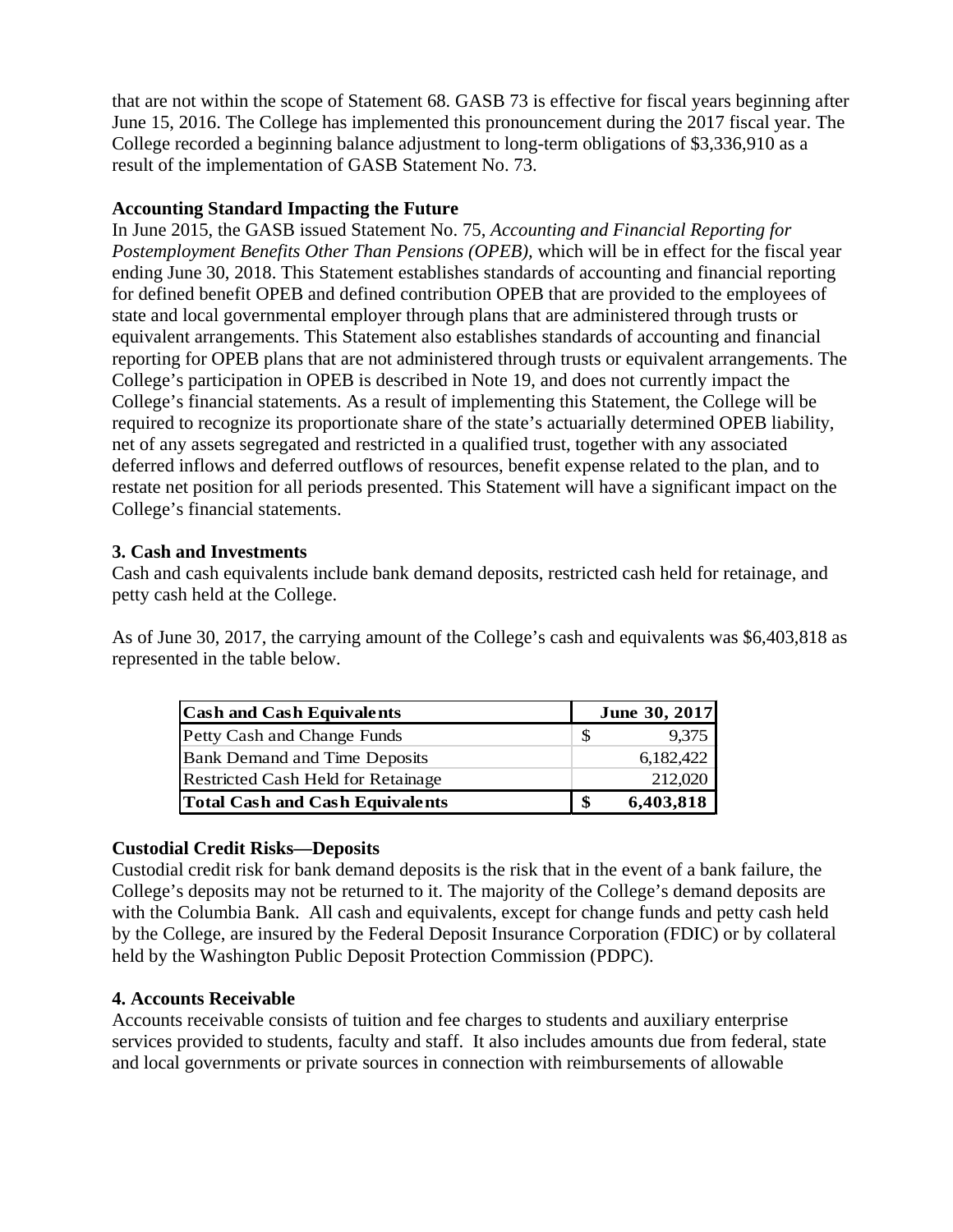that are not within the scope of Statement 68. GASB 73 is effective for fiscal years beginning after June 15, 2016. The College has implemented this pronouncement during the 2017 fiscal year. The College recorded a beginning balance adjustment to long-term obligations of $3,336,910 as a result of the implementation of GASB Statement No. 73.

**Accounting Standard Impacting the Future**

In June 2015, the GASB issued Statement No. 75, *Accounting and Financial Reporting for Postemployment Benefits Other Than Pensions (OPEB),* which will be in effect for the fiscal year ending June 30, 2018. This Statement establishes standards of accounting and financial reporting for defined benefit OPEB and defined contribution OPEB that are provided to the employees of state and local governmental employer through plans that are administered through trusts or equivalent arrangements. This Statement also establishes standards of accounting and financial reporting for OPEB plans that are not administered through trusts or equivalent arrangements. The College's participation in OPEB is described in Note 19, and does not currently impact the College's financial statements. As a result of implementing this Statement, the College will be required to recognize its proportionate share of the state's actuarially determined OPEB liability, net of any assets segregated and restricted in a qualified trust, together with any associated deferred inflows and deferred outflows of resources, benefit expense related to the plan, and to restate net position for all periods presented. This Statement will have a significant impact on the College's financial statements.

**3. Cash and Investments**

Cash and cash equivalents include bank demand deposits, restricted cash held for retainage, and petty cash held at the College.

As of June 30, 2017, the carrying amount of the College's cash and equivalents was $6,403,818 as represented in the table below.

| **Cash and Cash Equivalents** | **June 30, 2017** |
|---|---|
| Petty Cash and Change Funds | $ 9,375 |
| Bank Demand and Time Deposits | 6,182,422 |
| Restricted Cash Held for Retainage | 212,020 |
| **Total Cash and Cash Equivalents** | **$ 6,403,818** |

**Custodial Credit Risks—Deposits**

Custodial credit risk for bank demand deposits is the risk that in the event of a bank failure, the College's deposits may not be returned to it. The majority of the College's demand deposits are with the Columbia Bank. All cash and equivalents, except for change funds and petty cash held by the College, are insured by the Federal Deposit Insurance Corporation (FDIC) or by collateral held by the Washington Public Deposit Protection Commission (PDPC).

**4. Accounts Receivable**

Accounts receivable consists of tuition and fee charges to students and auxiliary enterprise services provided to students, faculty and staff. It also includes amounts due from federal, state and local governments or private sources in connection with reimbursements of allowable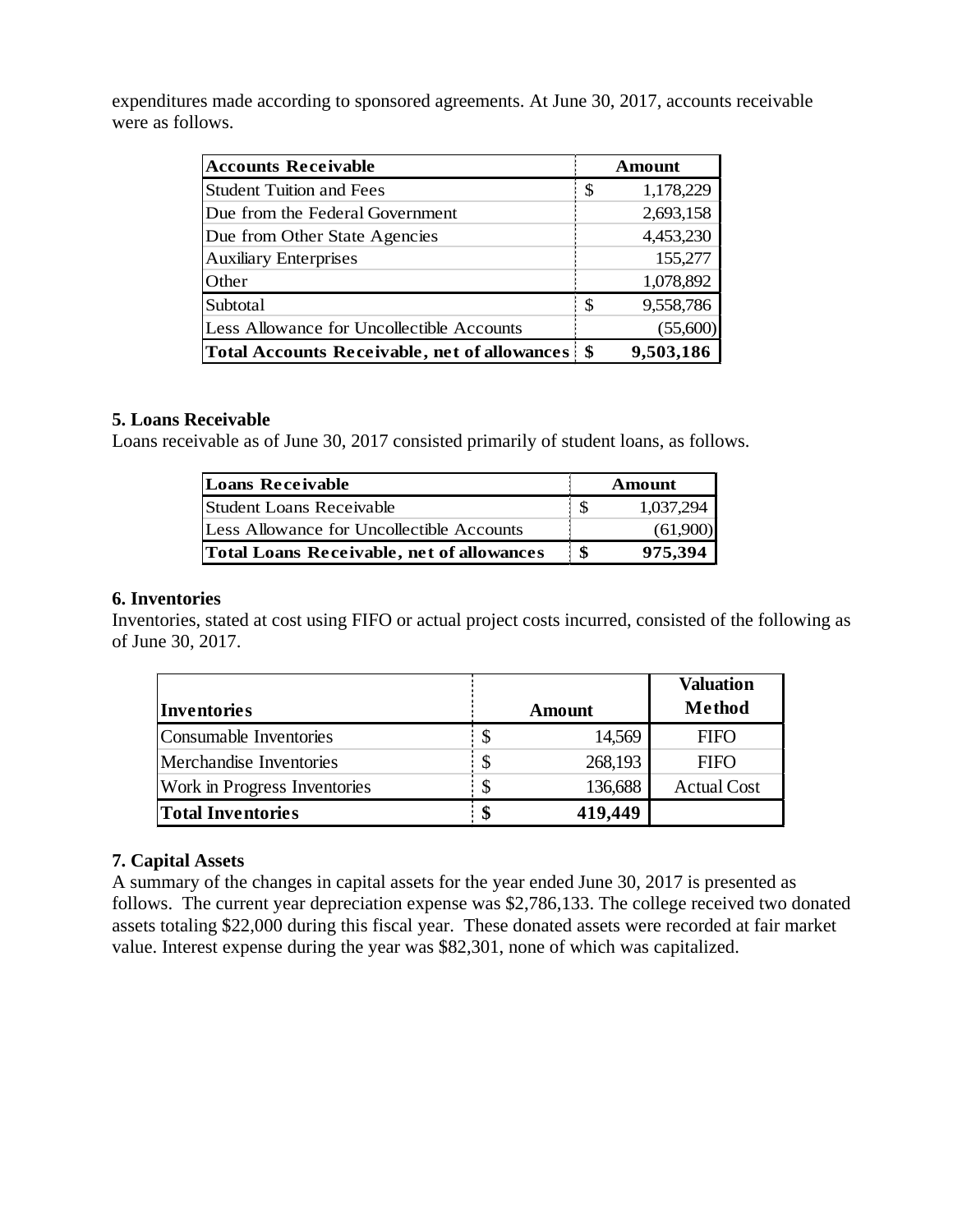expenditures made according to sponsored agreements. At June 30, 2017, accounts receivable were as follows.

| Accounts Receivable | Amount |
|---|---|
| Student Tuition and Fees | $ 1,178,229 |
| Due from the Federal Government | 2,693,158 |
| Due from Other State Agencies | 4,453,230 |
| Auxiliary Enterprises | 155,277 |
| Other | 1,078,892 |
| Subtotal | $ 9,558,786 |
| Less Allowance for Uncollectible Accounts | (55,600) |
| **Total Accounts Receivable, net of allowances** | **$ 9,503,186** |

### 5. Loans Receivable

Loans receivable as of June 30, 2017 consisted primarily of student loans, as follows.

| Loans Receivable | Amount |
|---|---|
| Student Loans Receivable | $ 1,037,294 |
| Less Allowance for Uncollectible Accounts | (61,900) |
| **Total Loans Receivable, net of allowances** | **$ 975,394** |

### 6. Inventories

Inventories, stated at cost using FIFO or actual project costs incurred, consisted of the following as of June 30, 2017.

| Inventories | Amount | Valuation Method |
|---|---|---|
| Consumable Inventories | $ 14,569 | FIFO |
| Merchandise Inventories | $ 268,193 | FIFO |
| Work in Progress Inventories | $ 136,688 | Actual Cost |
| **Total Inventories** | **$ 419,449** | |

### 7. Capital Assets

A summary of the changes in capital assets for the year ended June 30, 2017 is presented as follows. The current year depreciation expense was $2,786,133. The college received two donated assets totaling $22,000 during this fiscal year. These donated assets were recorded at fair market value. Interest expense during the year was $82,301, none of which was capitalized.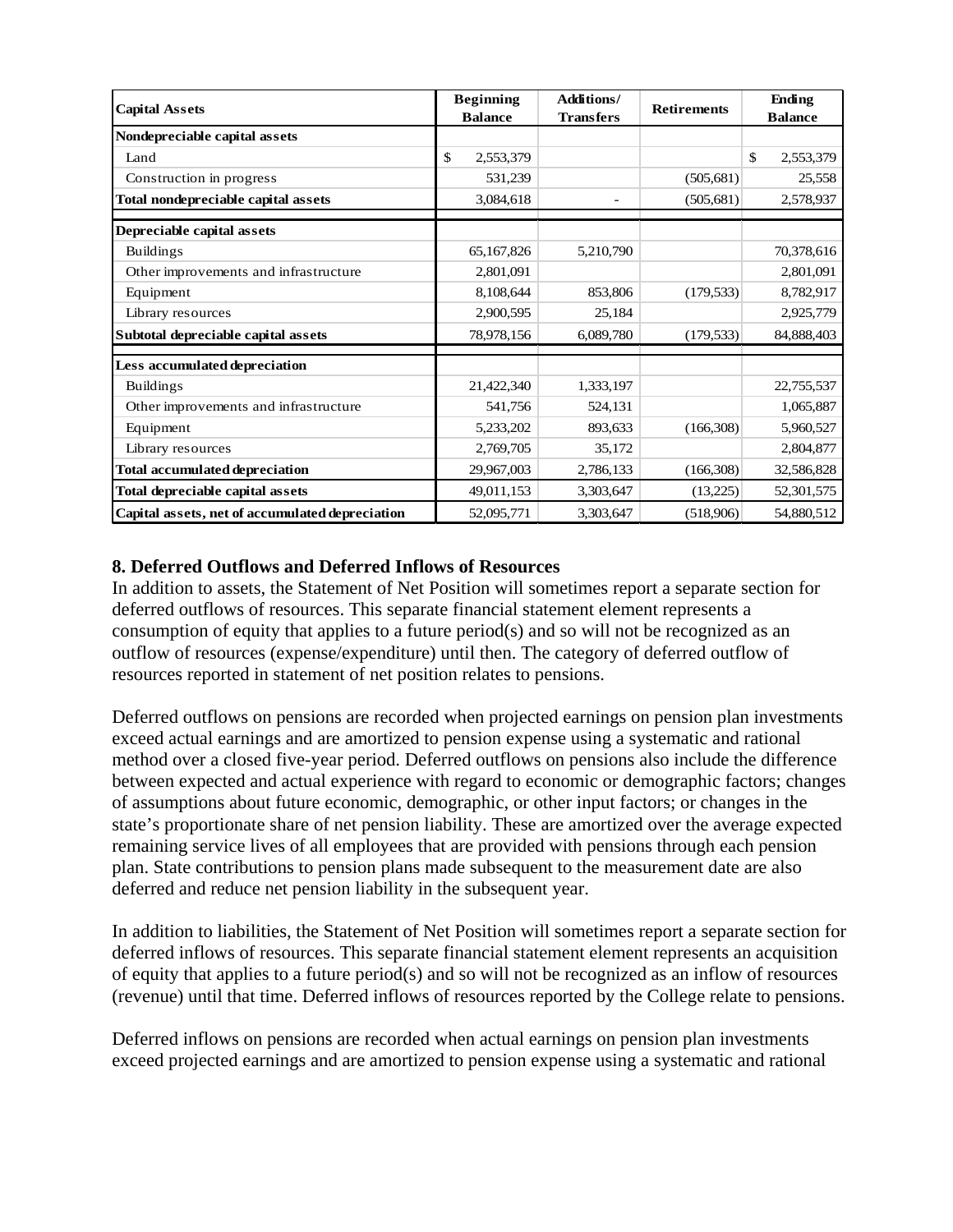| Capital Assets | Beginning Balance | Additions/ Transfers | Retirements | Ending Balance |
|---|---|---|---|---|
| **Nondepreciable capital assets** | | | | |
| Land | $ 2,553,379 | | | $ 2,553,379 |
| Construction in progress | 531,239 | | (505,681) | 25,558 |
| **Total nondepreciable capital assets** | 3,084,618 | - | (505,681) | 2,578,937 |
| **Depreciable capital assets** | | | | |
| Buildings | 65,167,826 | 5,210,790 | | 70,378,616 |
| Other improvements and infrastructure | 2,801,091 | | | 2,801,091 |
| Equipment | 8,108,644 | 853,806 | (179,533) | 8,782,917 |
| Library resources | 2,900,595 | 25,184 | | 2,925,779 |
| **Subtotal depreciable capital assets** | 78,978,156 | 6,089,780 | (179,533) | 84,888,403 |
| **Less accumulated depreciation** | | | | |
| Buildings | 21,422,340 | 1,333,197 | | 22,755,537 |
| Other improvements and infrastructure | 541,756 | 524,131 | | 1,065,887 |
| Equipment | 5,233,202 | 893,633 | (166,308) | 5,960,527 |
| Library resources | 2,769,705 | 35,172 | | 2,804,877 |
| **Total accumulated depreciation** | 29,967,003 | 2,786,133 | (166,308) | 32,586,828 |
| **Total depreciable capital assets** | 49,011,153 | 3,303,647 | (13,225) | 52,301,575 |
| **Capital assets, net of accumulated depreciation** | 52,095,771 | 3,303,647 | (518,906) | 54,880,512 |

**8. Deferred Outflows and Deferred Inflows of Resources**

In addition to assets, the Statement of Net Position will sometimes report a separate section for deferred outflows of resources. This separate financial statement element represents a consumption of equity that applies to a future period(s) and so will not be recognized as an outflow of resources (expense/expenditure) until then. The category of deferred outflow of resources reported in statement of net position relates to pensions.

Deferred outflows on pensions are recorded when projected earnings on pension plan investments exceed actual earnings and are amortized to pension expense using a systematic and rational method over a closed five-year period. Deferred outflows on pensions also include the difference between expected and actual experience with regard to economic or demographic factors; changes of assumptions about future economic, demographic, or other input factors; or changes in the state's proportionate share of net pension liability. These are amortized over the average expected remaining service lives of all employees that are provided with pensions through each pension plan. State contributions to pension plans made subsequent to the measurement date are also deferred and reduce net pension liability in the subsequent year.

In addition to liabilities, the Statement of Net Position will sometimes report a separate section for deferred inflows of resources. This separate financial statement element represents an acquisition of equity that applies to a future period(s) and so will not be recognized as an inflow of resources (revenue) until that time. Deferred inflows of resources reported by the College relate to pensions.

Deferred inflows on pensions are recorded when actual earnings on pension plan investments exceed projected earnings and are amortized to pension expense using a systematic and rational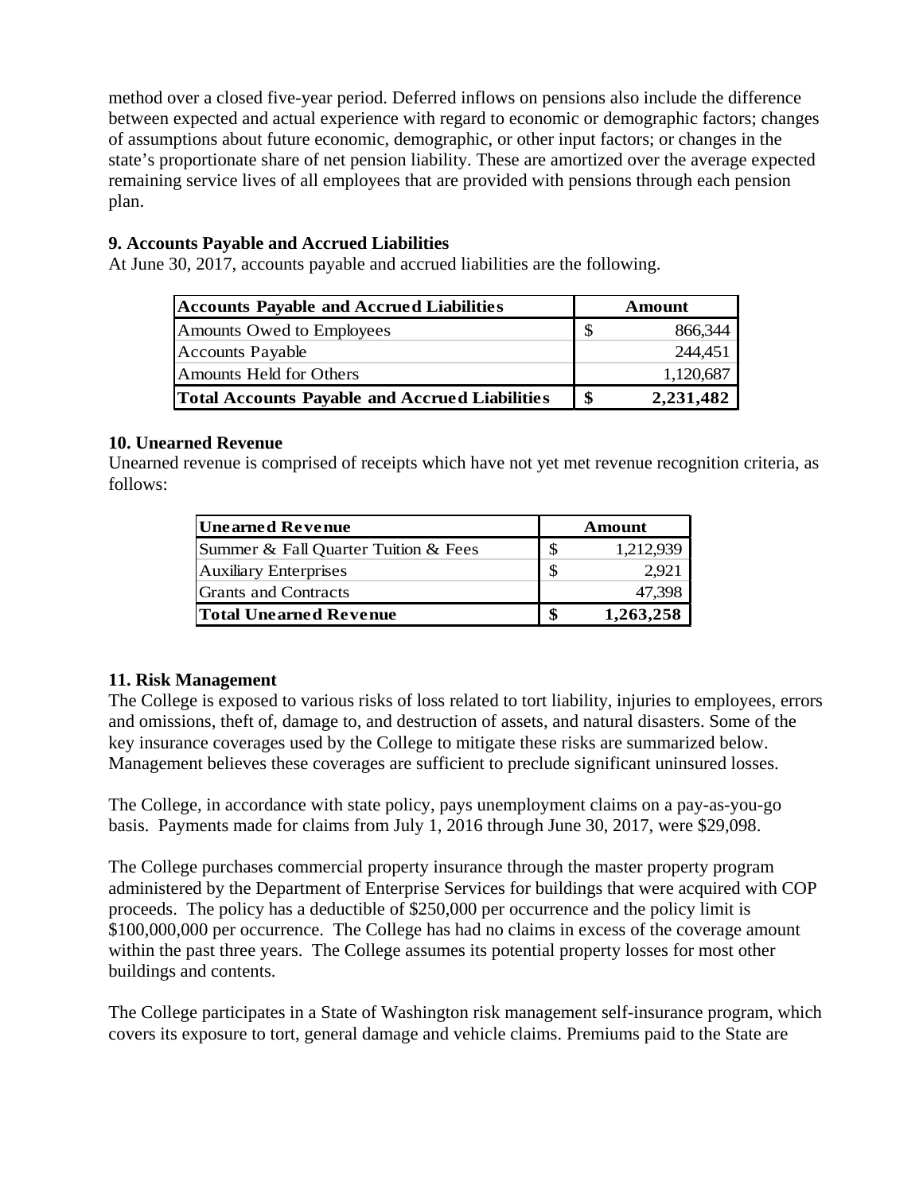method over a closed five-year period. Deferred inflows on pensions also include the difference between expected and actual experience with regard to economic or demographic factors; changes of assumptions about future economic, demographic, or other input factors; or changes in the state's proportionate share of net pension liability. These are amortized over the average expected remaining service lives of all employees that are provided with pensions through each pension plan.

### 9. Accounts Payable and Accrued Liabilities

At June 30, 2017, accounts payable and accrued liabilities are the following.

| Accounts Payable and Accrued Liabilities | Amount |
|---|---|
| Amounts Owed to Employees | $ 866,344 |
| Accounts Payable | 244,451 |
| Amounts Held for Others | 1,120,687 |
| **Total Accounts Payable and Accrued Liabilities** | **$ 2,231,482** |

### 10. Unearned Revenue

Unearned revenue is comprised of receipts which have not yet met revenue recognition criteria, as follows:

| Unearned Revenue | Amount |
|---|---|
| Summer & Fall Quarter Tuition & Fees | $ 1,212,939 |
| Auxiliary Enterprises | $ 2,921 |
| Grants and Contracts | 47,398 |
| **Total Unearned Revenue** | **$ 1,263,258** |

### 11. Risk Management

The College is exposed to various risks of loss related to tort liability, injuries to employees, errors and omissions, theft of, damage to, and destruction of assets, and natural disasters. Some of the key insurance coverages used by the College to mitigate these risks are summarized below. Management believes these coverages are sufficient to preclude significant uninsured losses.

The College, in accordance with state policy, pays unemployment claims on a pay-as-you-go basis. Payments made for claims from July 1, 2016 through June 30, 2017, were $29,098.

The College purchases commercial property insurance through the master property program administered by the Department of Enterprise Services for buildings that were acquired with COP proceeds. The policy has a deductible of $250,000 per occurrence and the policy limit is $100,000,000 per occurrence. The College has had no claims in excess of the coverage amount within the past three years. The College assumes its potential property losses for most other buildings and contents.

The College participates in a State of Washington risk management self-insurance program, which covers its exposure to tort, general damage and vehicle claims. Premiums paid to the State are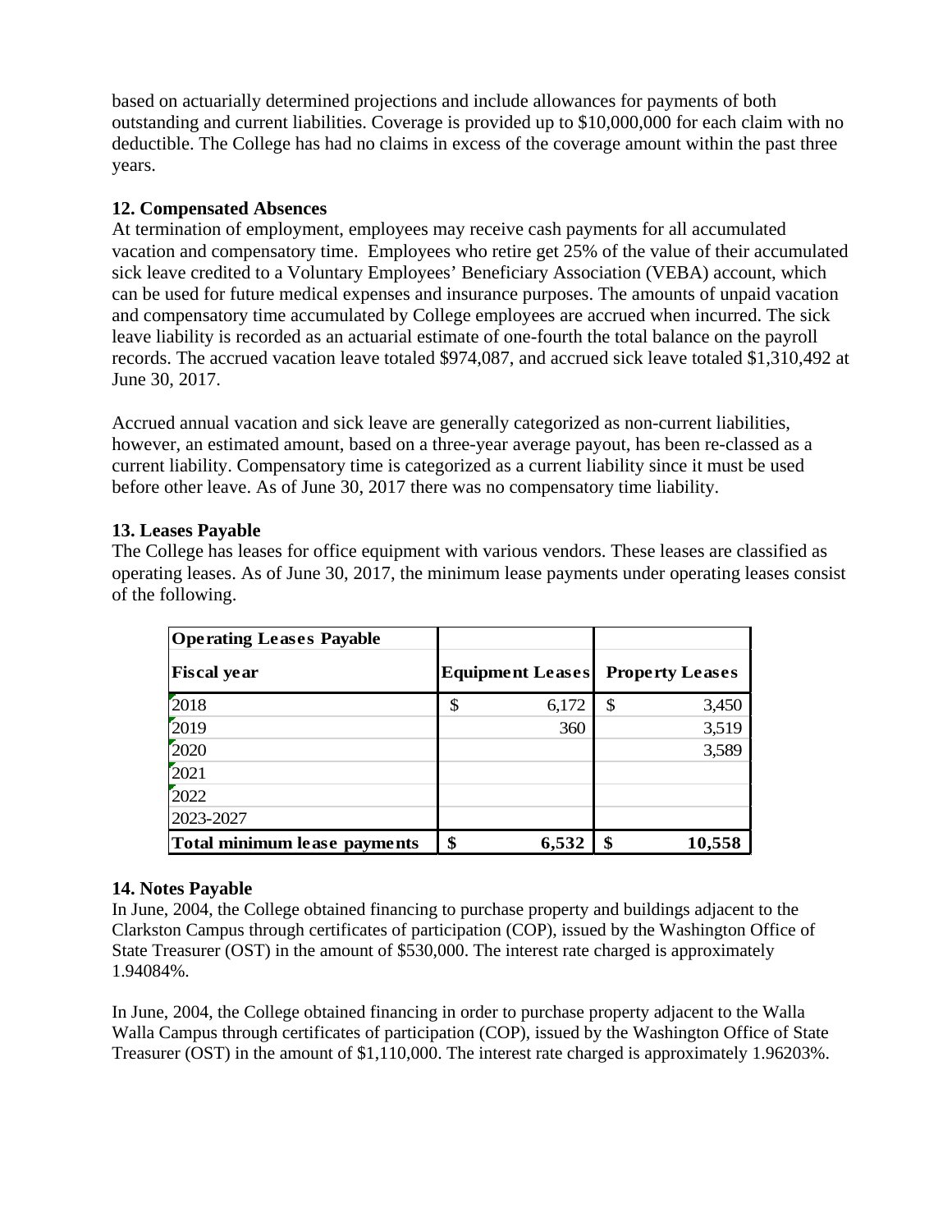based on actuarially determined projections and include allowances for payments of both outstanding and current liabilities. Coverage is provided up to $10,000,000 for each claim with no deductible. The College has had no claims in excess of the coverage amount within the past three years.

**12. Compensated Absences**

At termination of employment, employees may receive cash payments for all accumulated vacation and compensatory time. Employees who retire get 25% of the value of their accumulated sick leave credited to a Voluntary Employees' Beneficiary Association (VEBA) account, which can be used for future medical expenses and insurance purposes. The amounts of unpaid vacation and compensatory time accumulated by College employees are accrued when incurred. The sick leave liability is recorded as an actuarial estimate of one-fourth the total balance on the payroll records. The accrued vacation leave totaled $974,087, and accrued sick leave totaled $1,310,492 at June 30, 2017.

Accrued annual vacation and sick leave are generally categorized as non-current liabilities, however, an estimated amount, based on a three-year average payout, has been re-classed as a current liability. Compensatory time is categorized as a current liability since it must be used before other leave. As of June 30, 2017 there was no compensatory time liability.

**13. Leases Payable**

The College has leases for office equipment with various vendors. These leases are classified as operating leases. As of June 30, 2017, the minimum lease payments under operating leases consist of the following.

| **Operating Leases Payable** | | |
|---|---|---|
| **Fiscal year** | **Equipment Leases** | **Property Leases** |
| 2018 | $ 6,172 | $ 3,450 |
| 2019 | 360 | 3,519 |
| 2020 | | 3,589 |
| 2021 | | |
| 2022 | | |
| 2023-2027 | | |
| **Total minimum lease payments** | **$ 6,532** | **$ 10,558** |

**14. Notes Payable**

In June, 2004, the College obtained financing to purchase property and buildings adjacent to the Clarkston Campus through certificates of participation (COP), issued by the Washington Office of State Treasurer (OST) in the amount of $530,000. The interest rate charged is approximately 1.94084%.

In June, 2004, the College obtained financing in order to purchase property adjacent to the Walla Walla Campus through certificates of participation (COP), issued by the Washington Office of State Treasurer (OST) in the amount of $1,110,000. The interest rate charged is approximately 1.96203%.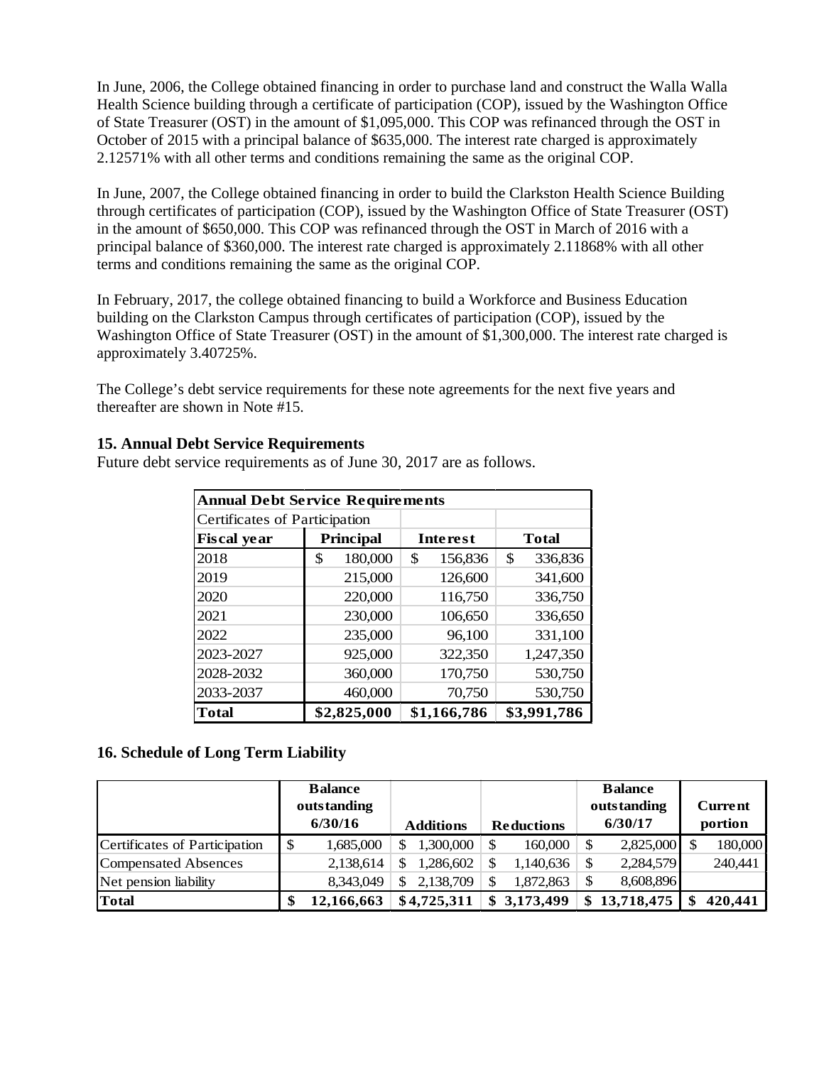In June, 2006, the College obtained financing in order to purchase land and construct the Walla Walla Health Science building through a certificate of participation (COP), issued by the Washington Office of State Treasurer (OST) in the amount of $1,095,000. This COP was refinanced through the OST in October of 2015 with a principal balance of $635,000. The interest rate charged is approximately 2.12571% with all other terms and conditions remaining the same as the original COP.

In June, 2007, the College obtained financing in order to build the Clarkston Health Science Building through certificates of participation (COP), issued by the Washington Office of State Treasurer (OST) in the amount of $650,000. This COP was refinanced through the OST in March of 2016 with a principal balance of $360,000. The interest rate charged is approximately 2.11868% with all other terms and conditions remaining the same as the original COP.

In February, 2017, the college obtained financing to build a Workforce and Business Education building on the Clarkston Campus through certificates of participation (COP), issued by the Washington Office of State Treasurer (OST) in the amount of $1,300,000. The interest rate charged is approximately 3.40725%.

The College's debt service requirements for these note agreements for the next five years and thereafter are shown in Note #15.

### 15. Annual Debt Service Requirements

Future debt service requirements as of June 30, 2017 are as follows.

| **Annual Debt Service Requirements** | | | |
|---|---|---|---|
| Certificates of Participation | | | |
| **Fiscal year** | **Principal** | **Interest** | **Total** |
| 2018 | $ 180,000 | $ 156,836 | $ 336,836 |
| 2019 | 215,000 | 126,600 | 341,600 |
| 2020 | 220,000 | 116,750 | 336,750 |
| 2021 | 230,000 | 106,650 | 336,650 |
| 2022 | 235,000 | 96,100 | 331,100 |
| 2023-2027 | 925,000 | 322,350 | 1,247,350 |
| 2028-2032 | 360,000 | 170,750 | 530,750 |
| 2033-2037 | 460,000 | 70,750 | 530,750 |
| **Total** | **$2,825,000** | **$1,166,786** | **$3,991,786** |

### 16. Schedule of Long Term Liability

| | Balance outstanding 6/30/16 | Additions | Reductions | Balance outstanding 6/30/17 | Current portion |
|---|---|---|---|---|---|
| Certificates of Participation | $ 1,685,000 | $ 1,300,000 | $ 160,000 | $ 2,825,000 | $ 180,000 |
| Compensated Absences | 2,138,614 | $ 1,286,602 | $ 1,140,636 | $ 2,284,579 | 240,441 |
| Net pension liability | 8,343,049 | $ 2,138,709 | $ 1,872,863 | $ 8,608,896 | |
| **Total** | **$ 12,166,663** | **$4,725,311** | **$ 3,173,499** | **$ 13,718,475** | **$ 420,441** |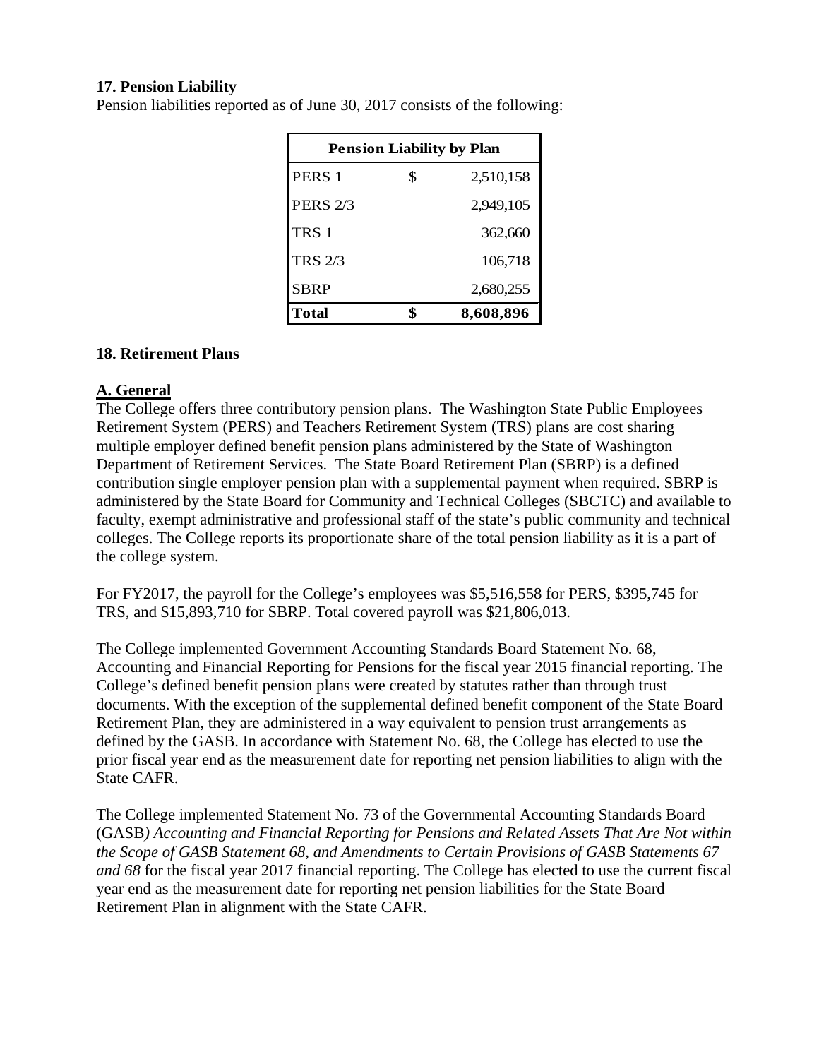**17. Pension Liability**

Pension liabilities reported as of June 30, 2017 consists of the following:

| Pension Liability by Plan | | |
|---|---|---|
| PERS 1 | $ | 2,510,158 |
| PERS 2/3 | | 2,949,105 |
| TRS 1 | | 362,660 |
| TRS 2/3 | | 106,718 |
| SBRP | | 2,680,255 |
| **Total** | **$** | **8,608,896** |

**18. Retirement Plans**

**A. General**

The College offers three contributory pension plans. The Washington State Public Employees Retirement System (PERS) and Teachers Retirement System (TRS) plans are cost sharing multiple employer defined benefit pension plans administered by the State of Washington Department of Retirement Services. The State Board Retirement Plan (SBRP) is a defined contribution single employer pension plan with a supplemental payment when required. SBRP is administered by the State Board for Community and Technical Colleges (SBCTC) and available to faculty, exempt administrative and professional staff of the state's public community and technical colleges. The College reports its proportionate share of the total pension liability as it is a part of the college system.

For FY2017, the payroll for the College's employees was $5,516,558 for PERS, $395,745 for TRS, and $15,893,710 for SBRP. Total covered payroll was $21,806,013.

The College implemented Government Accounting Standards Board Statement No. 68, Accounting and Financial Reporting for Pensions for the fiscal year 2015 financial reporting. The College's defined benefit pension plans were created by statutes rather than through trust documents. With the exception of the supplemental defined benefit component of the State Board Retirement Plan, they are administered in a way equivalent to pension trust arrangements as defined by the GASB. In accordance with Statement No. 68, the College has elected to use the prior fiscal year end as the measurement date for reporting net pension liabilities to align with the State CAFR.

The College implemented Statement No. 73 of the Governmental Accounting Standards Board (GASB*) Accounting and Financial Reporting for Pensions and Related Assets That Are Not within the Scope of GASB Statement 68, and Amendments to Certain Provisions of GASB Statements 67 and 68* for the fiscal year 2017 financial reporting. The College has elected to use the current fiscal year end as the measurement date for reporting net pension liabilities for the State Board Retirement Plan in alignment with the State CAFR.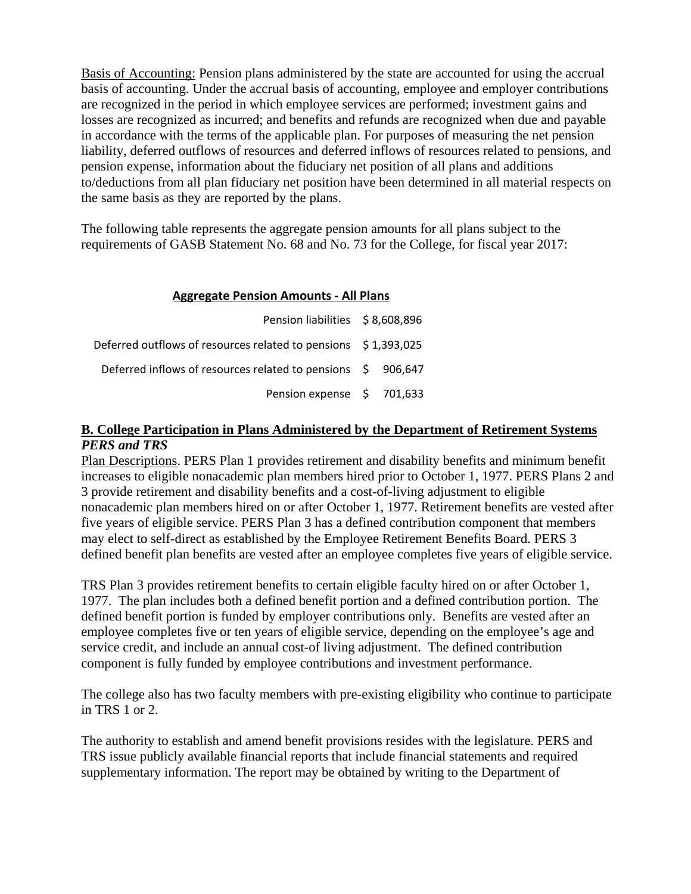Basis of Accounting: Pension plans administered by the state are accounted for using the accrual basis of accounting. Under the accrual basis of accounting, employee and employer contributions are recognized in the period in which employee services are performed; investment gains and losses are recognized as incurred; and benefits and refunds are recognized when due and payable in accordance with the terms of the applicable plan. For purposes of measuring the net pension liability, deferred outflows of resources and deferred inflows of resources related to pensions, and pension expense, information about the fiduciary net position of all plans and additions to/deductions from all plan fiduciary net position have been determined in all material respects on the same basis as they are reported by the plans.

The following table represents the aggregate pension amounts for all plans subject to the requirements of GASB Statement No. 68 and No. 73 for the College, for fiscal year 2017:

**Aggregate Pension Amounts - All Plans**

| | |
|---|---|
| Pension liabilities | $ 8,608,896 |
| Deferred outflows of resources related to pensions | $ 1,393,025 |
| Deferred inflows of resources related to pensions | $ 906,647 |
| Pension expense | $ 701,633 |

## B. College Participation in Plans Administered by the Department of Retirement Systems

***PERS and TRS***

Plan Descriptions. PERS Plan 1 provides retirement and disability benefits and minimum benefit increases to eligible nonacademic plan members hired prior to October 1, 1977. PERS Plans 2 and 3 provide retirement and disability benefits and a cost-of-living adjustment to eligible nonacademic plan members hired on or after October 1, 1977. Retirement benefits are vested after five years of eligible service. PERS Plan 3 has a defined contribution component that members may elect to self-direct as established by the Employee Retirement Benefits Board. PERS 3 defined benefit plan benefits are vested after an employee completes five years of eligible service.

TRS Plan 3 provides retirement benefits to certain eligible faculty hired on or after October 1, 1977. The plan includes both a defined benefit portion and a defined contribution portion. The defined benefit portion is funded by employer contributions only. Benefits are vested after an employee completes five or ten years of eligible service, depending on the employee's age and service credit, and include an annual cost-of living adjustment. The defined contribution component is fully funded by employee contributions and investment performance.

The college also has two faculty members with pre-existing eligibility who continue to participate in TRS 1 or 2.

The authority to establish and amend benefit provisions resides with the legislature. PERS and TRS issue publicly available financial reports that include financial statements and required supplementary information. The report may be obtained by writing to the Department of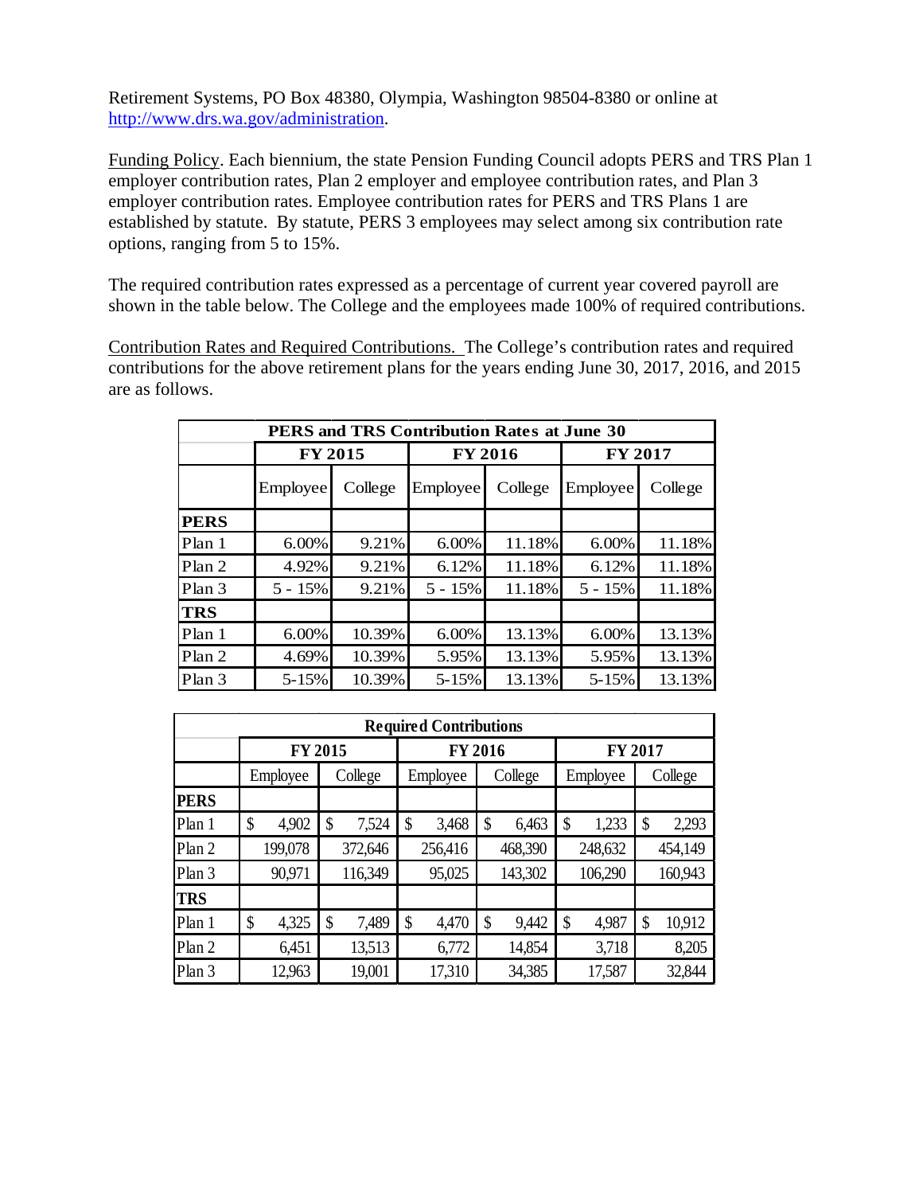Retirement Systems, PO Box 48380, Olympia, Washington 98504-8380 or online at http://www.drs.wa.gov/administration.

Funding Policy. Each biennium, the state Pension Funding Council adopts PERS and TRS Plan 1 employer contribution rates, Plan 2 employer and employee contribution rates, and Plan 3 employer contribution rates. Employee contribution rates for PERS and TRS Plans 1 are established by statute. By statute, PERS 3 employees may select among six contribution rate options, ranging from 5 to 15%.

The required contribution rates expressed as a percentage of current year covered payroll are shown in the table below. The College and the employees made 100% of required contributions.

Contribution Rates and Required Contributions. The College's contribution rates and required contributions for the above retirement plans for the years ending June 30, 2017, 2016, and 2015 are as follows.

| PERS and TRS Contribution Rates at June 30 | | | | | | |
|---|---|---|---|---|---|---|
| | FY 2015 | | FY 2016 | | FY 2017 | |
| | Employee | College | Employee | College | Employee | College |
| **PERS** | | | | | | |
| Plan 1 | 6.00% | 9.21% | 6.00% | 11.18% | 6.00% | 11.18% |
| Plan 2 | 4.92% | 9.21% | 6.12% | 11.18% | 6.12% | 11.18% |
| Plan 3 | 5 - 15% | 9.21% | 5 - 15% | 11.18% | 5 - 15% | 11.18% |
| **TRS** | | | | | | |
| Plan 1 | 6.00% | 10.39% | 6.00% | 13.13% | 6.00% | 13.13% |
| Plan 2 | 4.69% | 10.39% | 5.95% | 13.13% | 5.95% | 13.13% |
| Plan 3 | 5-15% | 10.39% | 5-15% | 13.13% | 5-15% | 13.13% |

| Required Contributions | | | | | | |
|---|---|---|---|---|---|---|
| | FY 2015 | | FY 2016 | | FY 2017 | |
| | Employee | College | Employee | College | Employee | College |
| **PERS** | | | | | | |
| Plan 1 | $ 4,902 | $ 7,524 | $ 3,468 | $ 6,463 | $ 1,233 | $ 2,293 |
| Plan 2 | 199,078 | 372,646 | 256,416 | 468,390 | 248,632 | 454,149 |
| Plan 3 | 90,971 | 116,349 | 95,025 | 143,302 | 106,290 | 160,943 |
| **TRS** | | | | | | |
| Plan 1 | $ 4,325 | $ 7,489 | $ 4,470 | $ 9,442 | $ 4,987 | $ 10,912 |
| Plan 2 | 6,451 | 13,513 | 6,772 | 14,854 | 3,718 | 8,205 |
| Plan 3 | 12,963 | 19,001 | 17,310 | 34,385 | 17,587 | 32,844 |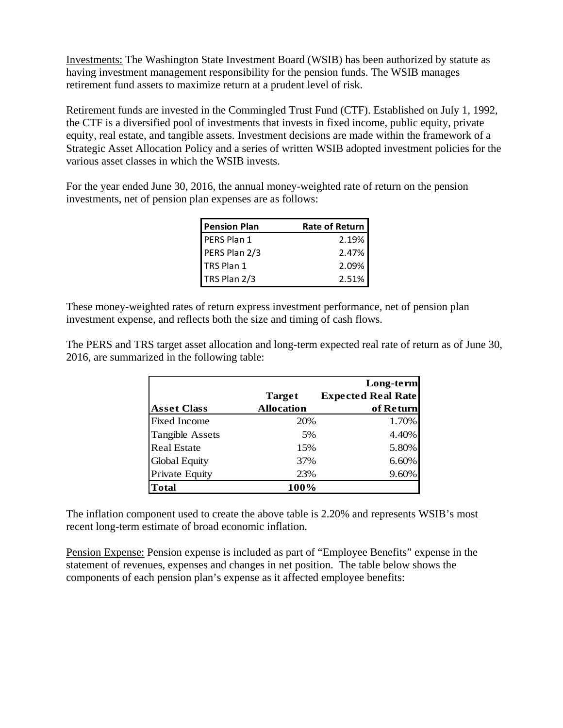Investments: The Washington State Investment Board (WSIB) has been authorized by statute as having investment management responsibility for the pension funds. The WSIB manages retirement fund assets to maximize return at a prudent level of risk.

Retirement funds are invested in the Commingled Trust Fund (CTF). Established on July 1, 1992, the CTF is a diversified pool of investments that invests in fixed income, public equity, private equity, real estate, and tangible assets. Investment decisions are made within the framework of a Strategic Asset Allocation Policy and a series of written WSIB adopted investment policies for the various asset classes in which the WSIB invests.

For the year ended June 30, 2016, the annual money-weighted rate of return on the pension investments, net of pension plan expenses are as follows:

| Pension Plan | Rate of Return |
|---|---|
| PERS Plan 1 | 2.19% |
| PERS Plan 2/3 | 2.47% |
| TRS Plan 1 | 2.09% |
| TRS Plan 2/3 | 2.51% |

These money-weighted rates of return express investment performance, net of pension plan investment expense, and reflects both the size and timing of cash flows.

The PERS and TRS target asset allocation and long-term expected real rate of return as of June 30, 2016, are summarized in the following table:

| Asset Class | Target Allocation | Long-term Expected Real Rate of Return |
|---|---|---|
| Fixed Income | 20% | 1.70% |
| Tangible Assets | 5% | 4.40% |
| Real Estate | 15% | 5.80% |
| Global Equity | 37% | 6.60% |
| Private Equity | 23% | 9.60% |
| **Total** | **100%** | |

The inflation component used to create the above table is 2.20% and represents WSIB's most recent long-term estimate of broad economic inflation.

Pension Expense: Pension expense is included as part of "Employee Benefits" expense in the statement of revenues, expenses and changes in net position. The table below shows the components of each pension plan's expense as it affected employee benefits: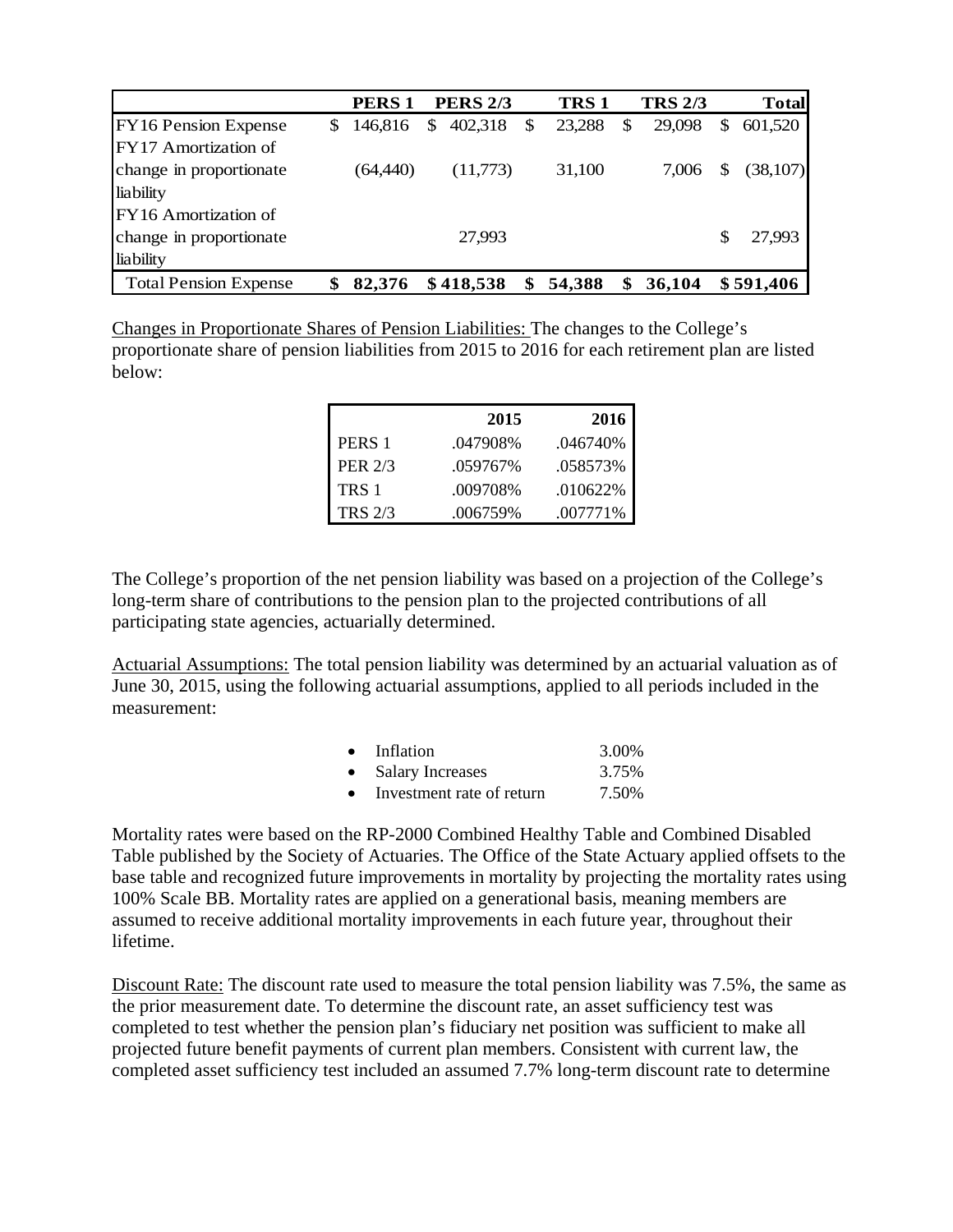| | PERS 1 | PERS 2/3 | TRS 1 | TRS 2/3 | Total |
|---|---|---|---|---|---|
| FY16 Pension Expense | $ 146,816 | $ 402,318 | $ 23,288 | $ 29,098 | $ 601,520 |
| FY17 Amortization of change in proportionate liability | (64,440) | (11,773) | 31,100 | 7,006 | $ (38,107) |
| FY16 Amortization of change in proportionate liability | | 27,993 | | | $ 27,993 |
| **Total Pension Expense** | **$ 82,376** | **$ 418,538** | **$ 54,388** | **$ 36,104** | **$ 591,406** |

Changes in Proportionate Shares of Pension Liabilities: The changes to the College's proportionate share of pension liabilities from 2015 to 2016 for each retirement plan are listed below:

| | 2015 | 2016 |
|---|---|---|
| PERS 1 | .047908% | .046740% |
| PER 2/3 | .059767% | .058573% |
| TRS 1 | .009708% | .010622% |
| TRS 2/3 | .006759% | .007771% |

The College's proportion of the net pension liability was based on a projection of the College's long-term share of contributions to the pension plan to the projected contributions of all participating state agencies, actuarially determined.

Actuarial Assumptions: The total pension liability was determined by an actuarial valuation as of June 30, 2015, using the following actuarial assumptions, applied to all periods included in the measurement:

- Inflation 3.00%
- Salary Increases 3.75%
- Investment rate of return 7.50%

Mortality rates were based on the RP-2000 Combined Healthy Table and Combined Disabled Table published by the Society of Actuaries. The Office of the State Actuary applied offsets to the base table and recognized future improvements in mortality by projecting the mortality rates using 100% Scale BB. Mortality rates are applied on a generational basis, meaning members are assumed to receive additional mortality improvements in each future year, throughout their lifetime.

Discount Rate: The discount rate used to measure the total pension liability was 7.5%, the same as the prior measurement date. To determine the discount rate, an asset sufficiency test was completed to test whether the pension plan's fiduciary net position was sufficient to make all projected future benefit payments of current plan members. Consistent with current law, the completed asset sufficiency test included an assumed 7.7% long-term discount rate to determine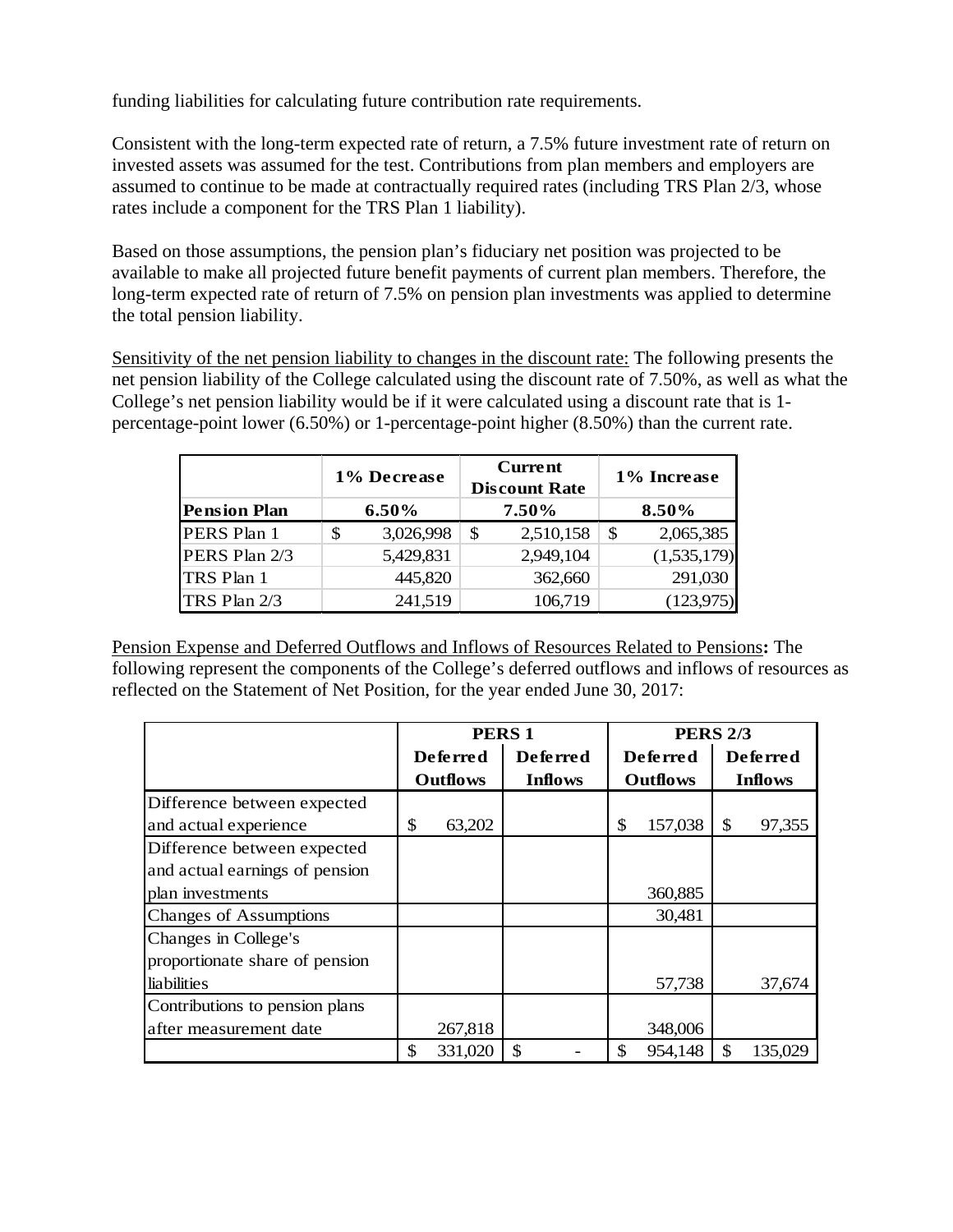funding liabilities for calculating future contribution rate requirements.

Consistent with the long-term expected rate of return, a 7.5% future investment rate of return on invested assets was assumed for the test. Contributions from plan members and employers are assumed to continue to be made at contractually required rates (including TRS Plan 2/3, whose rates include a component for the TRS Plan 1 liability).

Based on those assumptions, the pension plan's fiduciary net position was projected to be available to make all projected future benefit payments of current plan members. Therefore, the long-term expected rate of return of 7.5% on pension plan investments was applied to determine the total pension liability.

Sensitivity of the net pension liability to changes in the discount rate: The following presents the net pension liability of the College calculated using the discount rate of 7.50%, as well as what the College's net pension liability would be if it were calculated using a discount rate that is 1-percentage-point lower (6.50%) or 1-percentage-point higher (8.50%) than the current rate.

| | 1% Decrease | Current Discount Rate | 1% Increase |
|---|---|---|---|
| **Pension Plan** | **6.50%** | **7.50%** | **8.50%** |
| PERS Plan 1 | $ 3,026,998 | $ 2,510,158 | $ 2,065,385 |
| PERS Plan 2/3 | 5,429,831 | 2,949,104 | (1,535,179) |
| TRS Plan 1 | 445,820 | 362,660 | 291,030 |
| TRS Plan 2/3 | 241,519 | 106,719 | (123,975) |

Pension Expense and Deferred Outflows and Inflows of Resources Related to Pensions**:** The following represent the components of the College's deferred outflows and inflows of resources as reflected on the Statement of Net Position, for the year ended June 30, 2017:

| | PERS 1 | | PERS 2/3 | |
|---|---|---|---|---|
| | Deferred Outflows | Deferred Inflows | Deferred Outflows | Deferred Inflows |
| Difference between expected and actual experience | $ 63,202 | | $ 157,038 | $ 97,355 |
| Difference between expected and actual earnings of pension plan investments | | | 360,885 | |
| Changes of Assumptions | | | 30,481 | |
| Changes in College's proportionate share of pension liabilities | | | 57,738 | 37,674 |
| Contributions to pension plans after measurement date | 267,818 | | 348,006 | |
| | $ 331,020 | $ - | $ 954,148 | $ 135,029 |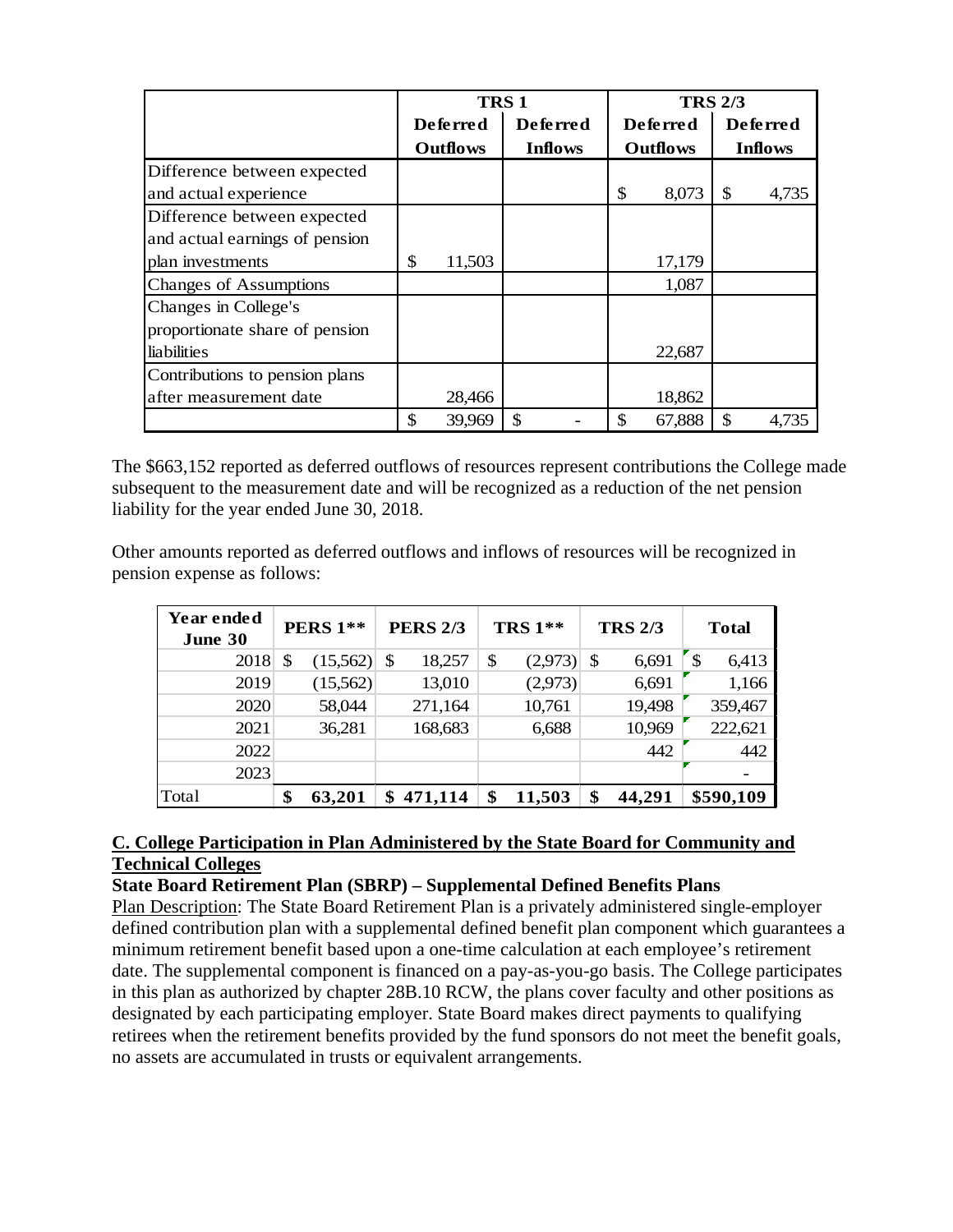| | TRS 1 | | TRS 2/3 | |
|---|---|---|---|---|
| | Deferred Outflows | Deferred Inflows | Deferred Outflows | Deferred Inflows |
| Difference between expected and actual experience | | | $ 8,073 | $ 4,735 |
| Difference between expected and actual earnings of pension plan investments | $ 11,503 | | 17,179 | |
| Changes of Assumptions | | | 1,087 | |
| Changes in College's proportionate share of pension liabilities | | | 22,687 | |
| Contributions to pension plans after measurement date | 28,466 | | 18,862 | |
| | $ 39,969 | $ - | $ 67,888 | $ 4,735 |

The $663,152 reported as deferred outflows of resources represent contributions the College made subsequent to the measurement date and will be recognized as a reduction of the net pension liability for the year ended June 30, 2018.

Other amounts reported as deferred outflows and inflows of resources will be recognized in pension expense as follows:

| Year ended June 30 | PERS 1** | PERS 2/3 | TRS 1** | TRS 2/3 | Total |
|---|---|---|---|---|---|
| 2018 | $ (15,562) | $ 18,257 | $ (2,973) | $ 6,691 | $ 6,413 |
| 2019 | (15,562) | 13,010 | (2,973) | 6,691 | 1,166 |
| 2020 | 58,044 | 271,164 | 10,761 | 19,498 | 359,467 |
| 2021 | 36,281 | 168,683 | 6,688 | 10,969 | 222,621 |
| 2022 | | | | 442 | 442 |
| 2023 | | | | | - |
| Total | **$ 63,201** | **$ 471,114** | **$ 11,503** | **$ 44,291** | **$590,109** |

**C. College Participation in Plan Administered by the State Board for Community and Technical Colleges**

**State Board Retirement Plan (SBRP) – Supplemental Defined Benefits Plans**

Plan Description: The State Board Retirement Plan is a privately administered single-employer defined contribution plan with a supplemental defined benefit plan component which guarantees a minimum retirement benefit based upon a one-time calculation at each employee's retirement date. The supplemental component is financed on a pay-as-you-go basis. The College participates in this plan as authorized by chapter 28B.10 RCW, the plans cover faculty and other positions as designated by each participating employer. State Board makes direct payments to qualifying retirees when the retirement benefits provided by the fund sponsors do not meet the benefit goals, no assets are accumulated in trusts or equivalent arrangements.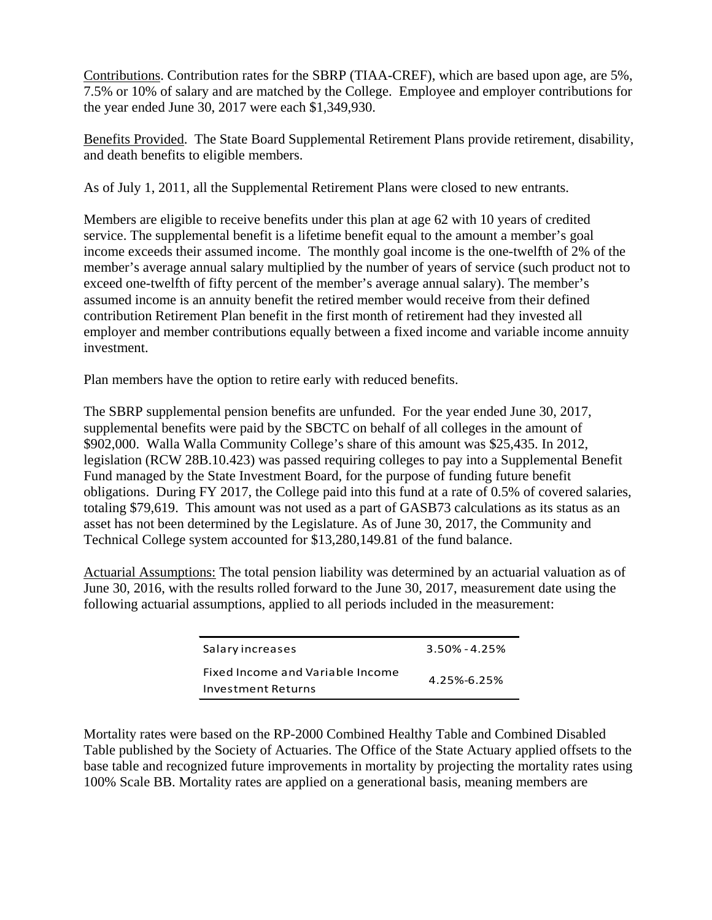Contributions. Contribution rates for the SBRP (TIAA-CREF), which are based upon age, are 5%, 7.5% or 10% of salary and are matched by the College. Employee and employer contributions for the year ended June 30, 2017 were each $1,349,930.

Benefits Provided. The State Board Supplemental Retirement Plans provide retirement, disability, and death benefits to eligible members.

As of July 1, 2011, all the Supplemental Retirement Plans were closed to new entrants.

Members are eligible to receive benefits under this plan at age 62 with 10 years of credited service. The supplemental benefit is a lifetime benefit equal to the amount a member's goal income exceeds their assumed income. The monthly goal income is the one-twelfth of 2% of the member's average annual salary multiplied by the number of years of service (such product not to exceed one-twelfth of fifty percent of the member's average annual salary). The member's assumed income is an annuity benefit the retired member would receive from their defined contribution Retirement Plan benefit in the first month of retirement had they invested all employer and member contributions equally between a fixed income and variable income annuity investment.

Plan members have the option to retire early with reduced benefits.

The SBRP supplemental pension benefits are unfunded. For the year ended June 30, 2017, supplemental benefits were paid by the SBCTC on behalf of all colleges in the amount of $902,000. Walla Walla Community College's share of this amount was $25,435. In 2012, legislation (RCW 28B.10.423) was passed requiring colleges to pay into a Supplemental Benefit Fund managed by the State Investment Board, for the purpose of funding future benefit obligations. During FY 2017, the College paid into this fund at a rate of 0.5% of covered salaries, totaling $79,619. This amount was not used as a part of GASB73 calculations as its status as an asset has not been determined by the Legislature. As of June 30, 2017, the Community and Technical College system accounted for $13,280,149.81 of the fund balance.

Actuarial Assumptions: The total pension liability was determined by an actuarial valuation as of June 30, 2016, with the results rolled forward to the June 30, 2017, measurement date using the following actuarial assumptions, applied to all periods included in the measurement:

| | |
|---|---|
| Salary increases | 3.50% - 4.25% |
| Fixed Income and Variable Income Investment Returns | 4.25%-6.25% |

Mortality rates were based on the RP-2000 Combined Healthy Table and Combined Disabled Table published by the Society of Actuaries. The Office of the State Actuary applied offsets to the base table and recognized future improvements in mortality by projecting the mortality rates using 100% Scale BB. Mortality rates are applied on a generational basis, meaning members are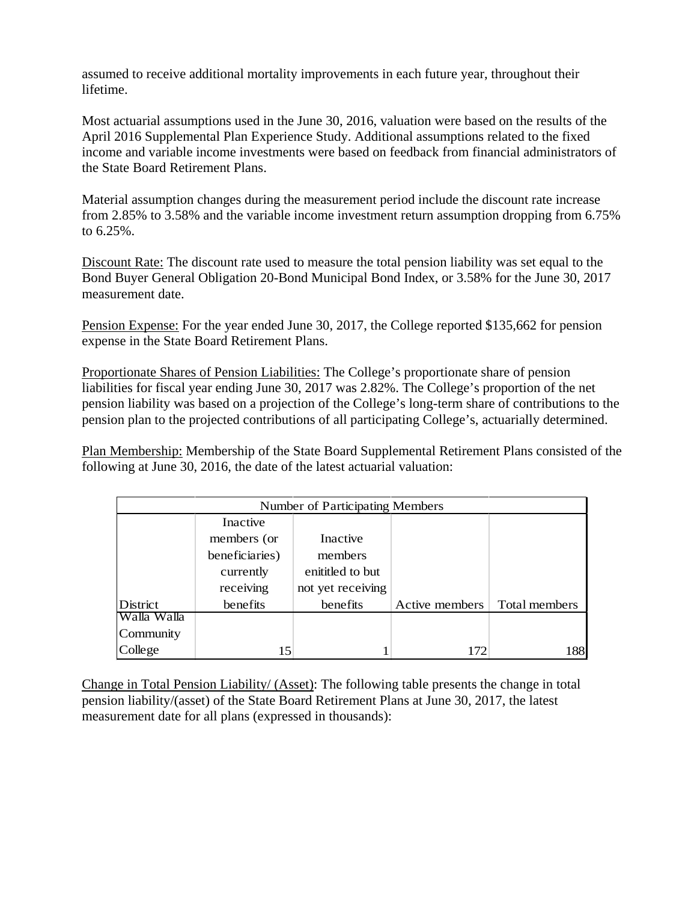assumed to receive additional mortality improvements in each future year, throughout their lifetime.

Most actuarial assumptions used in the June 30, 2016, valuation were based on the results of the April 2016 Supplemental Plan Experience Study. Additional assumptions related to the fixed income and variable income investments were based on feedback from financial administrators of the State Board Retirement Plans.

Material assumption changes during the measurement period include the discount rate increase from 2.85% to 3.58% and the variable income investment return assumption dropping from 6.75% to 6.25%.

Discount Rate: The discount rate used to measure the total pension liability was set equal to the Bond Buyer General Obligation 20-Bond Municipal Bond Index, or 3.58% for the June 30, 2017 measurement date.

Pension Expense: For the year ended June 30, 2017, the College reported $135,662 for pension expense in the State Board Retirement Plans.

Proportionate Shares of Pension Liabilities: The College's proportionate share of pension liabilities for fiscal year ending June 30, 2017 was 2.82%. The College's proportion of the net pension liability was based on a projection of the College's long-term share of contributions to the pension plan to the projected contributions of all participating College's, actuarially determined.

Plan Membership: Membership of the State Board Supplemental Retirement Plans consisted of the following at June 30, 2016, the date of the latest actuarial valuation:

| | Number of Participating Members | | | |
|---|---|---|---|---|
| District | Inactive members (or beneficiaries) currently receiving benefits | Inactive members enititled to but not yet receiving benefits | Active members | Total members |
| Walla Walla Community College | 15 | 1 | 172 | 188 |

Change in Total Pension Liability/ (Asset): The following table presents the change in total pension liability/(asset) of the State Board Retirement Plans at June 30, 2017, the latest measurement date for all plans (expressed in thousands):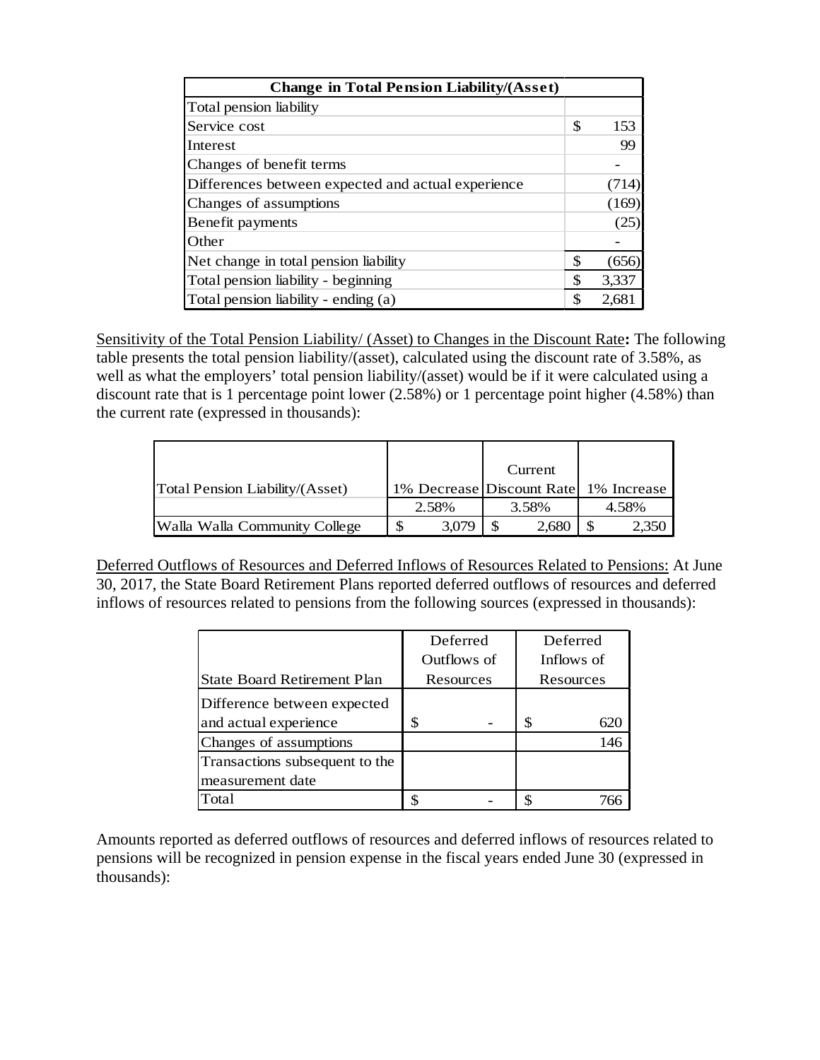| Change in Total Pension Liability/(Asset) | |
|---|---|
| Total pension liability | |
| Service cost | $ 153 |
| Interest | 99 |
| Changes of benefit terms | - |
| Differences between expected and actual experience | (714) |
| Changes of assumptions | (169) |
| Benefit payments | (25) |
| Other | - |
| Net change in total pension liability | $ (656) |
| Total pension liability - beginning | $ 3,337 |
| Total pension liability - ending (a) | $ 2,681 |

Sensitivity of the Total Pension Liability/ (Asset) to Changes in the Discount Rate**:** The following table presents the total pension liability/(asset), calculated using the discount rate of 3.58%, as well as what the employers' total pension liability/(asset) would be if it were calculated using a discount rate that is 1 percentage point lower (2.58%) or 1 percentage point higher (4.58%) than the current rate (expressed in thousands):

| Total Pension Liability/(Asset) | 1% Decrease | Current Discount Rate | 1% Increase |
|---|---|---|---|
| | 2.58% | 3.58% | 4.58% |
| Walla Walla Community College | $ 3,079 | $ 2,680 | $ 2,350 |

Deferred Outflows of Resources and Deferred Inflows of Resources Related to Pensions: At June 30, 2017, the State Board Retirement Plans reported deferred outflows of resources and deferred inflows of resources related to pensions from the following sources (expressed in thousands):

| State Board Retirement Plan | Deferred Outflows of Resources | Deferred Inflows of Resources |
|---|---|---|
| Difference between expected and actual experience | $ - | $ 620 |
| Changes of assumptions | | 146 |
| Transactions subsequent to the measurement date | | |
| Total | $ - | $ 766 |

Amounts reported as deferred outflows of resources and deferred inflows of resources related to pensions will be recognized in pension expense in the fiscal years ended June 30 (expressed in thousands):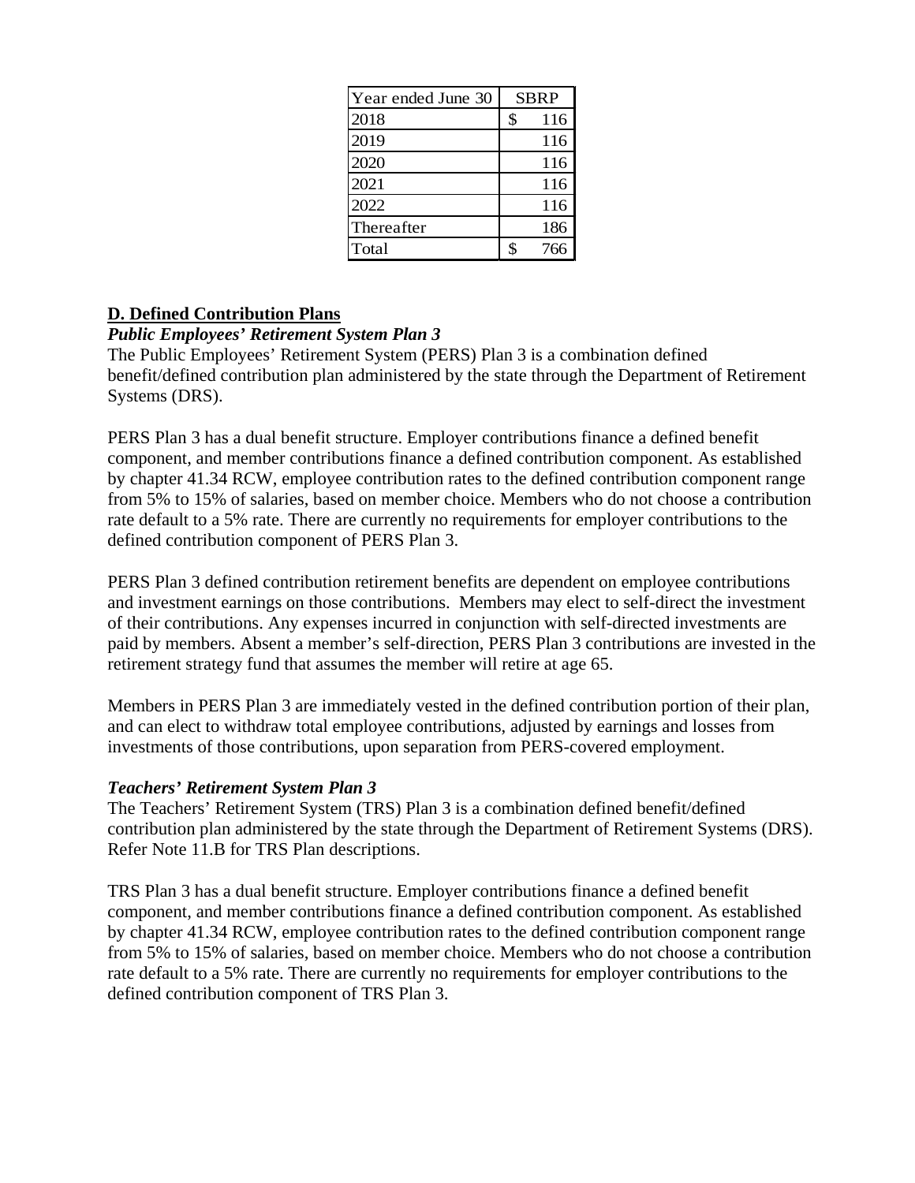| Year ended June 30 | SBRP |
|---|---|
| 2018 | $ 116 |
| 2019 | 116 |
| 2020 | 116 |
| 2021 | 116 |
| 2022 | 116 |
| Thereafter | 186 |
| Total | $ 766 |

**D. Defined Contribution Plans**

***Public Employees' Retirement System Plan 3***

The Public Employees' Retirement System (PERS) Plan 3 is a combination defined benefit/defined contribution plan administered by the state through the Department of Retirement Systems (DRS).

PERS Plan 3 has a dual benefit structure. Employer contributions finance a defined benefit component, and member contributions finance a defined contribution component. As established by chapter 41.34 RCW, employee contribution rates to the defined contribution component range from 5% to 15% of salaries, based on member choice. Members who do not choose a contribution rate default to a 5% rate. There are currently no requirements for employer contributions to the defined contribution component of PERS Plan 3.

PERS Plan 3 defined contribution retirement benefits are dependent on employee contributions and investment earnings on those contributions. Members may elect to self-direct the investment of their contributions. Any expenses incurred in conjunction with self-directed investments are paid by members. Absent a member's self-direction, PERS Plan 3 contributions are invested in the retirement strategy fund that assumes the member will retire at age 65.

Members in PERS Plan 3 are immediately vested in the defined contribution portion of their plan, and can elect to withdraw total employee contributions, adjusted by earnings and losses from investments of those contributions, upon separation from PERS-covered employment.

***Teachers' Retirement System Plan 3***

The Teachers' Retirement System (TRS) Plan 3 is a combination defined benefit/defined contribution plan administered by the state through the Department of Retirement Systems (DRS). Refer Note 11.B for TRS Plan descriptions.

TRS Plan 3 has a dual benefit structure. Employer contributions finance a defined benefit component, and member contributions finance a defined contribution component. As established by chapter 41.34 RCW, employee contribution rates to the defined contribution component range from 5% to 15% of salaries, based on member choice. Members who do not choose a contribution rate default to a 5% rate. There are currently no requirements for employer contributions to the defined contribution component of TRS Plan 3.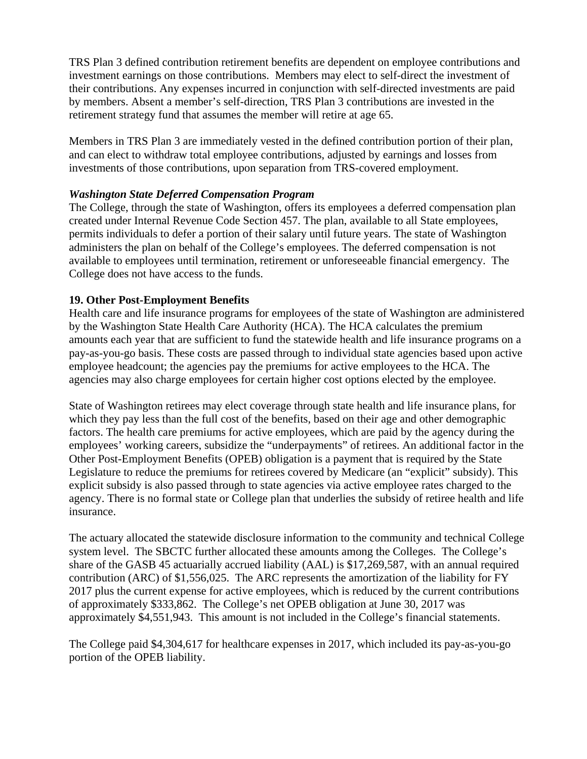TRS Plan 3 defined contribution retirement benefits are dependent on employee contributions and investment earnings on those contributions. Members may elect to self-direct the investment of their contributions. Any expenses incurred in conjunction with self-directed investments are paid by members. Absent a member's self-direction, TRS Plan 3 contributions are invested in the retirement strategy fund that assumes the member will retire at age 65.

Members in TRS Plan 3 are immediately vested in the defined contribution portion of their plan, and can elect to withdraw total employee contributions, adjusted by earnings and losses from investments of those contributions, upon separation from TRS-covered employment.

***Washington State Deferred Compensation Program***

The College, through the state of Washington, offers its employees a deferred compensation plan created under Internal Revenue Code Section 457. The plan, available to all State employees, permits individuals to defer a portion of their salary until future years. The state of Washington administers the plan on behalf of the College's employees. The deferred compensation is not available to employees until termination, retirement or unforeseeable financial emergency. The College does not have access to the funds.

**19. Other Post-Employment Benefits**

Health care and life insurance programs for employees of the state of Washington are administered by the Washington State Health Care Authority (HCA). The HCA calculates the premium amounts each year that are sufficient to fund the statewide health and life insurance programs on a pay-as-you-go basis. These costs are passed through to individual state agencies based upon active employee headcount; the agencies pay the premiums for active employees to the HCA. The agencies may also charge employees for certain higher cost options elected by the employee.

State of Washington retirees may elect coverage through state health and life insurance plans, for which they pay less than the full cost of the benefits, based on their age and other demographic factors. The health care premiums for active employees, which are paid by the agency during the employees' working careers, subsidize the "underpayments" of retirees. An additional factor in the Other Post-Employment Benefits (OPEB) obligation is a payment that is required by the State Legislature to reduce the premiums for retirees covered by Medicare (an "explicit" subsidy). This explicit subsidy is also passed through to state agencies via active employee rates charged to the agency. There is no formal state or College plan that underlies the subsidy of retiree health and life insurance.

The actuary allocated the statewide disclosure information to the community and technical College system level. The SBCTC further allocated these amounts among the Colleges. The College's share of the GASB 45 actuarially accrued liability (AAL) is $17,269,587, with an annual required contribution (ARC) of $1,556,025. The ARC represents the amortization of the liability for FY 2017 plus the current expense for active employees, which is reduced by the current contributions of approximately $333,862. The College's net OPEB obligation at June 30, 2017 was approximately $4,551,943. This amount is not included in the College's financial statements.

The College paid $4,304,617 for healthcare expenses in 2017, which included its pay-as-you-go portion of the OPEB liability.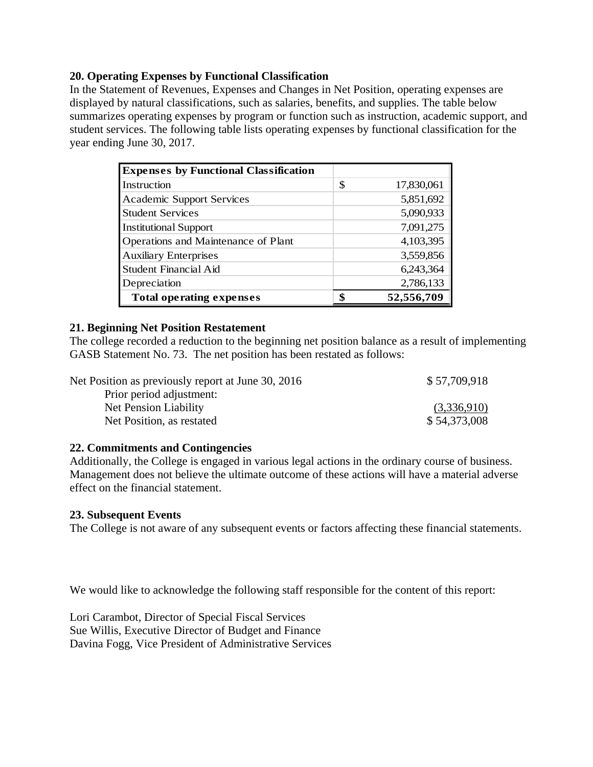**20. Operating Expenses by Functional Classification**

In the Statement of Revenues, Expenses and Changes in Net Position, operating expenses are displayed by natural classifications, such as salaries, benefits, and supplies. The table below summarizes operating expenses by program or function such as instruction, academic support, and student services. The following table lists operating expenses by functional classification for the year ending June 30, 2017.

| **Expenses by Functional Classification** | |
|---|---|
| Instruction | $ 17,830,061 |
| Academic Support Services | 5,851,692 |
| Student Services | 5,090,933 |
| Institutional Support | 7,091,275 |
| Operations and Maintenance of Plant | 4,103,395 |
| Auxiliary Enterprises | 3,559,856 |
| Student Financial Aid | 6,243,364 |
| Depreciation | 2,786,133 |
| **Total operating expenses** | **$ 52,556,709** |

**21. Beginning Net Position Restatement**

The college recorded a reduction to the beginning net position balance as a result of implementing GASB Statement No. 73. The net position has been restated as follows:

| | |
|---|---|
| Net Position as previously report at June 30, 2016 | $ 57,709,918 |
| Prior period adjustment: | |
| Net Pension Liability | (3,336,910) |
| Net Position, as restated | $ 54,373,008 |

**22. Commitments and Contingencies**

Additionally, the College is engaged in various legal actions in the ordinary course of business. Management does not believe the ultimate outcome of these actions will have a material adverse effect on the financial statement.

**23. Subsequent Events**

The College is not aware of any subsequent events or factors affecting these financial statements.

We would like to acknowledge the following staff responsible for the content of this report:

Lori Carambot, Director of Special Fiscal Services
Sue Willis, Executive Director of Budget and Finance
Davina Fogg, Vice President of Administrative Services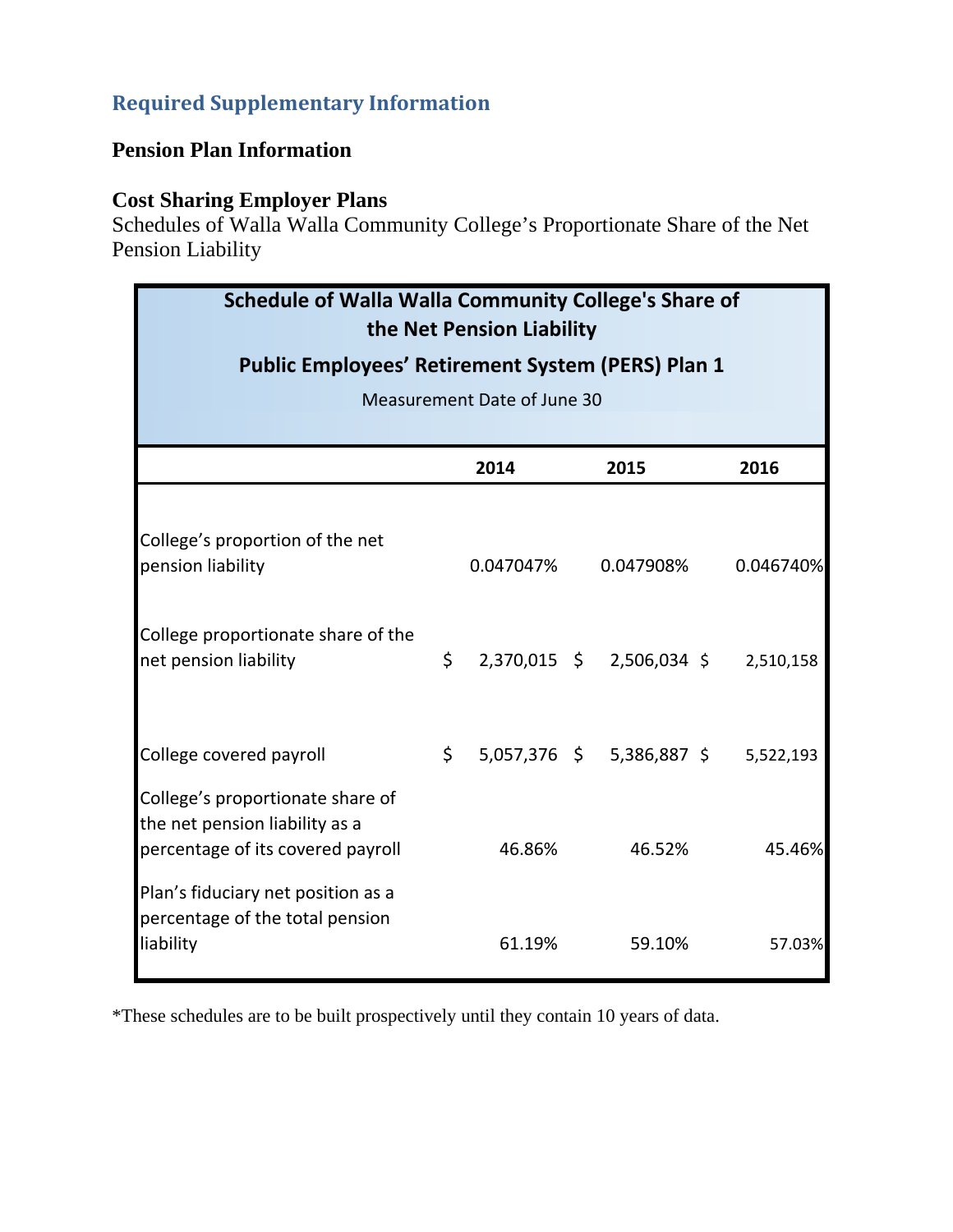## Required Supplementary Information

### Pension Plan Information

### Cost Sharing Employer Plans

Schedules of Walla Walla Community College's Proportionate Share of the Net Pension Liability

**Schedule of Walla Walla Community College's Share of the Net Pension Liability**

**Public Employees' Retirement System (PERS) Plan 1**

Measurement Date of June 30

| | 2014 | 2015 | 2016 |
|---|---|---|---|
| College's proportion of the net pension liability | 0.047047% | 0.047908% | 0.046740% |
| College proportionate share of the net pension liability | $ 2,370,015 | $ 2,506,034 | $ 2,510,158 |
| College covered payroll | $ 5,057,376 | $ 5,386,887 | $ 5,522,193 |
| College's proportionate share of the net pension liability as a percentage of its covered payroll | 46.86% | 46.52% | 45.46% |
| Plan's fiduciary net position as a percentage of the total pension liability | 61.19% | 59.10% | 57.03% |

*These schedules are to be built prospectively until they contain 10 years of data.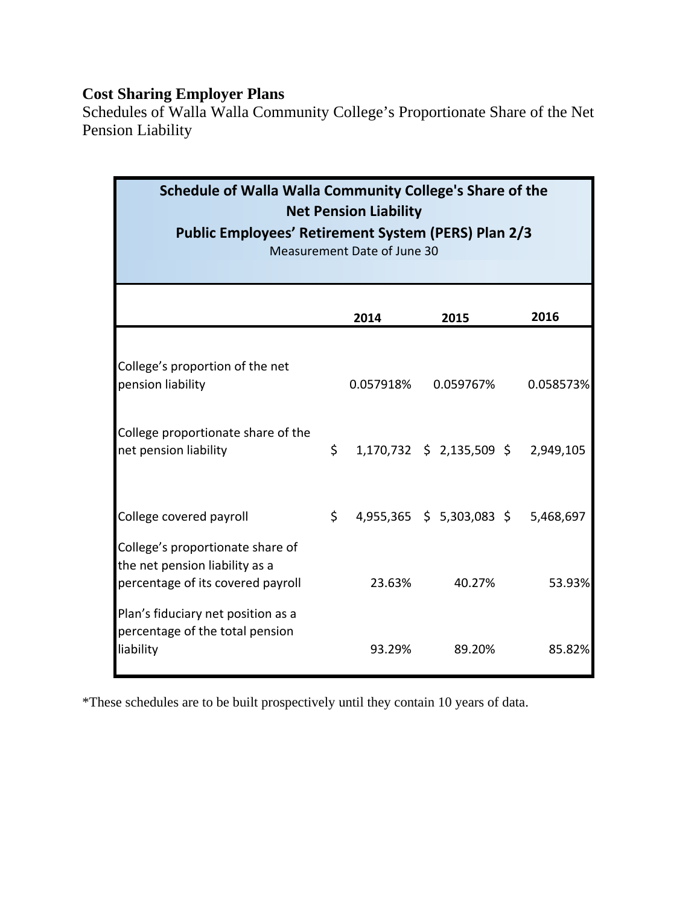**Cost Sharing Employer Plans**

Schedules of Walla Walla Community College's Proportionate Share of the Net Pension Liability

**Schedule of Walla Walla Community College's Share of the Net Pension Liability**

**Public Employees' Retirement System (PERS) Plan 2/3**

Measurement Date of June 30

| | 2014 | 2015 | 2016 |
|---|---|---|---|
| College's proportion of the net pension liability | 0.057918% | 0.059767% | 0.058573% |
| College proportionate share of the net pension liability | $ 1,170,732 | $ 2,135,509 | $ 2,949,105 |
| College covered payroll | $ 4,955,365 | $ 5,303,083 | $ 5,468,697 |
| College's proportionate share of the net pension liability as a percentage of its covered payroll | 23.63% | 40.27% | 53.93% |
| Plan's fiduciary net position as a percentage of the total pension liability | 93.29% | 89.20% | 85.82% |

*These schedules are to be built prospectively until they contain 10 years of data.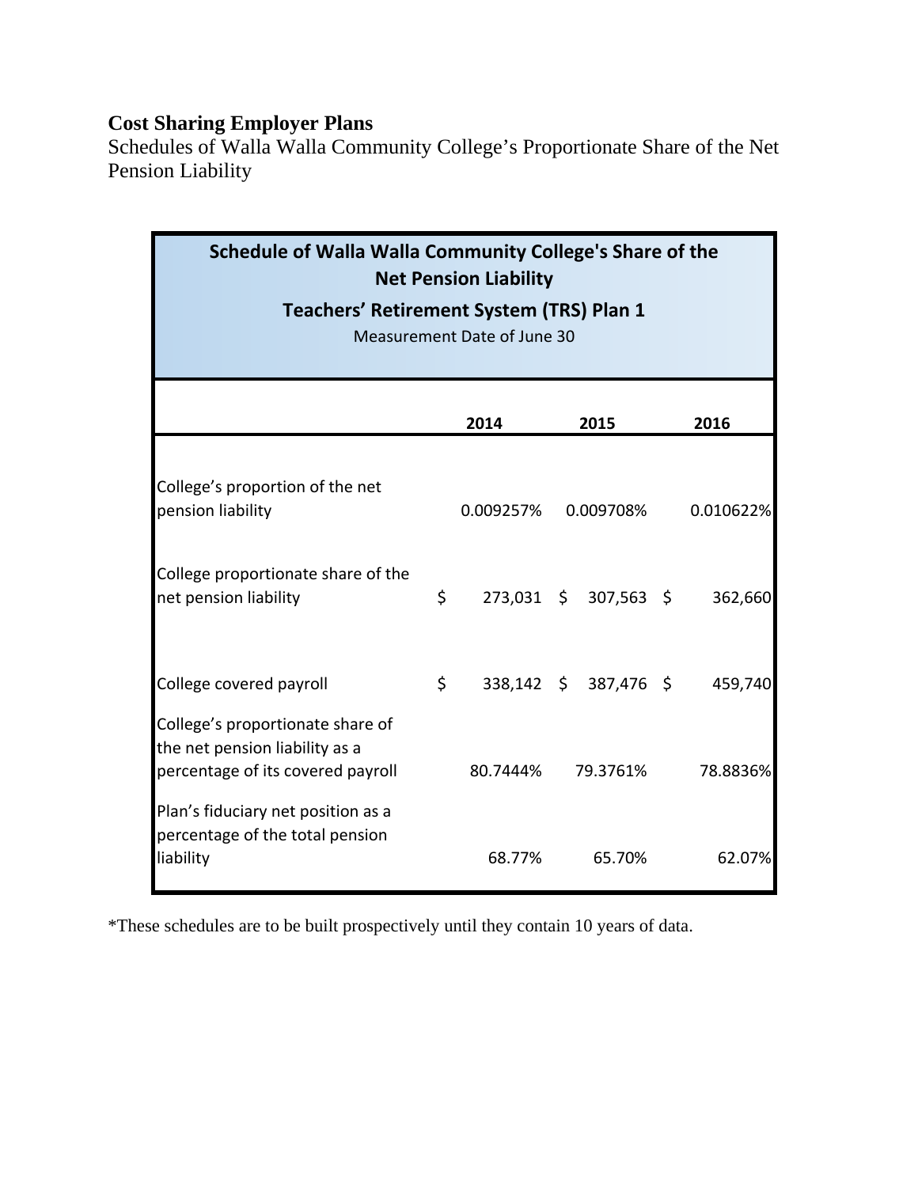**Cost Sharing Employer Plans**

Schedules of Walla Walla Community College's Proportionate Share of the Net Pension Liability

| Schedule of Walla Walla Community College's Share of the Net Pension Liability<br>Teachers' Retirement System (TRS) Plan 1<br>Measurement Date of June 30 | 2014 | 2015 | 2016 |
|---|---|---|---|
| College's proportion of the net pension liability | 0.009257% | 0.009708% | 0.010622% |
| College proportionate share of the net pension liability | $ 273,031 | $ 307,563 | $ 362,660 |
| College covered payroll | $ 338,142 | $ 387,476 | $ 459,740 |
| College's proportionate share of the net pension liability as a percentage of its covered payroll | 80.7444% | 79.3761% | 78.8836% |
| Plan's fiduciary net position as a percentage of the total pension liability | 68.77% | 65.70% | 62.07% |

*These schedules are to be built prospectively until they contain 10 years of data.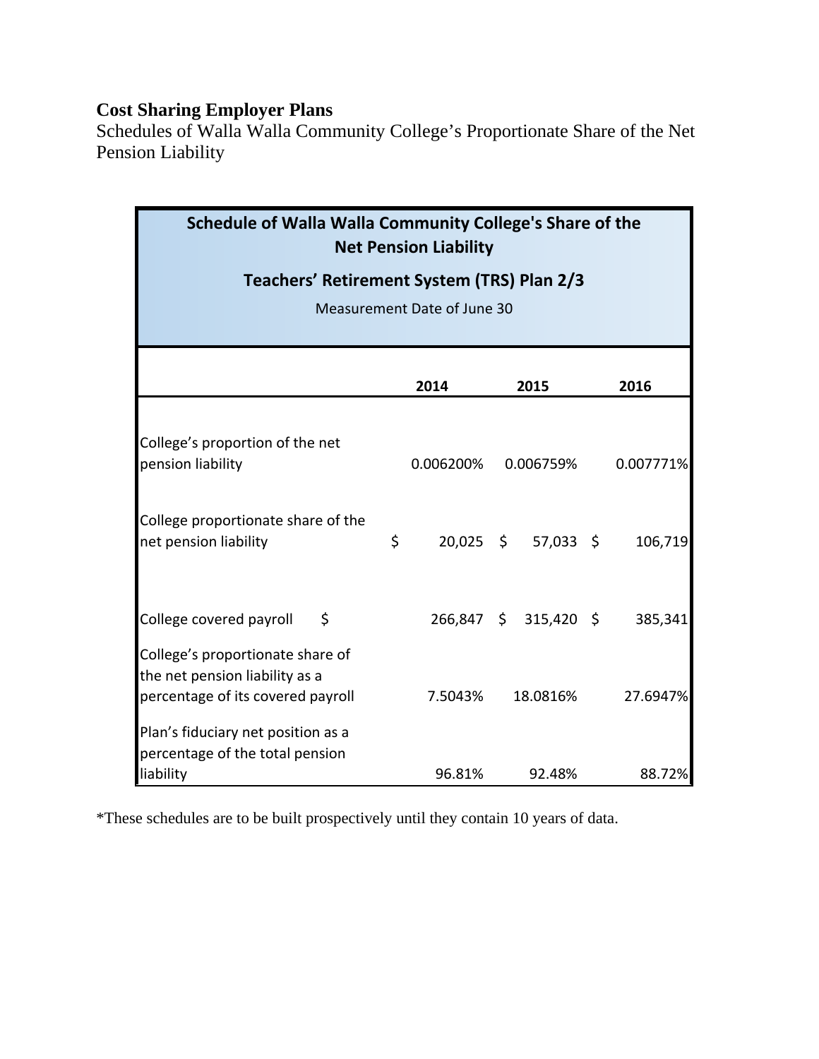## Cost Sharing Employer Plans

Schedules of Walla Walla Community College’s Proportionate Share of the Net Pension Liability

| Schedule of Walla Walla Community College's Share of the Net Pension Liability<br>Teachers’ Retirement System (TRS) Plan 2/3<br>Measurement Date of June 30 | | | |
|---|---|---|---|
| | **2014** | **2015** | **2016** |
| College’s proportion of the net pension liability | 0.006200% | 0.006759% | 0.007771% |
| College proportionate share of the net pension liability | $ 20,025 | $ 57,033 | $ 106,719 |
| College covered payroll | $ 266,847 | $ 315,420 | $ 385,341 |
| College’s proportionate share of the net pension liability as a percentage of its covered payroll | 7.5043% | 18.0816% | 27.6947% |
| Plan’s fiduciary net position as a percentage of the total pension liability | 96.81% | 92.48% | 88.72% |

*These schedules are to be built prospectively until they contain 10 years of data.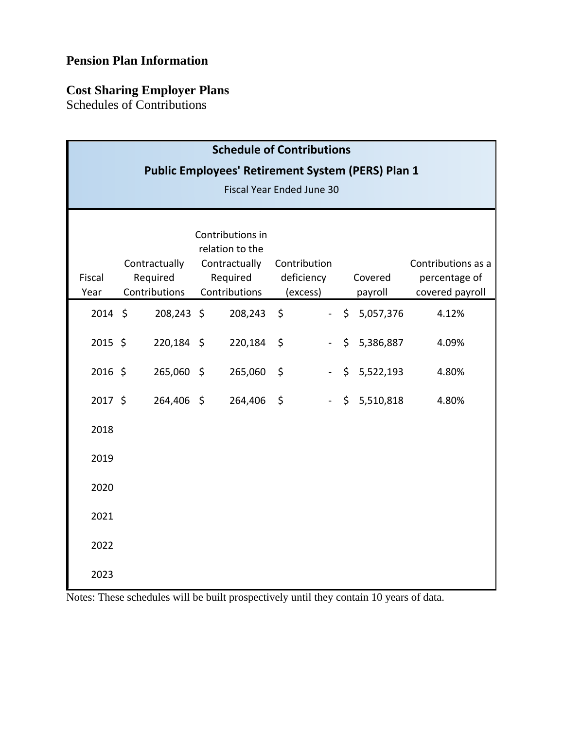## Pension Plan Information

### Cost Sharing Employer Plans

Schedules of Contributions

**Schedule of Contributions**

**Public Employees' Retirement System (PERS) Plan 1**

Fiscal Year Ended June 30

| Fiscal Year | Contractually Required Contributions | Contributions in relation to the Contractually Required Contributions | Contribution deficiency (excess) | Covered payroll | Contributions as a percentage of covered payroll |
|---|---|---|---|---|---|
| 2014 | $ 208,243 | $ 208,243 | $ - | $ 5,057,376 | 4.12% |
| 2015 | $ 220,184 | $ 220,184 | $ - | $ 5,386,887 | 4.09% |
| 2016 | $ 265,060 | $ 265,060 | $ - | $ 5,522,193 | 4.80% |
| 2017 | $ 264,406 | $ 264,406 | $ - | $ 5,510,818 | 4.80% |
| 2018 | | | | | |
| 2019 | | | | | |
| 2020 | | | | | |
| 2021 | | | | | |
| 2022 | | | | | |
| 2023 | | | | | |

Notes: These schedules will be built prospectively until they contain 10 years of data.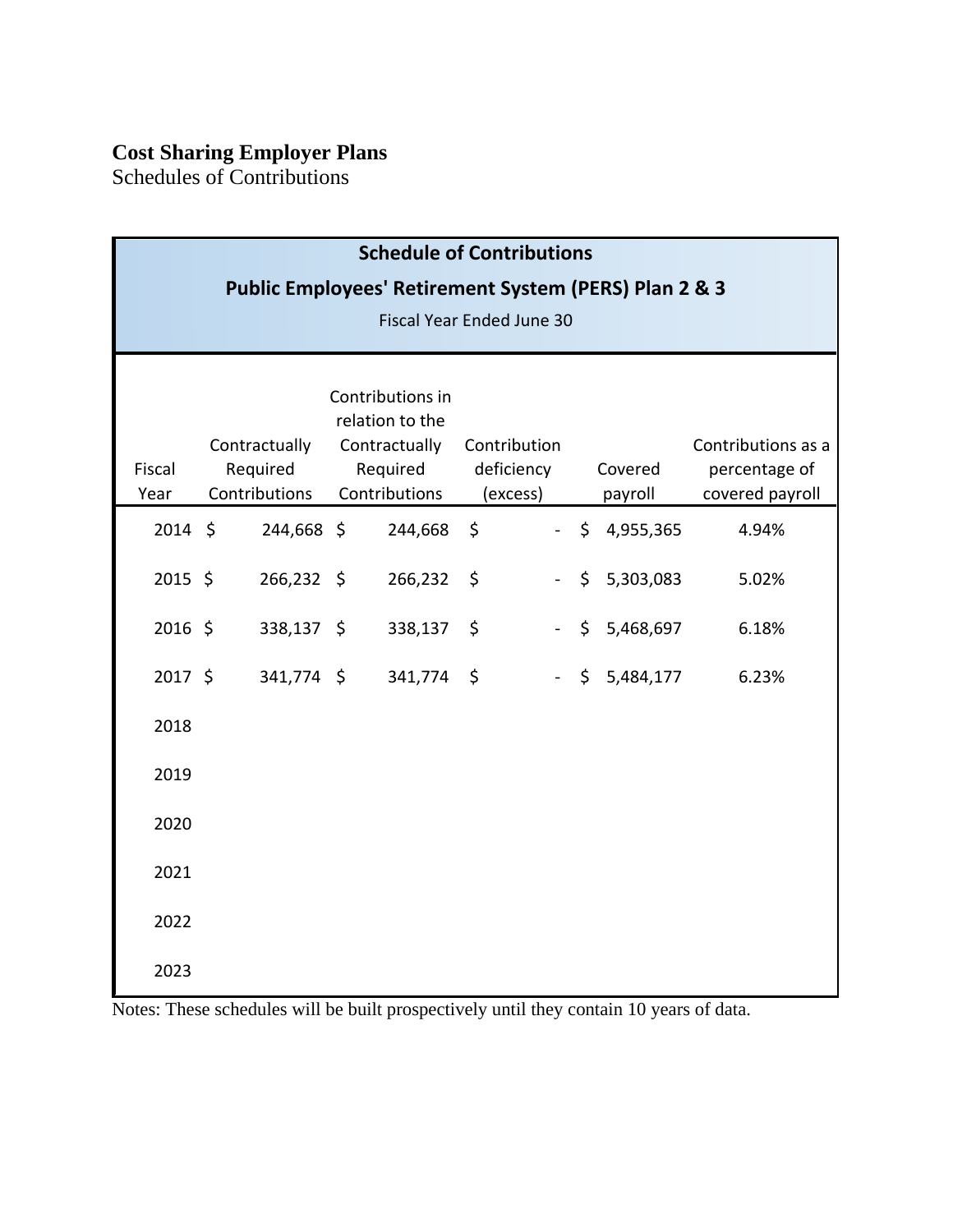**Cost Sharing Employer Plans**
Schedules of Contributions

### Schedule of Contributions
### Public Employees' Retirement System (PERS) Plan 2 & 3
Fiscal Year Ended June 30

| Fiscal Year | Contractually Required Contributions | Contributions in relation to the Contractually Required Contributions | Contribution deficiency (excess) | Covered payroll | Contributions as a percentage of covered payroll |
|---|---|---|---|---|---|
| 2014 | $ 244,668 | $ 244,668 | $ - | $ 4,955,365 | 4.94% |
| 2015 | $ 266,232 | $ 266,232 | $ - | $ 5,303,083 | 5.02% |
| 2016 | $ 338,137 | $ 338,137 | $ - | $ 5,468,697 | 6.18% |
| 2017 | $ 341,774 | $ 341,774 | $ - | $ 5,484,177 | 6.23% |
| 2018 | | | | | |
| 2019 | | | | | |
| 2020 | | | | | |
| 2021 | | | | | |
| 2022 | | | | | |
| 2023 | | | | | |

Notes: These schedules will be built prospectively until they contain 10 years of data.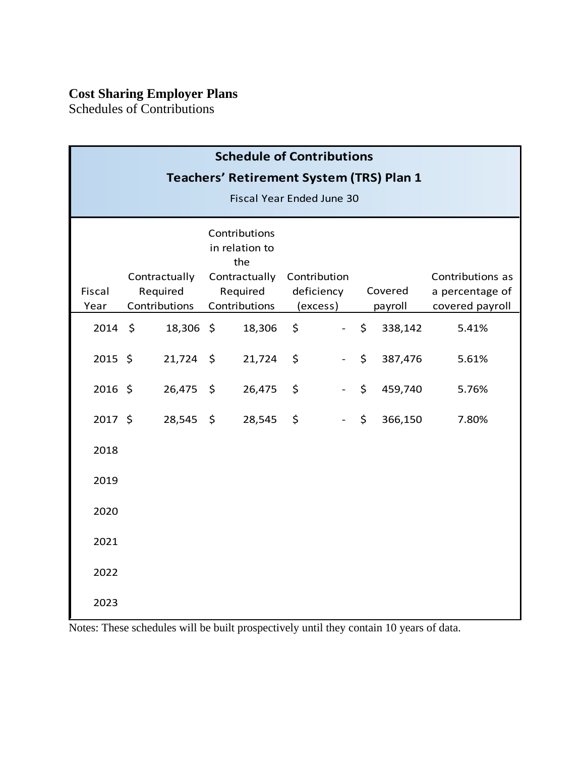**Cost Sharing Employer Plans**
Schedules of Contributions

**Schedule of Contributions**
**Teachers' Retirement System (TRS) Plan 1**
Fiscal Year Ended June 30

| Fiscal Year | Contractually Required Contributions | Contributions in relation to the Contractually Required Contributions | Contribution deficiency (excess) | Covered payroll | Contributions as a percentage of covered payroll |
|---|---|---|---|---|---|
| 2014 | $ 18,306 | $ 18,306 | $ - | $ 338,142 | 5.41% |
| 2015 | $ 21,724 | $ 21,724 | $ - | $ 387,476 | 5.61% |
| 2016 | $ 26,475 | $ 26,475 | $ - | $ 459,740 | 5.76% |
| 2017 | $ 28,545 | $ 28,545 | $ - | $ 366,150 | 7.80% |
| 2018 | | | | | |
| 2019 | | | | | |
| 2020 | | | | | |
| 2021 | | | | | |
| 2022 | | | | | |
| 2023 | | | | | |

Notes: These schedules will be built prospectively until they contain 10 years of data.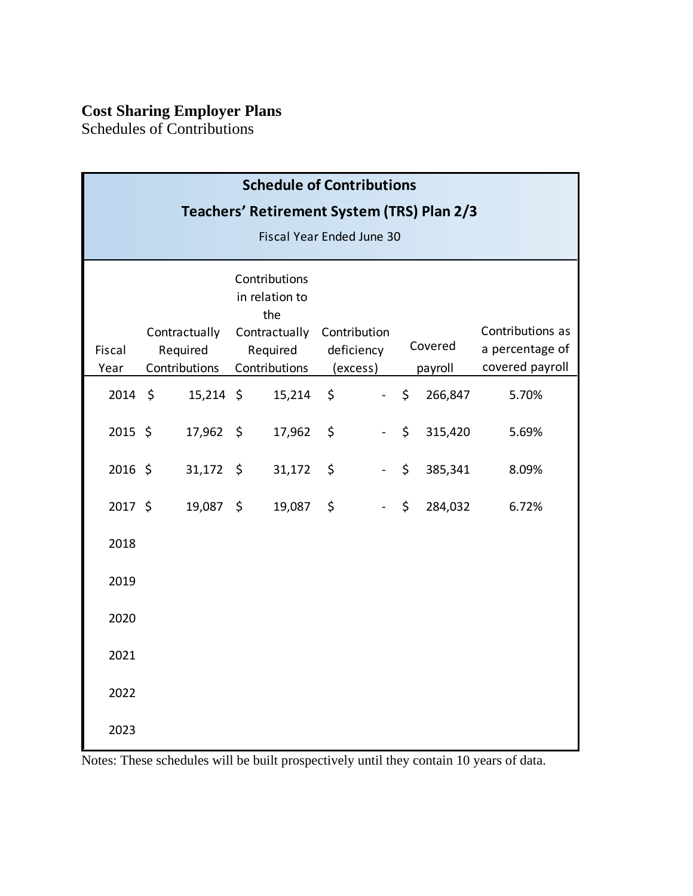**Cost Sharing Employer Plans**

Schedules of Contributions

| Schedule of Contributions<br>Teachers' Retirement System (TRS) Plan 2/3<br>Fiscal Year Ended June 30 | | | | | |
|---|---|---|---|---|---|
| Fiscal Year | Contractually Required Contributions | Contributions in relation to the Contractually Required Contributions | Contribution deficiency (excess) | Covered payroll | Contributions as a percentage of covered payroll |
| 2014 | $ 15,214 | $ 15,214 | $ - | $ 266,847 | 5.70% |
| 2015 | $ 17,962 | $ 17,962 | $ - | $ 315,420 | 5.69% |
| 2016 | $ 31,172 | $ 31,172 | $ - | $ 385,341 | 8.09% |
| 2017 | $ 19,087 | $ 19,087 | $ - | $ 284,032 | 6.72% |
| 2018 | | | | | |
| 2019 | | | | | |
| 2020 | | | | | |
| 2021 | | | | | |
| 2022 | | | | | |
| 2023 | | | | | |

Notes: These schedules will be built prospectively until they contain 10 years of data.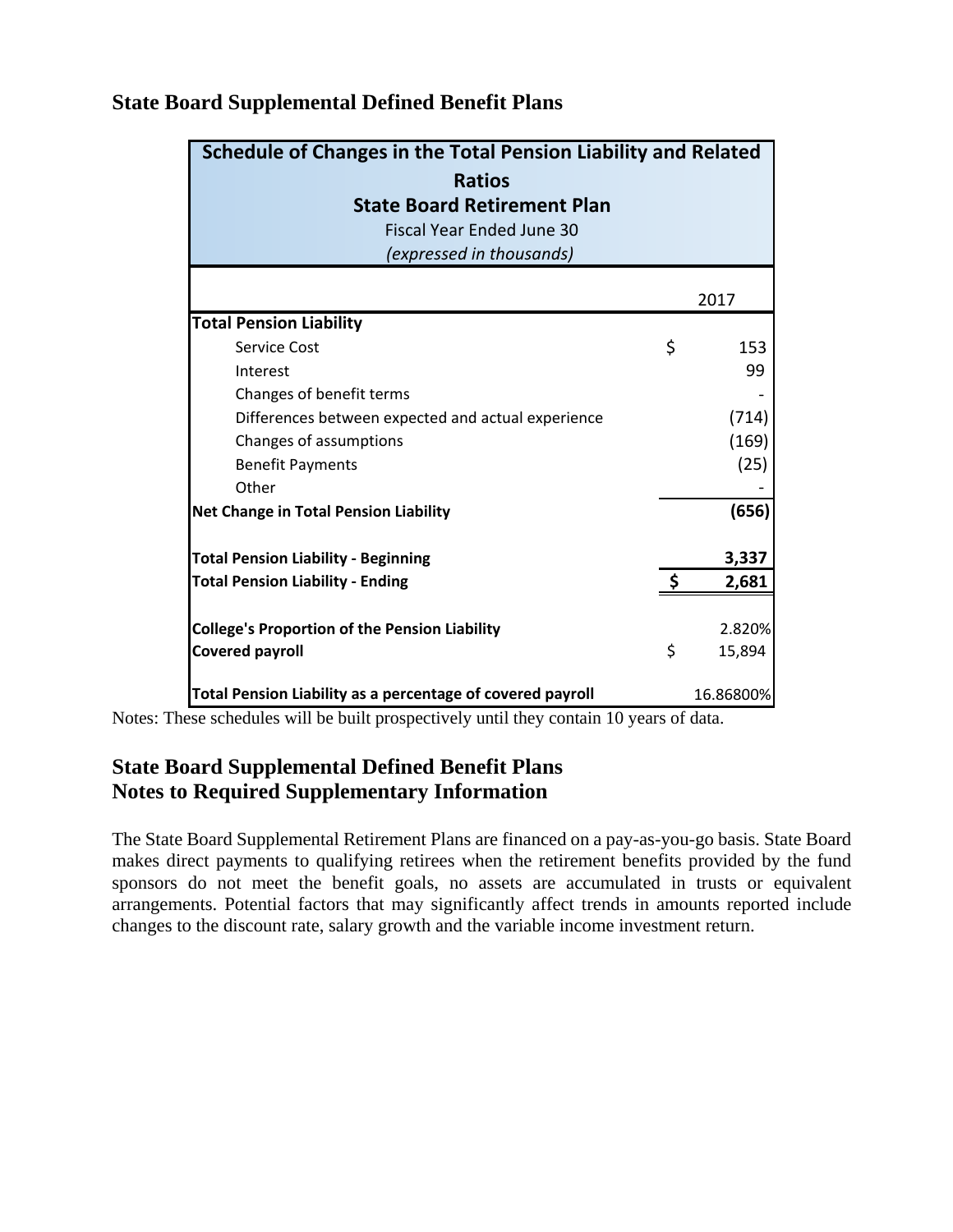## State Board Supplemental Defined Benefit Plans

| Schedule of Changes in the Total Pension Liability and Related Ratios<br>State Board Retirement Plan<br>Fiscal Year Ended June 30<br>*(expressed in thousands)* | |
|---|---|
| | 2017 |
| **Total Pension Liability** | |
| Service Cost | $ 153 |
| Interest | 99 |
| Changes of benefit terms | - |
| Differences between expected and actual experience | (714) |
| Changes of assumptions | (169) |
| Benefit Payments | (25) |
| Other | - |
| **Net Change in Total Pension Liability** | **(656)** |
| **Total Pension Liability - Beginning** | **3,337** |
| **Total Pension Liability - Ending** | **$ 2,681** |
| **College's Proportion of the Pension Liability** | 2.820% |
| **Covered payroll** | $ 15,894 |
| **Total Pension Liability as a percentage of covered payroll** | 16.86800% |

Notes: These schedules will be built prospectively until they contain 10 years of data.

## State Board Supplemental Defined Benefit Plans
## Notes to Required Supplementary Information

The State Board Supplemental Retirement Plans are financed on a pay-as-you-go basis. State Board makes direct payments to qualifying retirees when the retirement benefits provided by the fund sponsors do not meet the benefit goals, no assets are accumulated in trusts or equivalent arrangements. Potential factors that may significantly affect trends in amounts reported include changes to the discount rate, salary growth and the variable income investment return.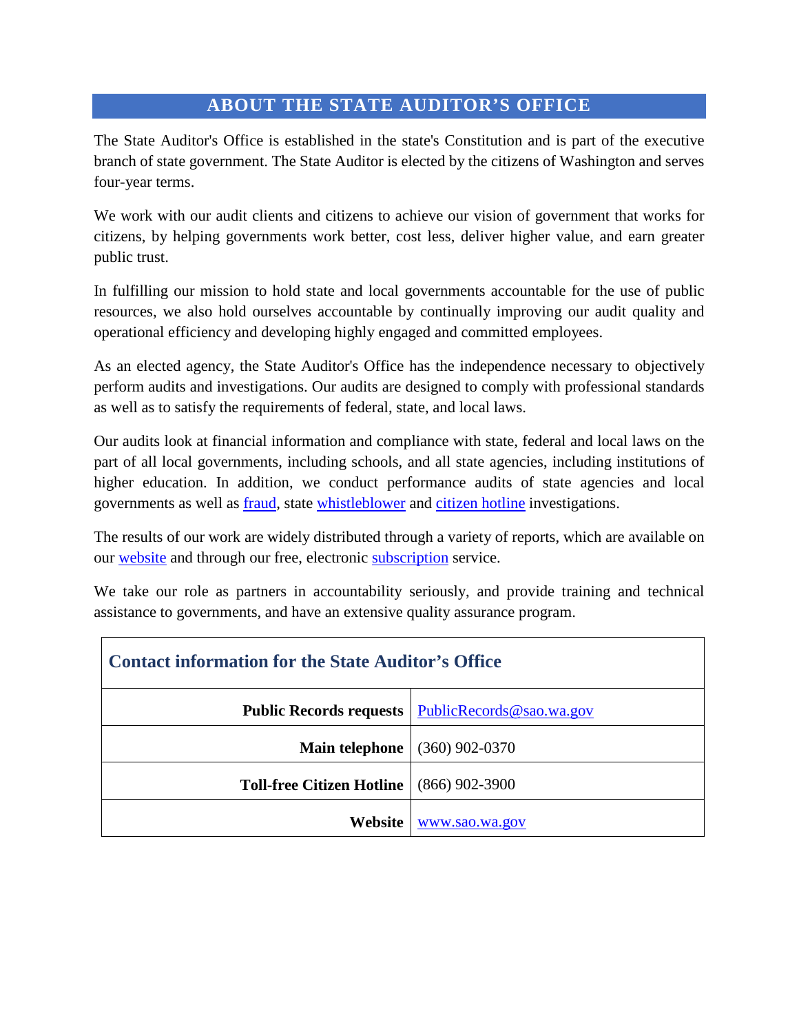# ABOUT THE STATE AUDITOR'S OFFICE

The State Auditor's Office is established in the state's Constitution and is part of the executive branch of state government. The State Auditor is elected by the citizens of Washington and serves four-year terms.

We work with our audit clients and citizens to achieve our vision of government that works for citizens, by helping governments work better, cost less, deliver higher value, and earn greater public trust.

In fulfilling our mission to hold state and local governments accountable for the use of public resources, we also hold ourselves accountable by continually improving our audit quality and operational efficiency and developing highly engaged and committed employees.

As an elected agency, the State Auditor's Office has the independence necessary to objectively perform audits and investigations. Our audits are designed to comply with professional standards as well as to satisfy the requirements of federal, state, and local laws.

Our audits look at financial information and compliance with state, federal and local laws on the part of all local governments, including schools, and all state agencies, including institutions of higher education. In addition, we conduct performance audits of state agencies and local governments as well as fraud, state whistleblower and citizen hotline investigations.

The results of our work are widely distributed through a variety of reports, which are available on our website and through our free, electronic subscription service.

We take our role as partners in accountability seriously, and provide training and technical assistance to governments, and have an extensive quality assurance program.

| Contact information for the State Auditor's Office | |
|---|---|
| **Public Records requests** | PublicRecords@sao.wa.gov |
| **Main telephone** | (360) 902-0370 |
| **Toll-free Citizen Hotline** | (866) 902-3900 |
| **Website** | www.sao.wa.gov |